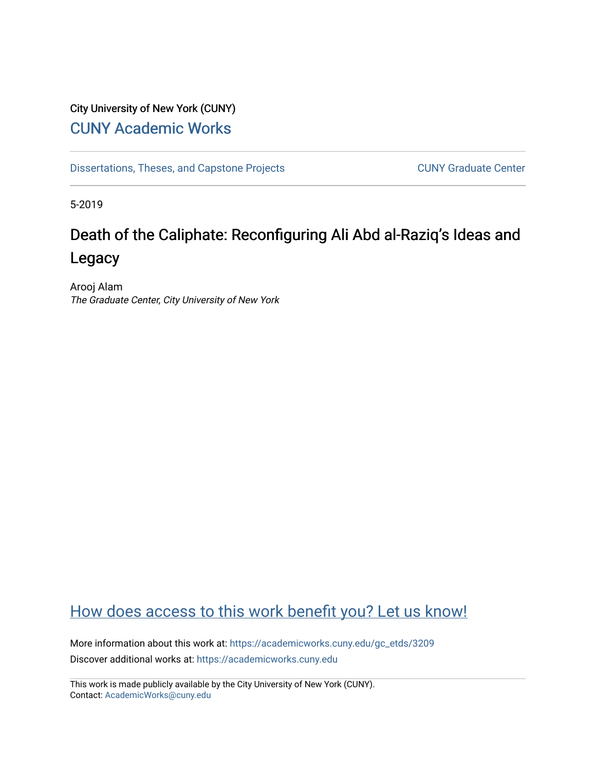City University of New York (CUNY)

CUNY Academic Works

Dissertations, Theses, and Capstone Projects

CUNY Graduate Center

5-2019

# Death of the Caliphate: Reconfiguring Ali Abd al-Raziq's Ideas and Legacy

Arooj Alam

*The Graduate Center, City University of New York*

How does access to this work benefit you? Let us know!

More information about this work at: https://academicworks.cuny.edu/gc_etds/3209

Discover additional works at: https://academicworks.cuny.edu

This work is made publicly available by the City University of New York (CUNY).
Contact: AcademicWorks@cuny.edu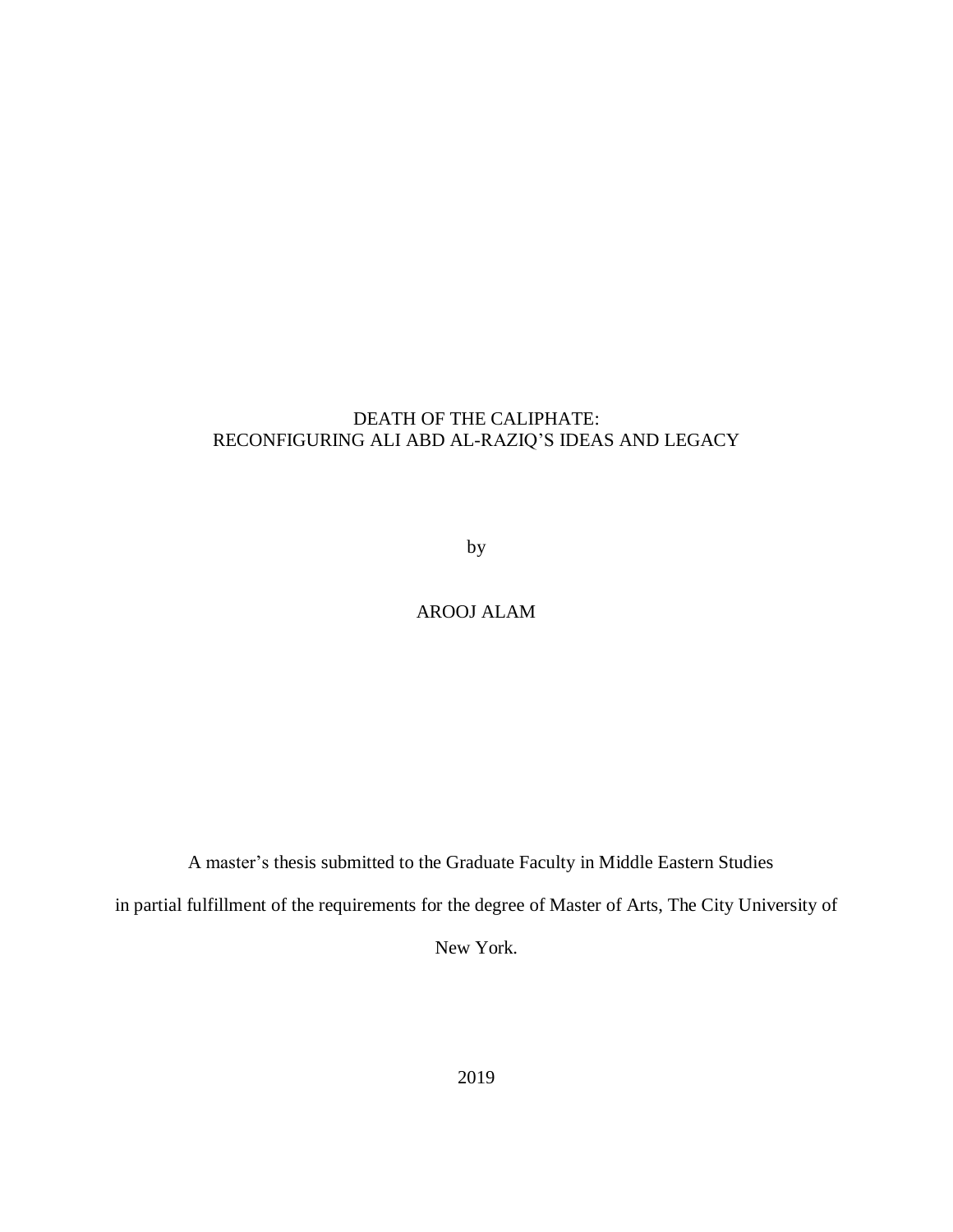# DEATH OF THE CALIPHATE: RECONFIGURING ALI ABD AL-RAZIQ'S IDEAS AND LEGACY

by

AROOJ ALAM

A master's thesis submitted to the Graduate Faculty in Middle Eastern Studies in partial fulfillment of the requirements for the degree of Master of Arts, The City University of New York.

2019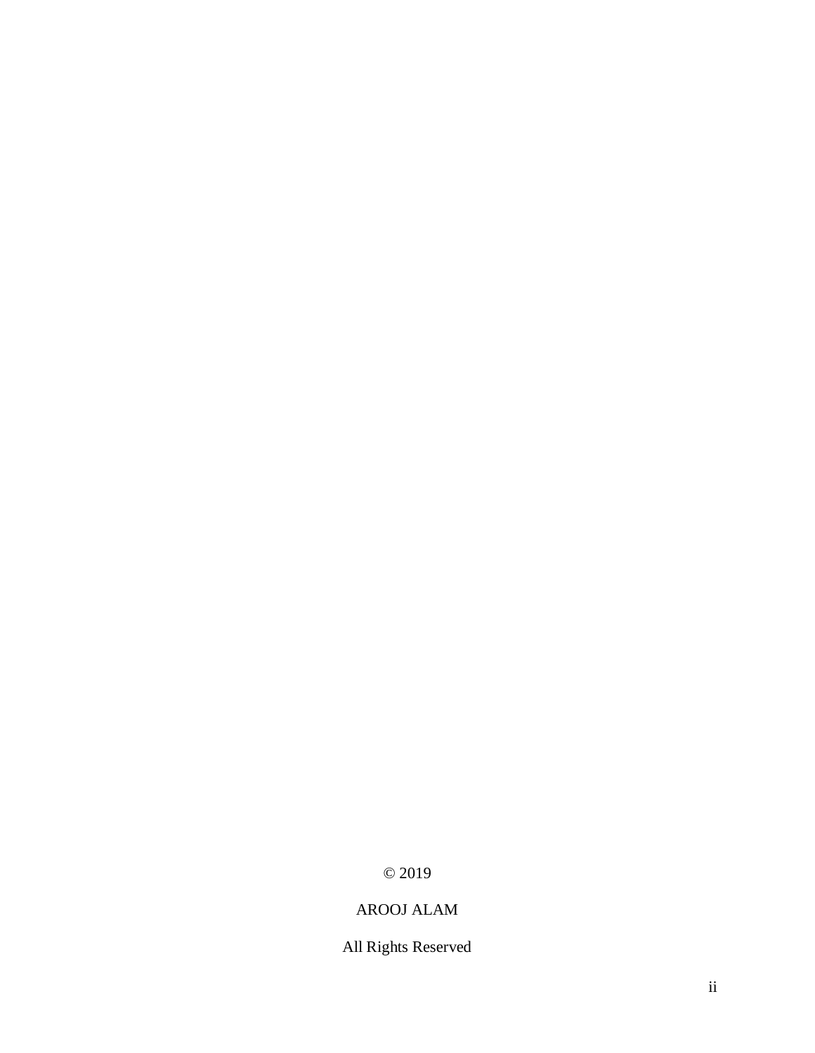© 2019

AROOJ ALAM

All Rights Reserved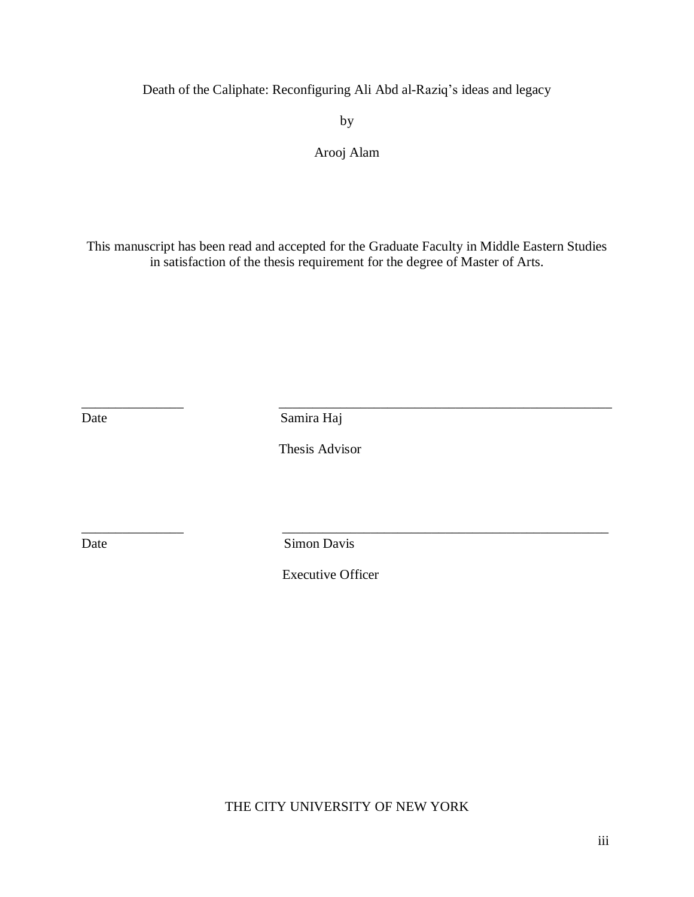Death of the Caliphate: Reconfiguring Ali Abd al-Raziq's ideas and legacy

by

Arooj Alam

This manuscript has been read and accepted for the Graduate Faculty in Middle Eastern Studies in satisfaction of the thesis requirement for the degree of Master of Arts.

_______________ ___________________________________________________

Date Samira Haj

Thesis Advisor

_______________ ___________________________________________________

Date Simon Davis

Executive Officer

THE CITY UNIVERSITY OF NEW YORK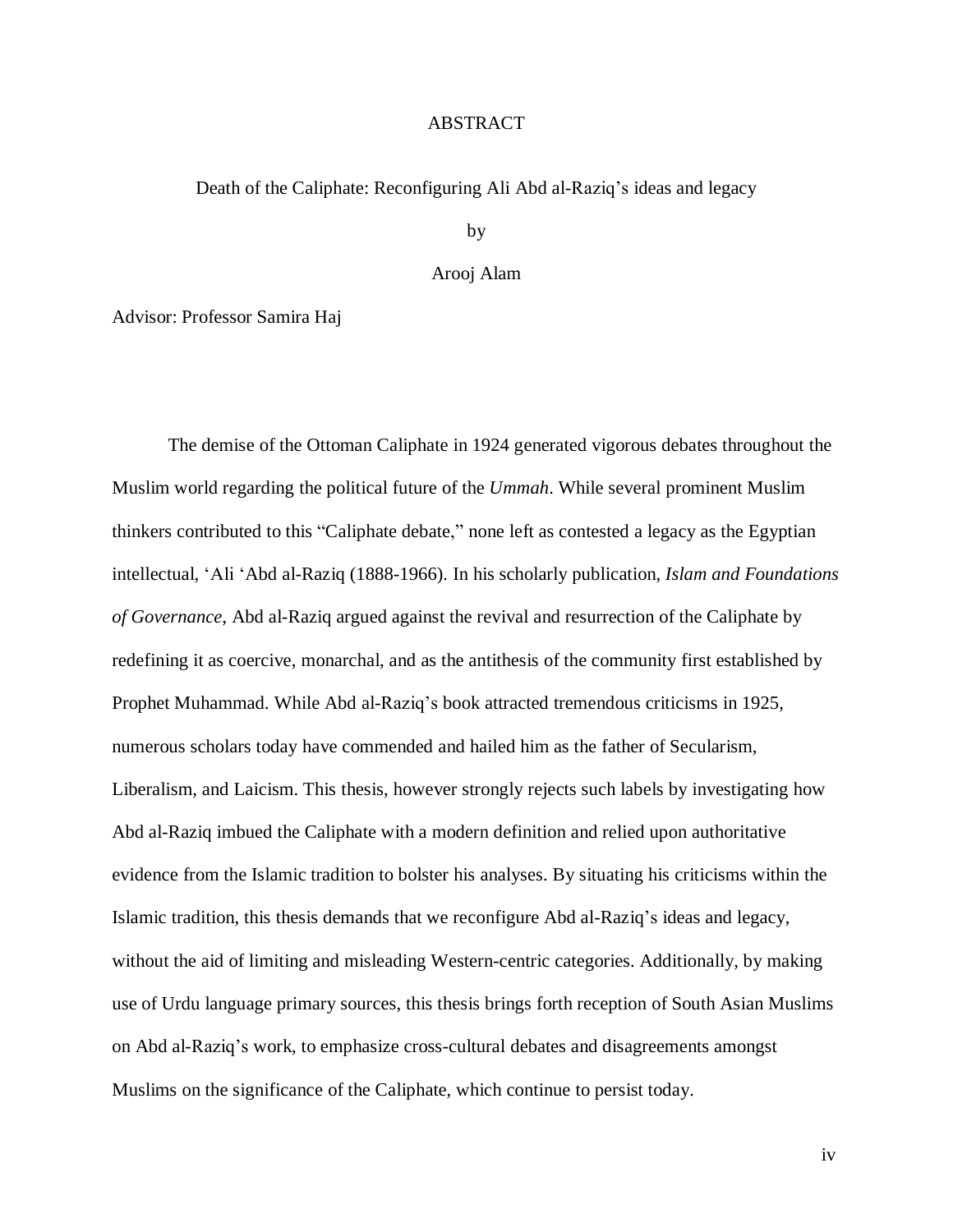# ABSTRACT

Death of the Caliphate: Reconfiguring Ali Abd al-Raziq's ideas and legacy

by

Arooj Alam

Advisor: Professor Samira Haj

The demise of the Ottoman Caliphate in 1924 generated vigorous debates throughout the Muslim world regarding the political future of the *Ummah*. While several prominent Muslim thinkers contributed to this "Caliphate debate," none left as contested a legacy as the Egyptian intellectual, ʻAli ʻAbd al-Raziq (1888-1966). In his scholarly publication, ***Islam and Foundations of Governance***, Abd al-Raziq argued against the revival and resurrection of the Caliphate by redefining it as coercive, monarchal, and as the antithesis of the community first established by Prophet Muhammad. While Abd al-Raziq's book attracted tremendous criticisms in 1925, numerous scholars today have commended and hailed him as the father of Secularism, Liberalism, and Laicism. This thesis, however strongly rejects such labels by investigating how Abd al-Raziq imbued the Caliphate with a modern definition and relied upon authoritative evidence from the Islamic tradition to bolster his analyses. By situating his criticisms within the Islamic tradition, this thesis demands that we reconfigure Abd al-Raziq's ideas and legacy, without the aid of limiting and misleading Western-centric categories. Additionally, by making use of Urdu language primary sources, this thesis brings forth reception of South Asian Muslims on Abd al-Raziq's work, to emphasize cross-cultural debates and disagreements amongst Muslims on the significance of the Caliphate, which continue to persist today.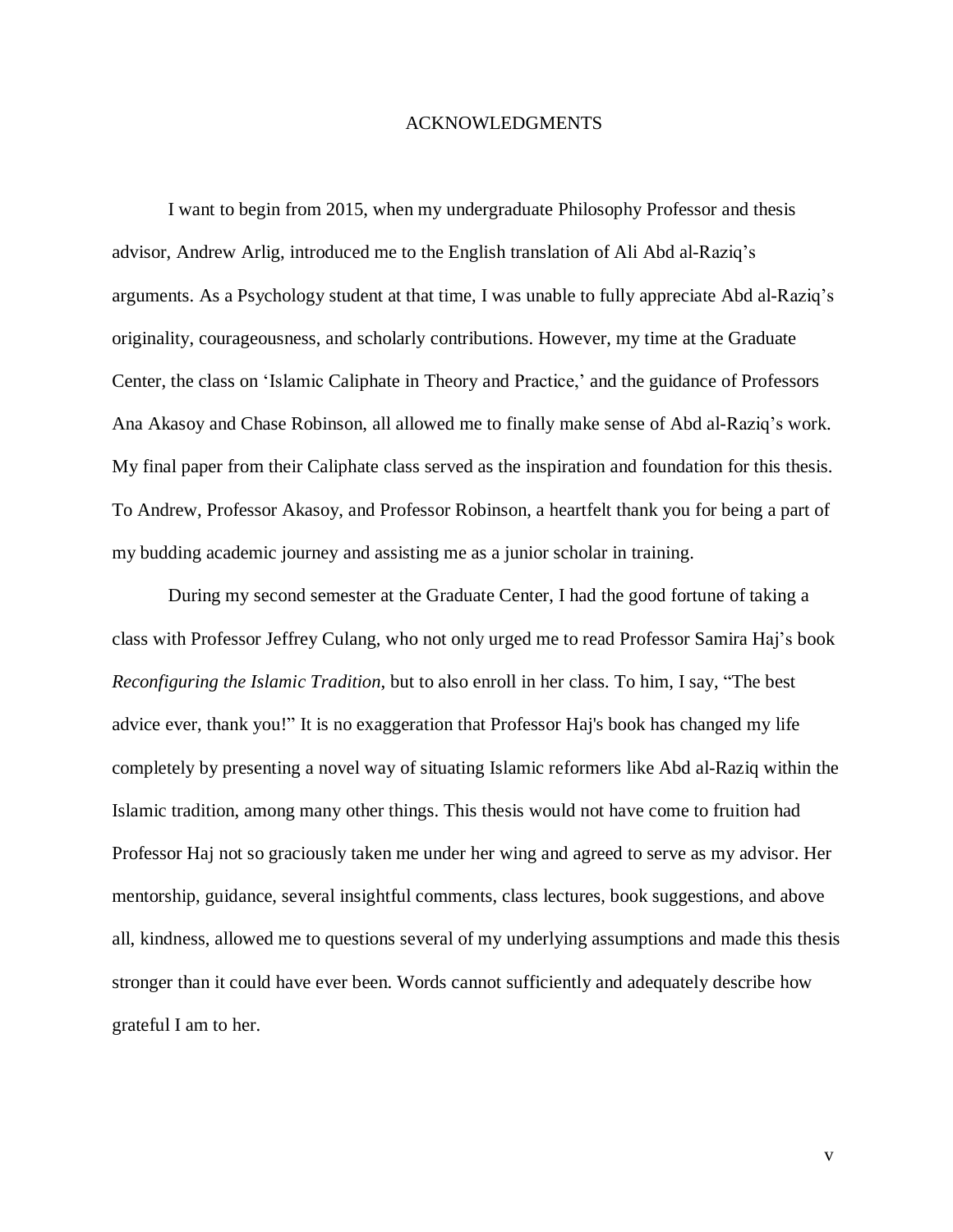# ACKNOWLEDGMENTS

I want to begin from 2015, when my undergraduate Philosophy Professor and thesis advisor, Andrew Arlig, introduced me to the English translation of Ali Abd al-Raziq's arguments. As a Psychology student at that time, I was unable to fully appreciate Abd al-Raziq's originality, courageousness, and scholarly contributions. However, my time at the Graduate Center, the class on 'Islamic Caliphate in Theory and Practice,' and the guidance of Professors Ana Akasoy and Chase Robinson, all allowed me to finally make sense of Abd al-Raziq's work. My final paper from their Caliphate class served as the inspiration and foundation for this thesis. To Andrew, Professor Akasoy, and Professor Robinson, a heartfelt thank you for being a part of my budding academic journey and assisting me as a junior scholar in training.

During my second semester at the Graduate Center, I had the good fortune of taking a class with Professor Jeffrey Culang, who not only urged me to read Professor Samira Haj's book *Reconfiguring the Islamic Tradition*, but to also enroll in her class. To him, I say, "The best advice ever, thank you!" It is no exaggeration that Professor Haj's book has changed my life completely by presenting a novel way of situating Islamic reformers like Abd al-Raziq within the Islamic tradition, among many other things. This thesis would not have come to fruition had Professor Haj not so graciously taken me under her wing and agreed to serve as my advisor. Her mentorship, guidance, several insightful comments, class lectures, book suggestions, and above all, kindness, allowed me to questions several of my underlying assumptions and made this thesis stronger than it could have ever been. Words cannot sufficiently and adequately describe how grateful I am to her.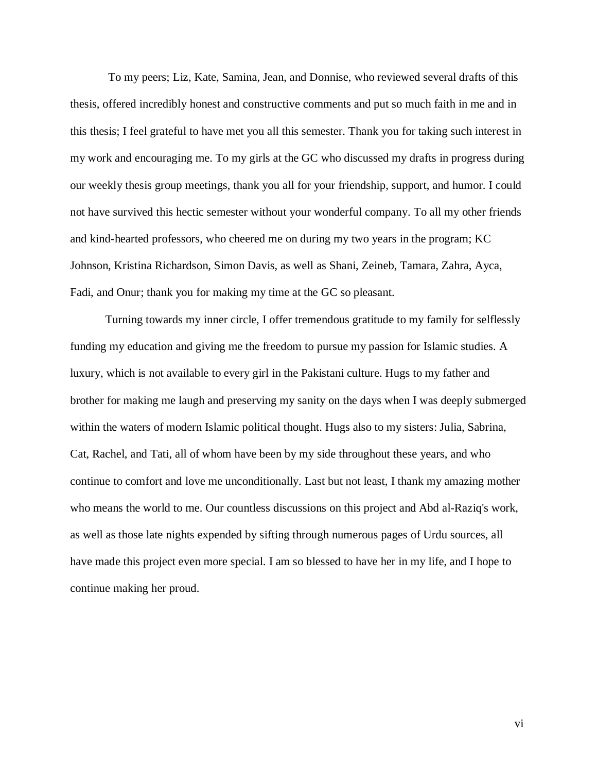To my peers; Liz, Kate, Samina, Jean, and Donnise, who reviewed several drafts of this thesis, offered incredibly honest and constructive comments and put so much faith in me and in this thesis; I feel grateful to have met you all this semester. Thank you for taking such interest in my work and encouraging me. To my girls at the GC who discussed my drafts in progress during our weekly thesis group meetings, thank you all for your friendship, support, and humor. I could not have survived this hectic semester without your wonderful company. To all my other friends and kind-hearted professors, who cheered me on during my two years in the program; KC Johnson, Kristina Richardson, Simon Davis, as well as Shani, Zeineb, Tamara, Zahra, Ayca, Fadi, and Onur; thank you for making my time at the GC so pleasant.

Turning towards my inner circle, I offer tremendous gratitude to my family for selflessly funding my education and giving me the freedom to pursue my passion for Islamic studies. A luxury, which is not available to every girl in the Pakistani culture. Hugs to my father and brother for making me laugh and preserving my sanity on the days when I was deeply submerged within the waters of modern Islamic political thought. Hugs also to my sisters: Julia, Sabrina, Cat, Rachel, and Tati, all of whom have been by my side throughout these years, and who continue to comfort and love me unconditionally. Last but not least, I thank my amazing mother who means the world to me. Our countless discussions on this project and Abd al-Raziq's work, as well as those late nights expended by sifting through numerous pages of Urdu sources, all have made this project even more special. I am so blessed to have her in my life, and I hope to continue making her proud.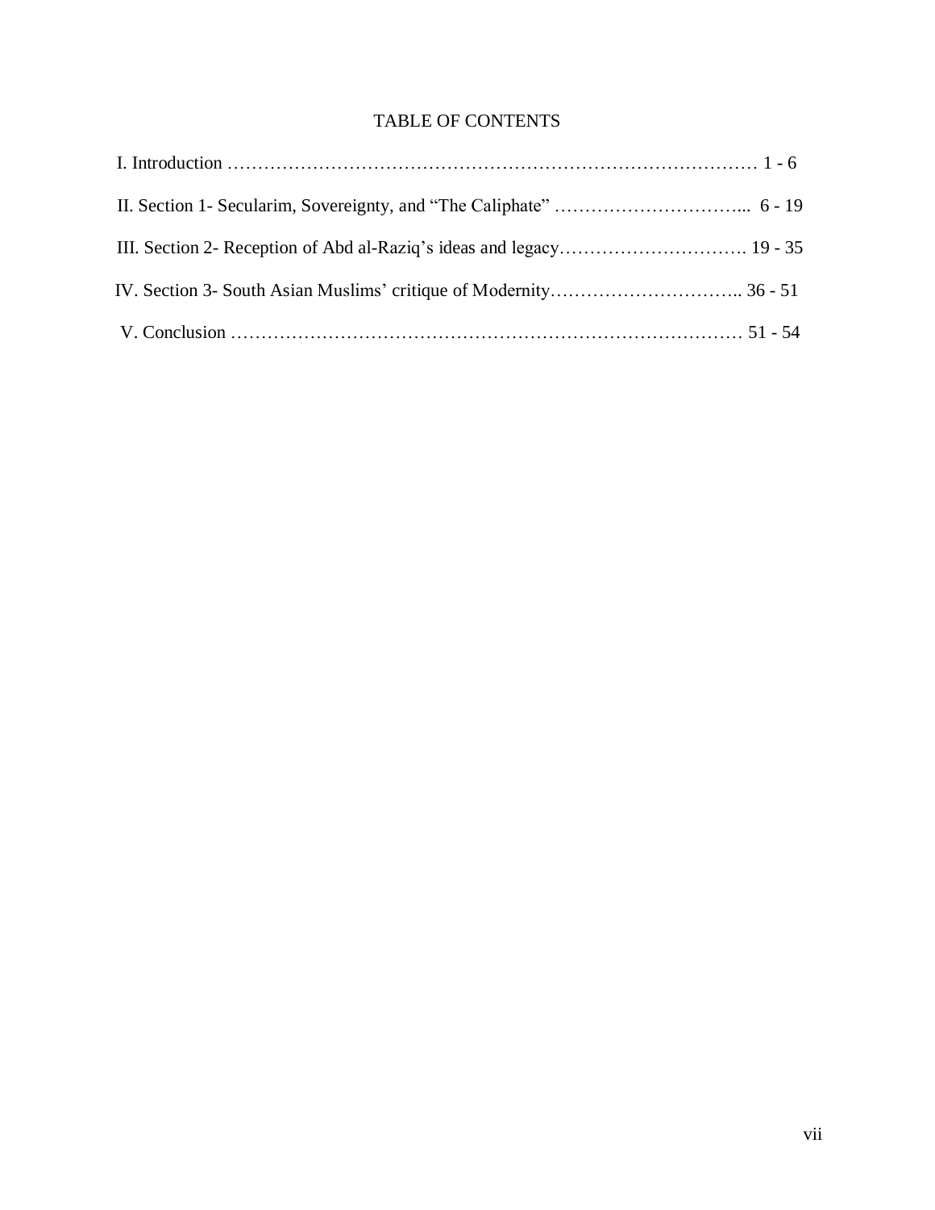# TABLE OF CONTENTS

I. Introduction ……………………………………………………………………………… 1 - 6

II. Section 1- Secularim, Sovereignty, and “The Caliphate” …………………………... 6 - 19

III. Section 2- Reception of Abd al-Raziq’s ideas and legacy…………………………. 19 - 35

IV. Section 3- South Asian Muslims’ critique of Modernity………………………….. 36 - 51

V. Conclusion ………………………………………………………………………… 51 - 54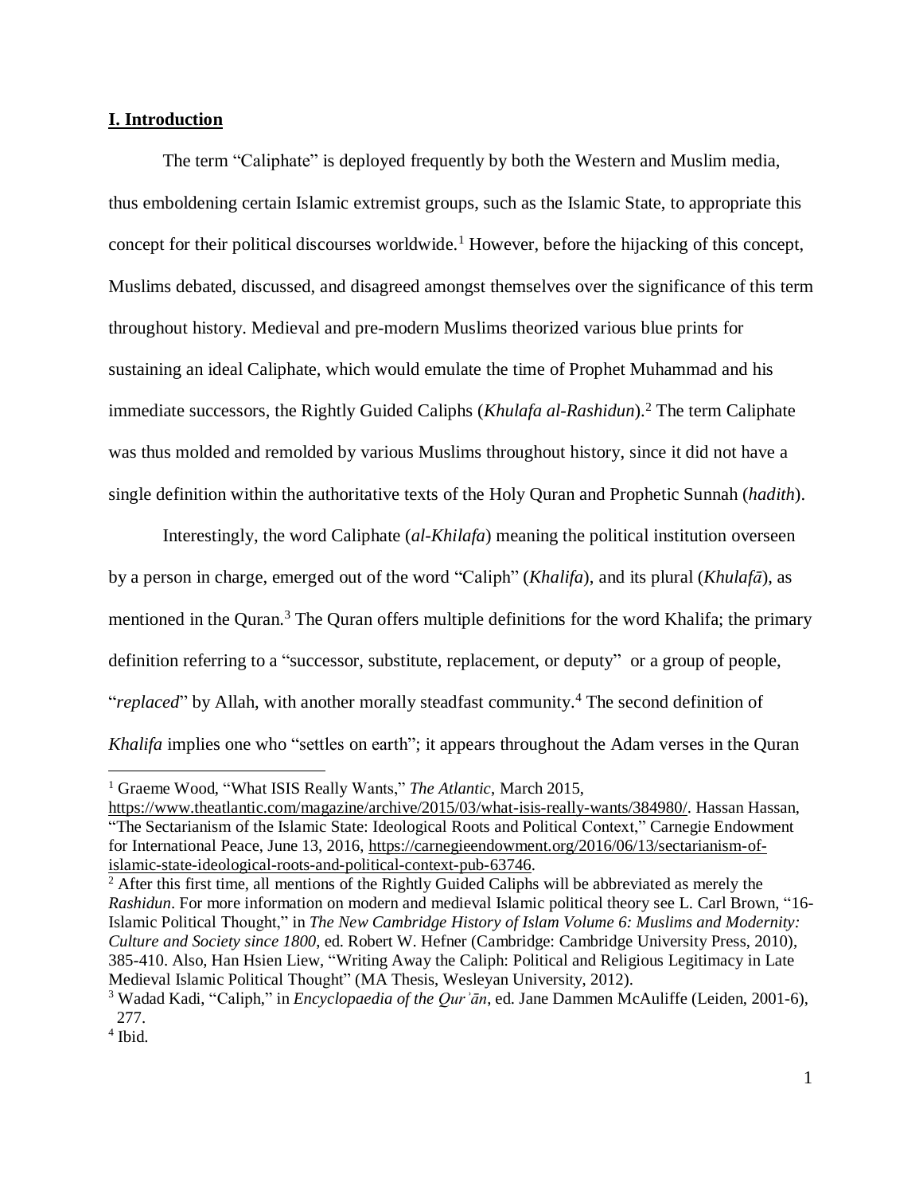## **I. Introduction**

The term "Caliphate" is deployed frequently by both the Western and Muslim media, thus emboldening certain Islamic extremist groups, such as the Islamic State, to appropriate this concept for their political discourses worldwide.[1] However, before the hijacking of this concept, Muslims debated, discussed, and disagreed amongst themselves over the significance of this term throughout history. Medieval and pre-modern Muslims theorized various blue prints for sustaining an ideal Caliphate, which would emulate the time of Prophet Muhammad and his immediate successors, the Rightly Guided Caliphs (*Khulafa al-Rashidun*).[2] The term Caliphate was thus molded and remolded by various Muslims throughout history, since it did not have a single definition within the authoritative texts of the Holy Quran and Prophetic Sunnah (*hadith*).

Interestingly, the word Caliphate (*al-Khilafa*) meaning the political institution overseen by a person in charge, emerged out of the word "Caliph" (*Khalifa*), and its plural (*Khulafā*), as mentioned in the Quran.[3] The Quran offers multiple definitions for the word Khalifa; the primary definition referring to a "successor, substitute, replacement, or deputy" or a group of people, "*replaced*" by Allah, with another morally steadfast community.[4] The second definition of *Khalifa* implies one who "settles on earth"; it appears throughout the Adam verses in the Quran

---

[1] Graeme Wood, "What ISIS Really Wants," *The Atlantic*, March 2015, https://www.theatlantic.com/magazine/archive/2015/03/what-isis-really-wants/384980/. Hassan Hassan, "The Sectarianism of the Islamic State: Ideological Roots and Political Context," Carnegie Endowment for International Peace, June 13, 2016, https://carnegieendowment.org/2016/06/13/sectarianism-of-islamic-state-ideological-roots-and-political-context-pub-63746.

[2] After this first time, all mentions of the Rightly Guided Caliphs will be abbreviated as merely the *Rashidun*. For more information on modern and medieval Islamic political theory see L. Carl Brown, "16-Islamic Political Thought," in *The New Cambridge History of Islam Volume 6: Muslims and Modernity: Culture and Society since 1800*, ed. Robert W. Hefner (Cambridge: Cambridge University Press, 2010), 385-410. Also, Han Hsien Liew, "Writing Away the Caliph: Political and Religious Legitimacy in Late Medieval Islamic Political Thought" (MA Thesis, Wesleyan University, 2012).

[3] Wadad Kadi, "Caliph," in *Encyclopaedia of the Qurʾān*, ed. Jane Dammen McAuliffe (Leiden, 2001-6), 277.

[4] Ibid.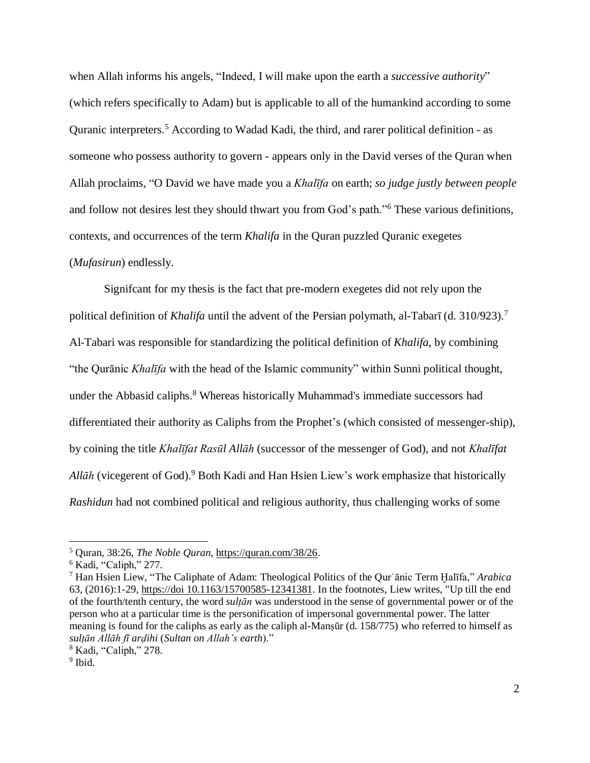when Allah informs his angels, "Indeed, I will make upon the earth a *successive authority*" (which refers specifically to Adam) but is applicable to all of the humankind according to some Quranic interpreters.[5] According to Wadad Kadi, the third, and rarer political definition - as someone who possess authority to govern - appears only in the David verses of the Quran when Allah proclaims, "O David we have made you a *Khalīfa* on earth; *so judge justly between people* and follow not desires lest they should thwart you from God's path."[6] These various definitions, contexts, and occurrences of the term *Khalifa* in the Quran puzzled Quranic exegetes (*Mufasirun*) endlessly.

Signifcant for my thesis is the fact that pre-modern exegetes did not rely upon the political definition of *Khalifa* until the advent of the Persian polymath, al-Tabarī (d. 310/923).[7] Al-Tabari was responsible for standardizing the political definition of *Khalifa*, by combining "the Qurānic *Khalīfa* with the head of the Islamic community" within Sunni political thought, under the Abbasid caliphs.[8] Whereas historically Muhammad's immediate successors had differentiated their authority as Caliphs from the Prophet's (which consisted of messenger-ship), by coining the title *Khalīfat Rasūl Allāh* (successor of the messenger of God), and not *Khalīfat Allāh* (vicegerent of God).[9] Both Kadi and Han Hsien Liew's work emphasize that historically *Rashidun* had not combined political and religious authority, thus challenging works of some

---

[5] Quran, 38:26, *The Noble Quran*, https://quran.com/38/26.

[6] Kadi, "Caliph," 277.

[7] Han Hsien Liew, "The Caliphate of Adam: Theological Politics of the Qurʾānic Term Ḫalīfa," *Arabica* 63, (2016):1-29, https://doi 10.1163/15700585-12341381. In the footnotes, Liew writes, "Up till the end of the fourth/tenth century, the word *sulṭān* was understood in the sense of governmental power or of the person who at a particular time is the personification of impersonal governmental power. The latter meaning is found for the caliphs as early as the caliph al-Manṣūr (d. 158/775) who referred to himself as *sulṭān Allāh fī arḍihi* (*Sultan on Allah's earth*)."

[8] Kadi, "Caliph," 278.

[9] Ibid.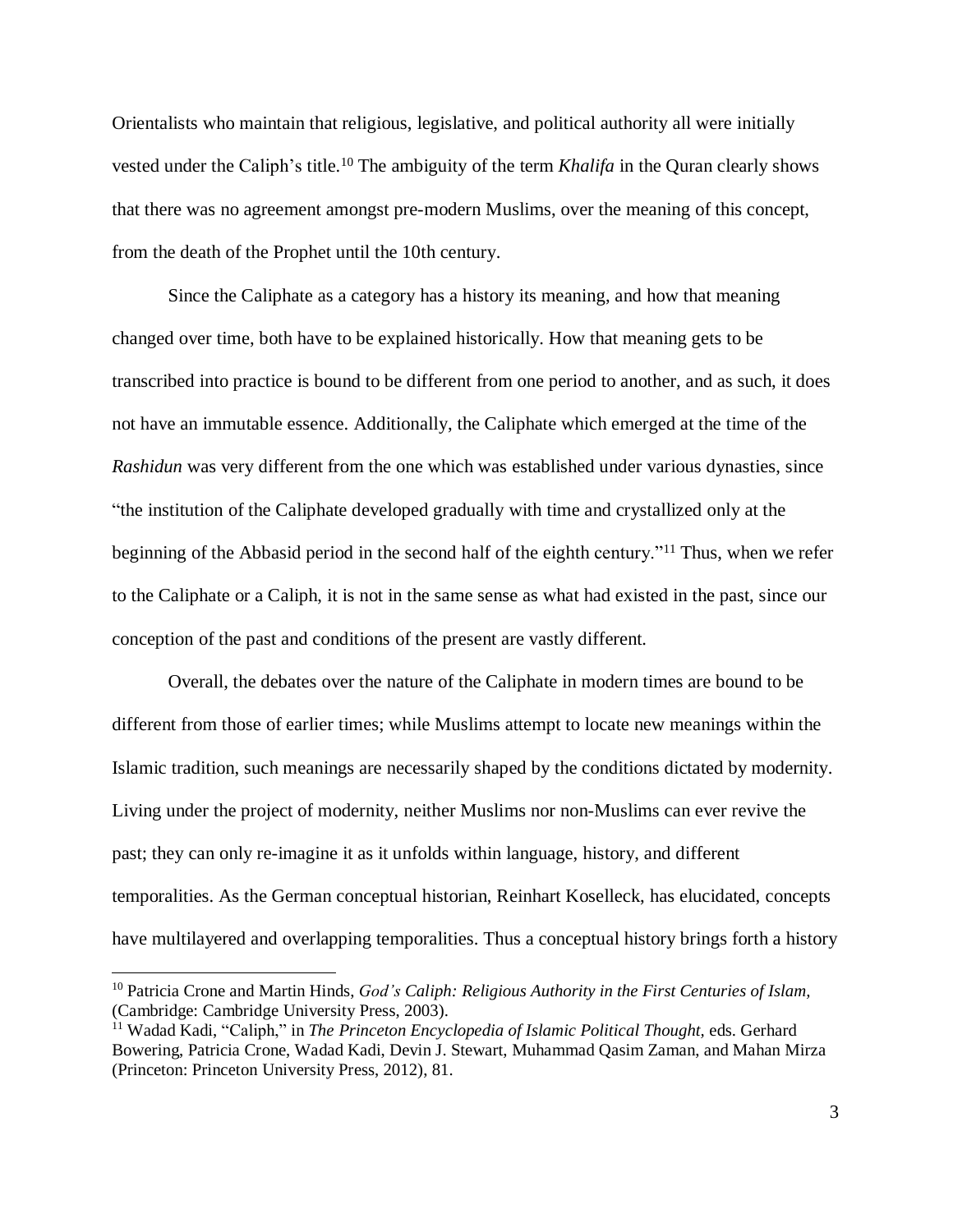Orientalists who maintain that religious, legislative, and political authority all were initially vested under the Caliph's title.[10] The ambiguity of the term *Khalifa* in the Quran clearly shows that there was no agreement amongst pre-modern Muslims, over the meaning of this concept, from the death of the Prophet until the 10th century.

Since the Caliphate as a category has a history its meaning, and how that meaning changed over time, both have to be explained historically. How that meaning gets to be transcribed into practice is bound to be different from one period to another, and as such, it does not have an immutable essence. Additionally, the Caliphate which emerged at the time of the *Rashidun* was very different from the one which was established under various dynasties, since "the institution of the Caliphate developed gradually with time and crystallized only at the beginning of the Abbasid period in the second half of the eighth century."[11] Thus, when we refer to the Caliphate or a Caliph, it is not in the same sense as what had existed in the past, since our conception of the past and conditions of the present are vastly different.

Overall, the debates over the nature of the Caliphate in modern times are bound to be different from those of earlier times; while Muslims attempt to locate new meanings within the Islamic tradition, such meanings are necessarily shaped by the conditions dictated by modernity. Living under the project of modernity, neither Muslims nor non-Muslims can ever revive the past; they can only re-imagine it as it unfolds within language, history, and different temporalities. As the German conceptual historian, Reinhart Koselleck, has elucidated, concepts have multilayered and overlapping temporalities. Thus a conceptual history brings forth a history

---

[10] Patricia Crone and Martin Hinds, *God's Caliph: Religious Authority in the First Centuries of Islam,* (Cambridge: Cambridge University Press, 2003).

[11] Wadad Kadi, "Caliph," in *The Princeton Encyclopedia of Islamic Political Thought*, eds. Gerhard Bowering, Patricia Crone, Wadad Kadi, Devin J. Stewart, Muhammad Qasim Zaman, and Mahan Mirza (Princeton: Princeton University Press, 2012), 81.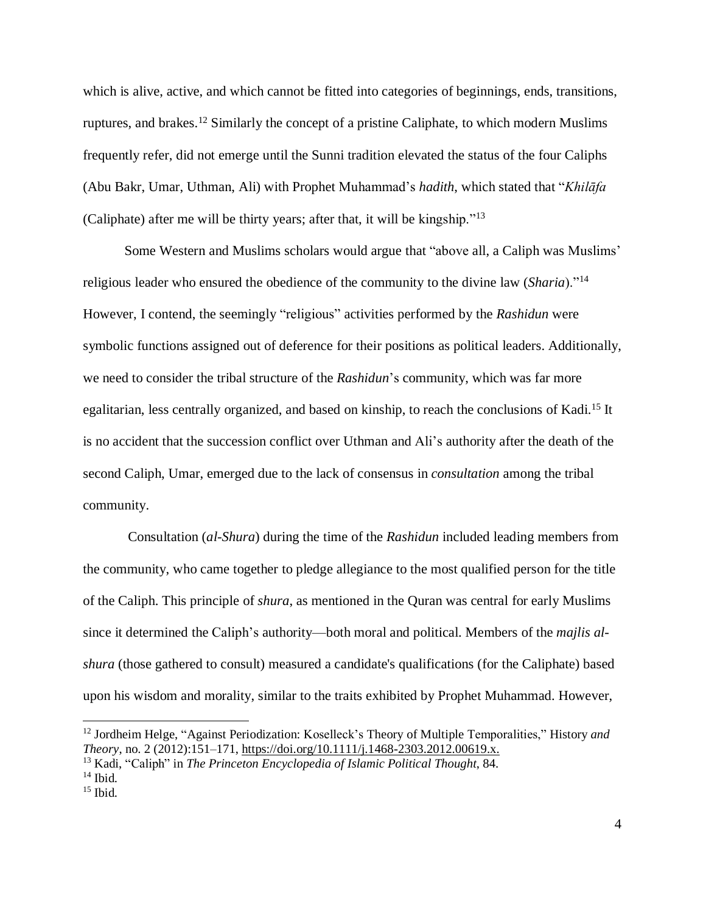which is alive, active, and which cannot be fitted into categories of beginnings, ends, transitions, ruptures, and brakes.[12] Similarly the concept of a pristine Caliphate, to which modern Muslims frequently refer, did not emerge until the Sunni tradition elevated the status of the four Caliphs (Abu Bakr, Umar, Uthman, Ali) with Prophet Muhammad's *hadith*, which stated that "*Khilāfa* (Caliphate) after me will be thirty years; after that, it will be kingship."[13]

Some Western and Muslims scholars would argue that "above all, a Caliph was Muslims' religious leader who ensured the obedience of the community to the divine law (*Sharia*)."[14] However, I contend, the seemingly "religious" activities performed by the *Rashidun* were symbolic functions assigned out of deference for their positions as political leaders. Additionally, we need to consider the tribal structure of the *Rashidun*'s community, which was far more egalitarian, less centrally organized, and based on kinship, to reach the conclusions of Kadi.[15] It is no accident that the succession conflict over Uthman and Ali's authority after the death of the second Caliph, Umar, emerged due to the lack of consensus in *consultation* among the tribal community.

Consultation (*al-Shura*) during the time of the *Rashidun* included leading members from the community, who came together to pledge allegiance to the most qualified person for the title of the Caliph. This principle of *shura*, as mentioned in the Quran was central for early Muslims since it determined the Caliph's authority—both moral and political. Members of the *majlis al-shura* (those gathered to consult) measured a candidate's qualifications (for the Caliphate) based upon his wisdom and morality, similar to the traits exhibited by Prophet Muhammad. However,

---

[12] Jordheim Helge, "Against Periodization: Koselleck's Theory of Multiple Temporalities," History *and Theory*, no. 2 (2012):151–171, https://doi.org/10.1111/j.1468-2303.2012.00619.x.

[13] Kadi, "Caliph" in *The Princeton Encyclopedia of Islamic Political Thought*, 84.

[14] Ibid.

[15] Ibid.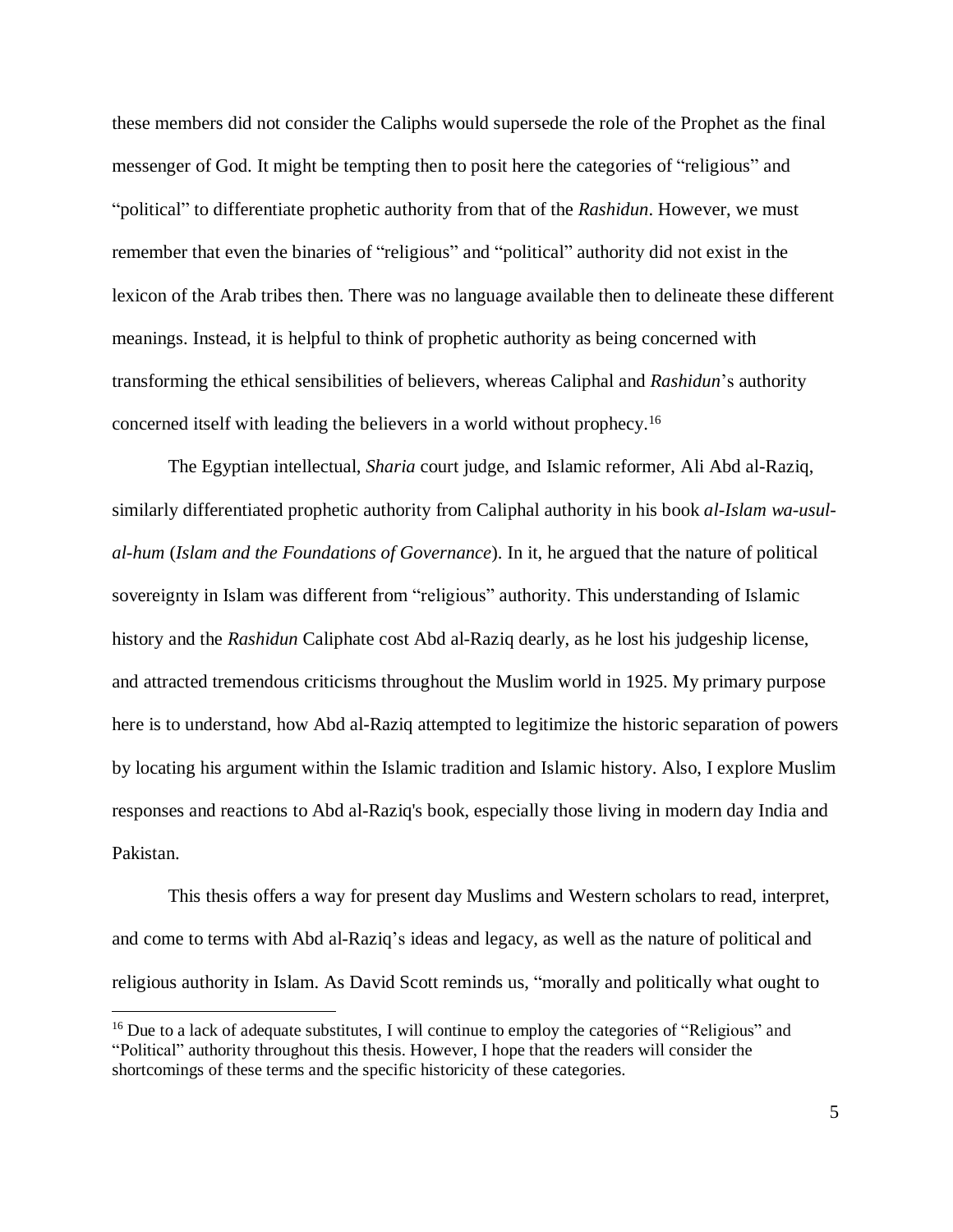these members did not consider the Caliphs would supersede the role of the Prophet as the final messenger of God. It might be tempting then to posit here the categories of "religious" and "political" to differentiate prophetic authority from that of the *Rashidun*. However, we must remember that even the binaries of "religious" and "political" authority did not exist in the lexicon of the Arab tribes then. There was no language available then to delineate these different meanings. Instead, it is helpful to think of prophetic authority as being concerned with transforming the ethical sensibilities of believers, whereas Caliphal and *Rashidun*'s authority concerned itself with leading the believers in a world without prophecy.[16]

The Egyptian intellectual, *Sharia* court judge, and Islamic reformer, Ali Abd al-Raziq, similarly differentiated prophetic authority from Caliphal authority in his book *al-Islam wa-usul-al-hum* (*Islam and the Foundations of Governance*). In it, he argued that the nature of political sovereignty in Islam was different from "religious" authority. This understanding of Islamic history and the *Rashidun* Caliphate cost Abd al-Raziq dearly, as he lost his judgeship license, and attracted tremendous criticisms throughout the Muslim world in 1925. My primary purpose here is to understand, how Abd al-Raziq attempted to legitimize the historic separation of powers by locating his argument within the Islamic tradition and Islamic history. Also, I explore Muslim responses and reactions to Abd al-Raziq's book, especially those living in modern day India and Pakistan.

This thesis offers a way for present day Muslims and Western scholars to read, interpret, and come to terms with Abd al-Raziq's ideas and legacy, as well as the nature of political and religious authority in Islam. As David Scott reminds us, "morally and politically what ought to

[16] Due to a lack of adequate substitutes, I will continue to employ the categories of "Religious" and "Political" authority throughout this thesis. However, I hope that the readers will consider the shortcomings of these terms and the specific historicity of these categories.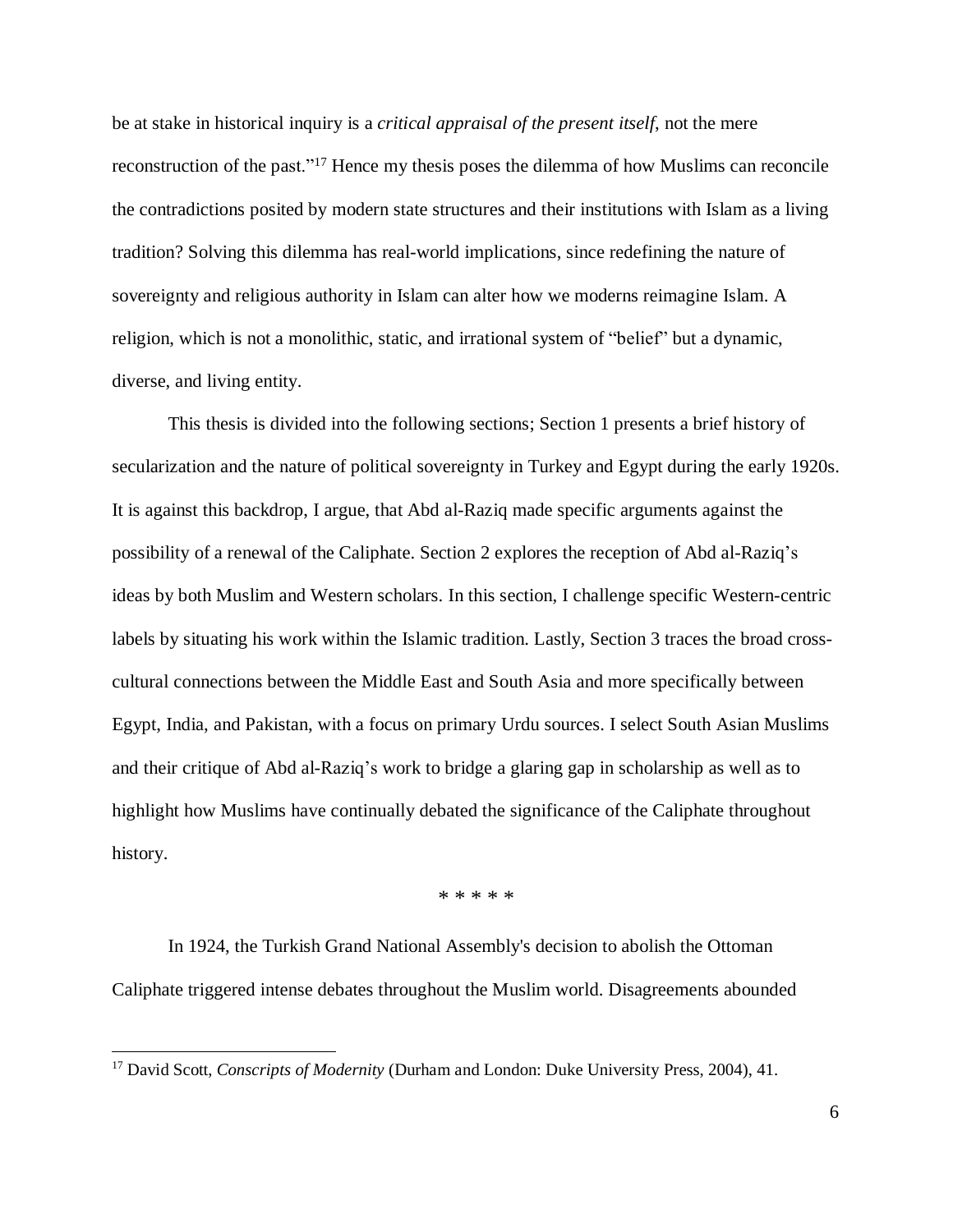be at stake in historical inquiry is a *critical appraisal of the present itself,* not the mere reconstruction of the past."[17] Hence my thesis poses the dilemma of how Muslims can reconcile the contradictions posited by modern state structures and their institutions with Islam as a living tradition? Solving this dilemma has real-world implications, since redefining the nature of sovereignty and religious authority in Islam can alter how we moderns reimagine Islam. A religion, which is not a monolithic, static, and irrational system of "belief" but a dynamic, diverse, and living entity.

This thesis is divided into the following sections; Section 1 presents a brief history of secularization and the nature of political sovereignty in Turkey and Egypt during the early 1920s. It is against this backdrop, I argue, that Abd al-Raziq made specific arguments against the possibility of a renewal of the Caliphate. Section 2 explores the reception of Abd al-Raziq's ideas by both Muslim and Western scholars. In this section, I challenge specific Western-centric labels by situating his work within the Islamic tradition. Lastly, Section 3 traces the broad cross-cultural connections between the Middle East and South Asia and more specifically between Egypt, India, and Pakistan, with a focus on primary Urdu sources. I select South Asian Muslims and their critique of Abd al-Raziq's work to bridge a glaring gap in scholarship as well as to highlight how Muslims have continually debated the significance of the Caliphate throughout history.

\* \* \* \* \*

In 1924, the Turkish Grand National Assembly's decision to abolish the Ottoman Caliphate triggered intense debates throughout the Muslim world. Disagreements abounded

---

[17] David Scott, *Conscripts of Modernity* (Durham and London: Duke University Press, 2004), 41.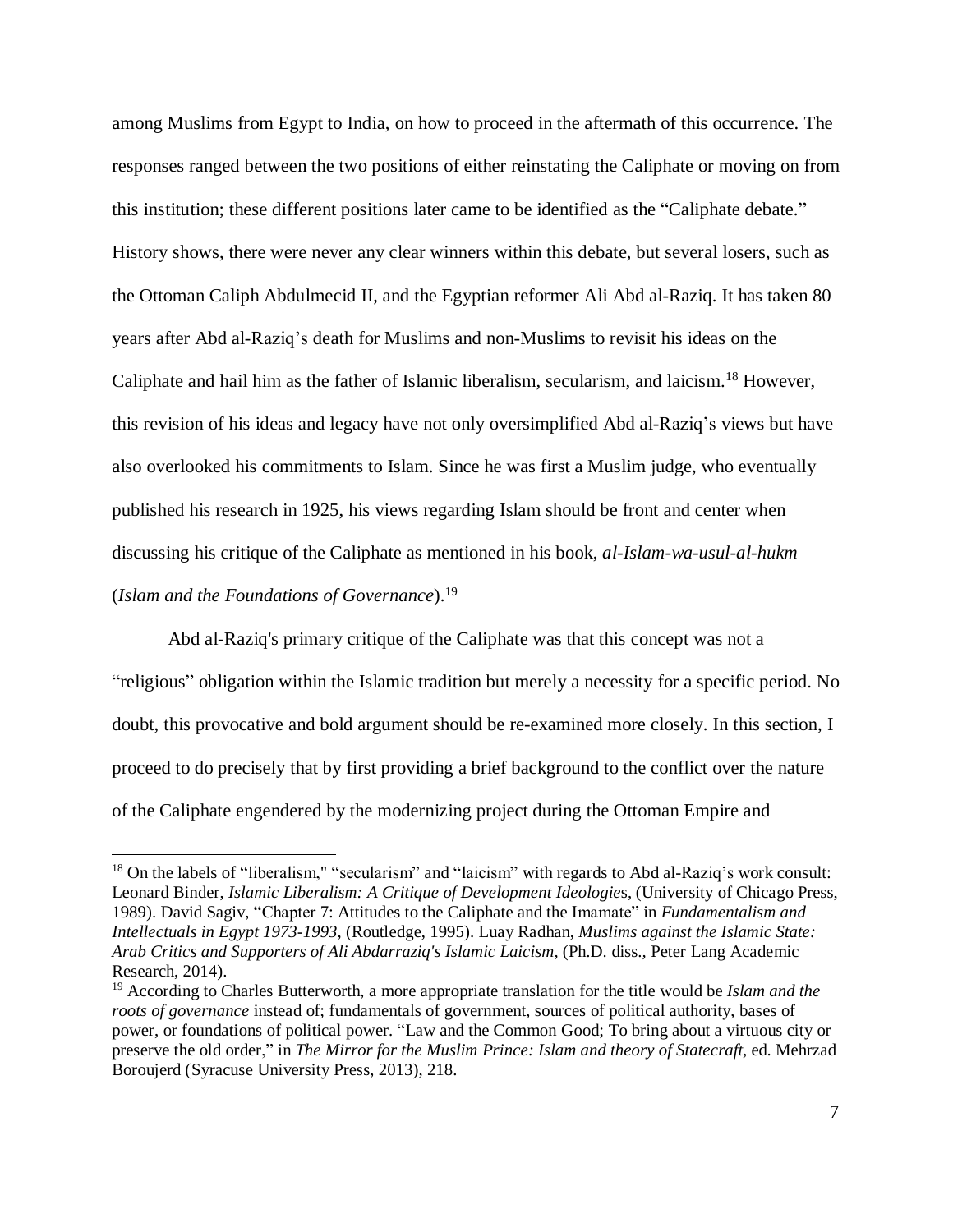among Muslims from Egypt to India, on how to proceed in the aftermath of this occurrence. The responses ranged between the two positions of either reinstating the Caliphate or moving on from this institution; these different positions later came to be identified as the "Caliphate debate." History shows, there were never any clear winners within this debate, but several losers, such as the Ottoman Caliph Abdulmecid II, and the Egyptian reformer Ali Abd al-Raziq. It has taken 80 years after Abd al-Raziq's death for Muslims and non-Muslims to revisit his ideas on the Caliphate and hail him as the father of Islamic liberalism, secularism, and laicism.[18] However, this revision of his ideas and legacy have not only oversimplified Abd al-Raziq's views but have also overlooked his commitments to Islam. Since he was first a Muslim judge, who eventually published his research in 1925, his views regarding Islam should be front and center when discussing his critique of the Caliphate as mentioned in his book, *al-Islam-wa-usul-al-hukm* (*Islam and the Foundations of Governance*).[19]

Abd al-Raziq's primary critique of the Caliphate was that this concept was not a "religious" obligation within the Islamic tradition but merely a necessity for a specific period. No doubt, this provocative and bold argument should be re-examined more closely. In this section, I proceed to do precisely that by first providing a brief background to the conflict over the nature of the Caliphate engendered by the modernizing project during the Ottoman Empire and

---

[18] On the labels of "liberalism," "secularism" and "laicism" with regards to Abd al-Raziq's work consult: Leonard Binder, *Islamic Liberalism: A Critique of Development Ideologies*, (University of Chicago Press, 1989). David Sagiv, "Chapter 7: Attitudes to the Caliphate and the Imamate" in *Fundamentalism and Intellectuals in Egypt 1973-1993*, (Routledge, 1995). Luay Radhan, *Muslims against the Islamic State: Arab Critics and Supporters of Ali Abdarraziq's Islamic Laicism*, (Ph.D. diss., Peter Lang Academic Research, 2014).

[19] According to Charles Butterworth, a more appropriate translation for the title would be *Islam and the roots of governance* instead of; fundamentals of government, sources of political authority, bases of power, or foundations of political power. "Law and the Common Good; To bring about a virtuous city or preserve the old order," in *The Mirror for the Muslim Prince: Islam and theory of Statecraft*, ed. Mehrzad Boroujerd (Syracuse University Press, 2013), 218.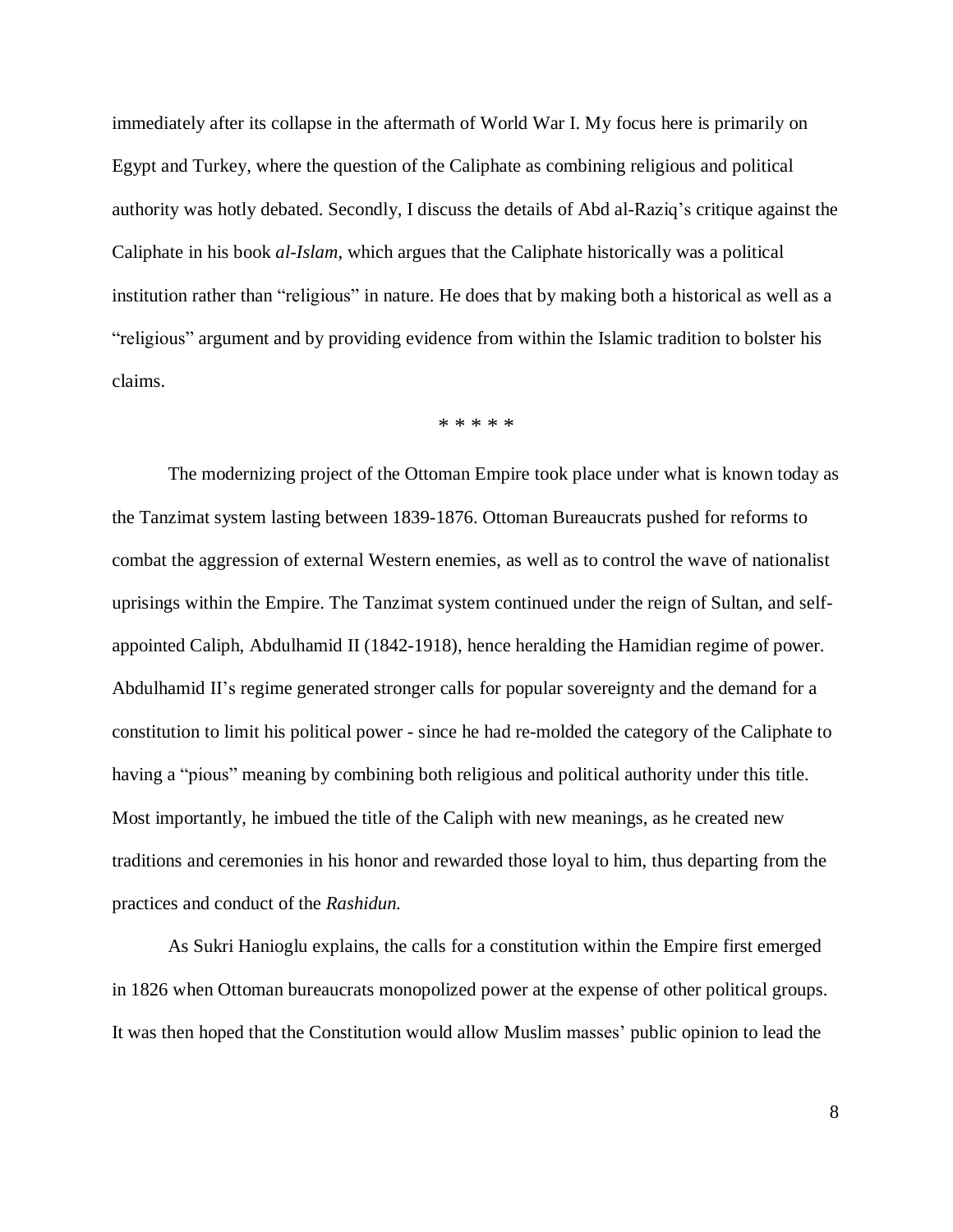immediately after its collapse in the aftermath of World War I. My focus here is primarily on Egypt and Turkey, where the question of the Caliphate as combining religious and political authority was hotly debated. Secondly, I discuss the details of Abd al-Raziq's critique against the Caliphate in his book ***al-Islam***, which argues that the Caliphate historically was a political institution rather than "religious" in nature. He does that by making both a historical as well as a "religious" argument and by providing evidence from within the Islamic tradition to bolster his claims.

\* \* \* \* \*

The modernizing project of the Ottoman Empire took place under what is known today as the Tanzimat system lasting between 1839-1876. Ottoman Bureaucrats pushed for reforms to combat the aggression of external Western enemies, as well as to control the wave of nationalist uprisings within the Empire. The Tanzimat system continued under the reign of Sultan, and self-appointed Caliph, Abdulhamid II (1842-1918), hence heralding the Hamidian regime of power. Abdulhamid II's regime generated stronger calls for popular sovereignty and the demand for a constitution to limit his political power - since he had re-molded the category of the Caliphate to having a "pious" meaning by combining both religious and political authority under this title. Most importantly, he imbued the title of the Caliph with new meanings, as he created new traditions and ceremonies in his honor and rewarded those loyal to him, thus departing from the practices and conduct of the *Rashidun.*

As Sukri Hanioglu explains, the calls for a constitution within the Empire first emerged in 1826 when Ottoman bureaucrats monopolized power at the expense of other political groups. It was then hoped that the Constitution would allow Muslim masses' public opinion to lead the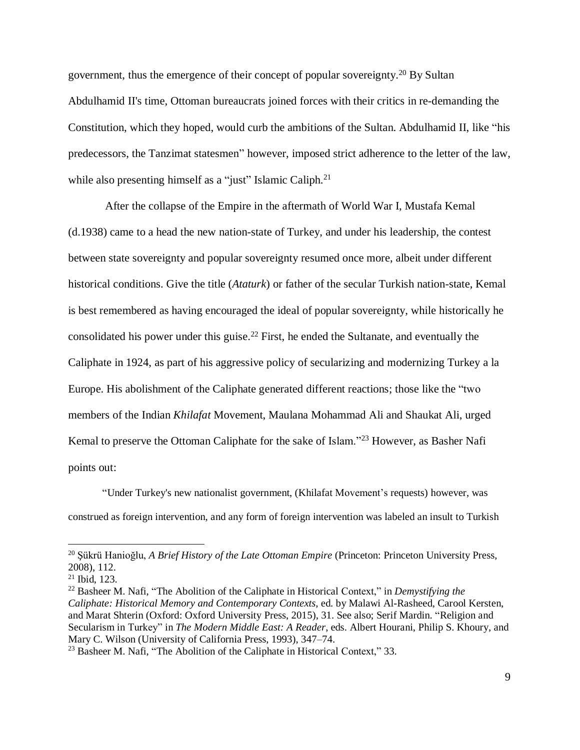government, thus the emergence of their concept of popular sovereignty.[20] By Sultan Abdulhamid II's time, Ottoman bureaucrats joined forces with their critics in re-demanding the Constitution, which they hoped, would curb the ambitions of the Sultan. Abdulhamid II, like "his predecessors, the Tanzimat statesmen" however, imposed strict adherence to the letter of the law, while also presenting himself as a "just" Islamic Caliph.[21]

After the collapse of the Empire in the aftermath of World War I, Mustafa Kemal (d.1938) came to a head the new nation-state of Turkey, and under his leadership, the contest between state sovereignty and popular sovereignty resumed once more, albeit under different historical conditions. Give the title (*Ataturk*) or father of the secular Turkish nation-state, Kemal is best remembered as having encouraged the ideal of popular sovereignty, while historically he consolidated his power under this guise.[22] First, he ended the Sultanate, and eventually the Caliphate in 1924, as part of his aggressive policy of secularizing and modernizing Turkey a la Europe. His abolishment of the Caliphate generated different reactions; those like the "two members of the Indian *Khilafat* Movement, Maulana Mohammad Ali and Shaukat Ali, urged Kemal to preserve the Ottoman Caliphate for the sake of Islam."[23] However, as Basher Nafi points out:

"Under Turkey's new nationalist government, (Khilafat Movement's requests) however, was construed as foreign intervention, and any form of foreign intervention was labeled an insult to Turkish

---

[20] Şükrü Hanioğlu, *A Brief History of the Late Ottoman Empire* (Princeton: Princeton University Press, 2008), 112.

[21] Ibid, 123.

[22] Basheer M. Nafi, "The Abolition of the Caliphate in Historical Context," in *Demystifying the Caliphate: Historical Memory and Contemporary Contexts*, ed. by Malawi Al-Rasheed, Carool Kersten, and Marat Shterin (Oxford: Oxford University Press, 2015), 31. See also; Serif Mardin. "Religion and Secularism in Turkey" in *The Modern Middle East: A Reader*, eds. Albert Hourani, Philip S. Khoury, and Mary C. Wilson (University of California Press, 1993), 347–74.

[23] Basheer M. Nafi, "The Abolition of the Caliphate in Historical Context," 33.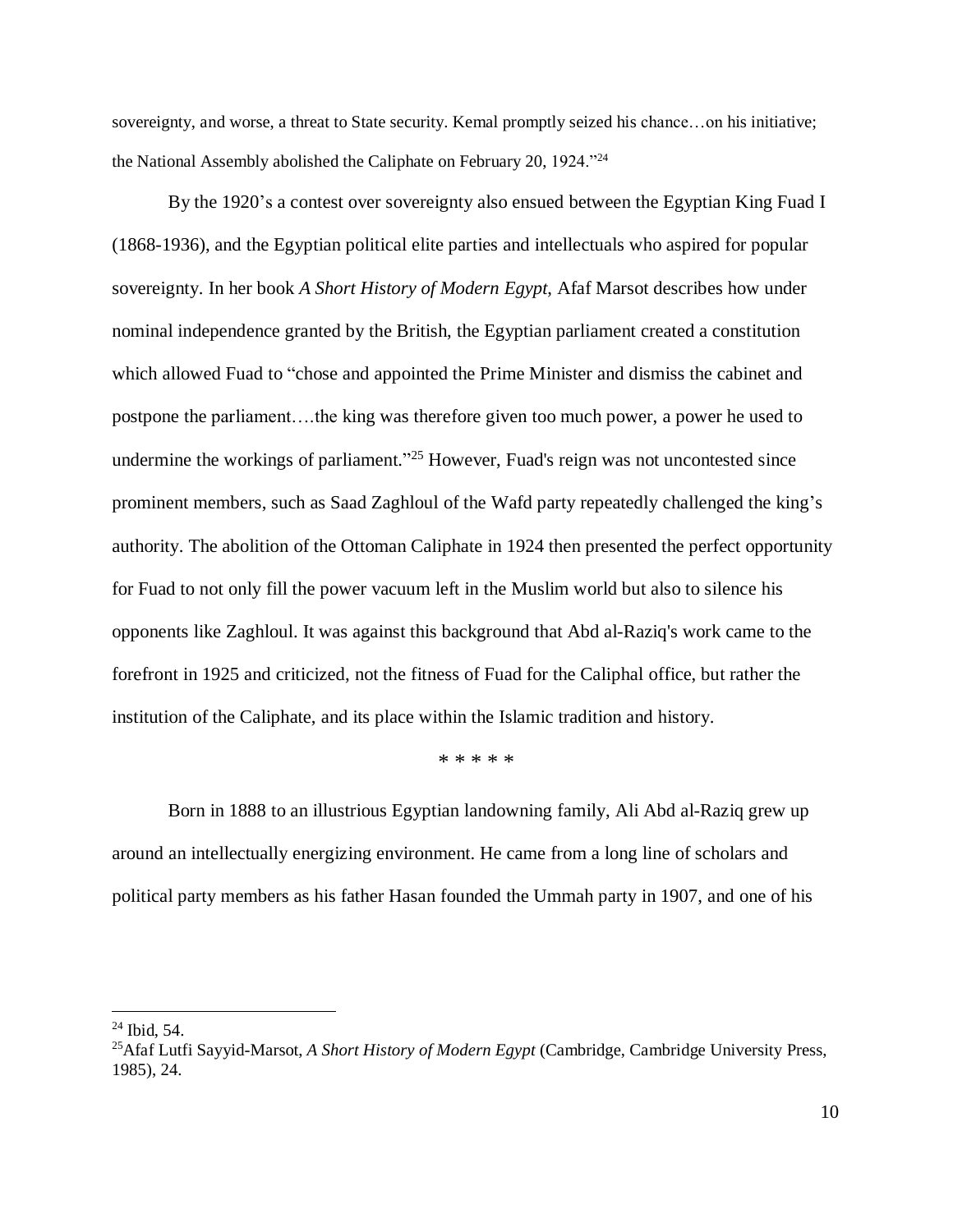sovereignty, and worse, a threat to State security. Kemal promptly seized his chance…on his initiative; the National Assembly abolished the Caliphate on February 20, 1924."[24]

By the 1920's a contest over sovereignty also ensued between the Egyptian King Fuad I (1868-1936), and the Egyptian political elite parties and intellectuals who aspired for popular sovereignty. In her book *A Short History of Modern Egypt*, Afaf Marsot describes how under nominal independence granted by the British, the Egyptian parliament created a constitution which allowed Fuad to "chose and appointed the Prime Minister and dismiss the cabinet and postpone the parliament….the king was therefore given too much power, a power he used to undermine the workings of parliament."[25] However, Fuad's reign was not uncontested since prominent members, such as Saad Zaghloul of the Wafd party repeatedly challenged the king's authority. The abolition of the Ottoman Caliphate in 1924 then presented the perfect opportunity for Fuad to not only fill the power vacuum left in the Muslim world but also to silence his opponents like Zaghloul. It was against this background that Abd al-Raziq's work came to the forefront in 1925 and criticized, not the fitness of Fuad for the Caliphal office, but rather the institution of the Caliphate, and its place within the Islamic tradition and history.

\* \* \* \* \*

Born in 1888 to an illustrious Egyptian landowning family, Ali Abd al-Raziq grew up around an intellectually energizing environment. He came from a long line of scholars and political party members as his father Hasan founded the Ummah party in 1907, and one of his

---

[24] Ibid, 54.

[25] Afaf Lutfi Sayyid-Marsot, *A Short History of Modern Egypt* (Cambridge, Cambridge University Press, 1985), 24.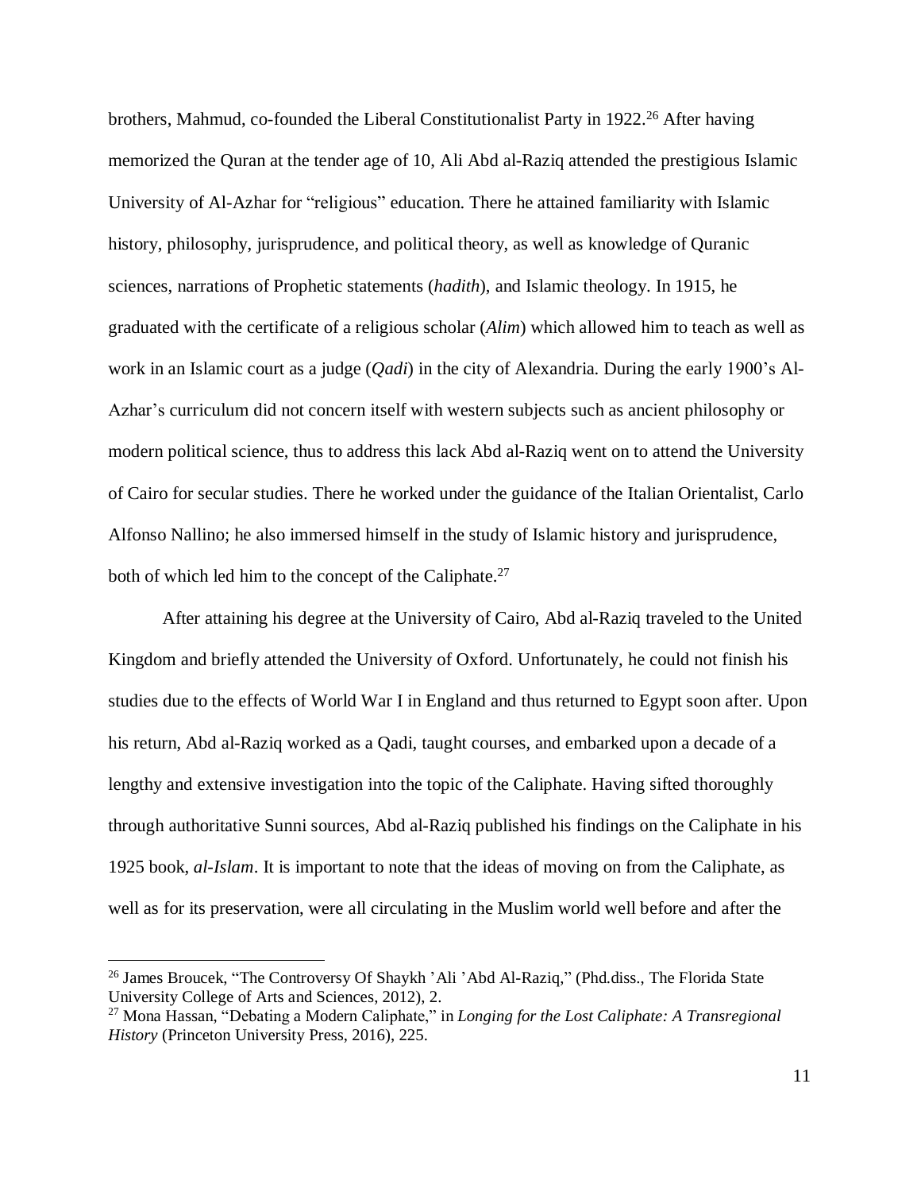brothers, Mahmud, co-founded the Liberal Constitutionalist Party in 1922.[26] After having memorized the Quran at the tender age of 10, Ali Abd al-Raziq attended the prestigious Islamic University of Al-Azhar for "religious" education. There he attained familiarity with Islamic history, philosophy, jurisprudence, and political theory, as well as knowledge of Quranic sciences, narrations of Prophetic statements (*hadith*), and Islamic theology. In 1915, he graduated with the certificate of a religious scholar (*Alim*) which allowed him to teach as well as work in an Islamic court as a judge (*Qadi*) in the city of Alexandria. During the early 1900's Al-Azhar's curriculum did not concern itself with western subjects such as ancient philosophy or modern political science, thus to address this lack Abd al-Raziq went on to attend the University of Cairo for secular studies. There he worked under the guidance of the Italian Orientalist, Carlo Alfonso Nallino; he also immersed himself in the study of Islamic history and jurisprudence, both of which led him to the concept of the Caliphate.[27]

After attaining his degree at the University of Cairo, Abd al-Raziq traveled to the United Kingdom and briefly attended the University of Oxford. Unfortunately, he could not finish his studies due to the effects of World War I in England and thus returned to Egypt soon after. Upon his return, Abd al-Raziq worked as a Qadi, taught courses, and embarked upon a decade of a lengthy and extensive investigation into the topic of the Caliphate. Having sifted thoroughly through authoritative Sunni sources, Abd al-Raziq published his findings on the Caliphate in his 1925 book, *al-Islam*. It is important to note that the ideas of moving on from the Caliphate, as well as for its preservation, were all circulating in the Muslim world well before and after the

---

[26] James Broucek, "The Controversy Of Shaykh 'Ali 'Abd Al-Raziq," (Phd.diss., The Florida State University College of Arts and Sciences, 2012), 2.

[27] Mona Hassan, "Debating a Modern Caliphate," in *Longing for the Lost Caliphate: A Transregional History* (Princeton University Press, 2016), 225.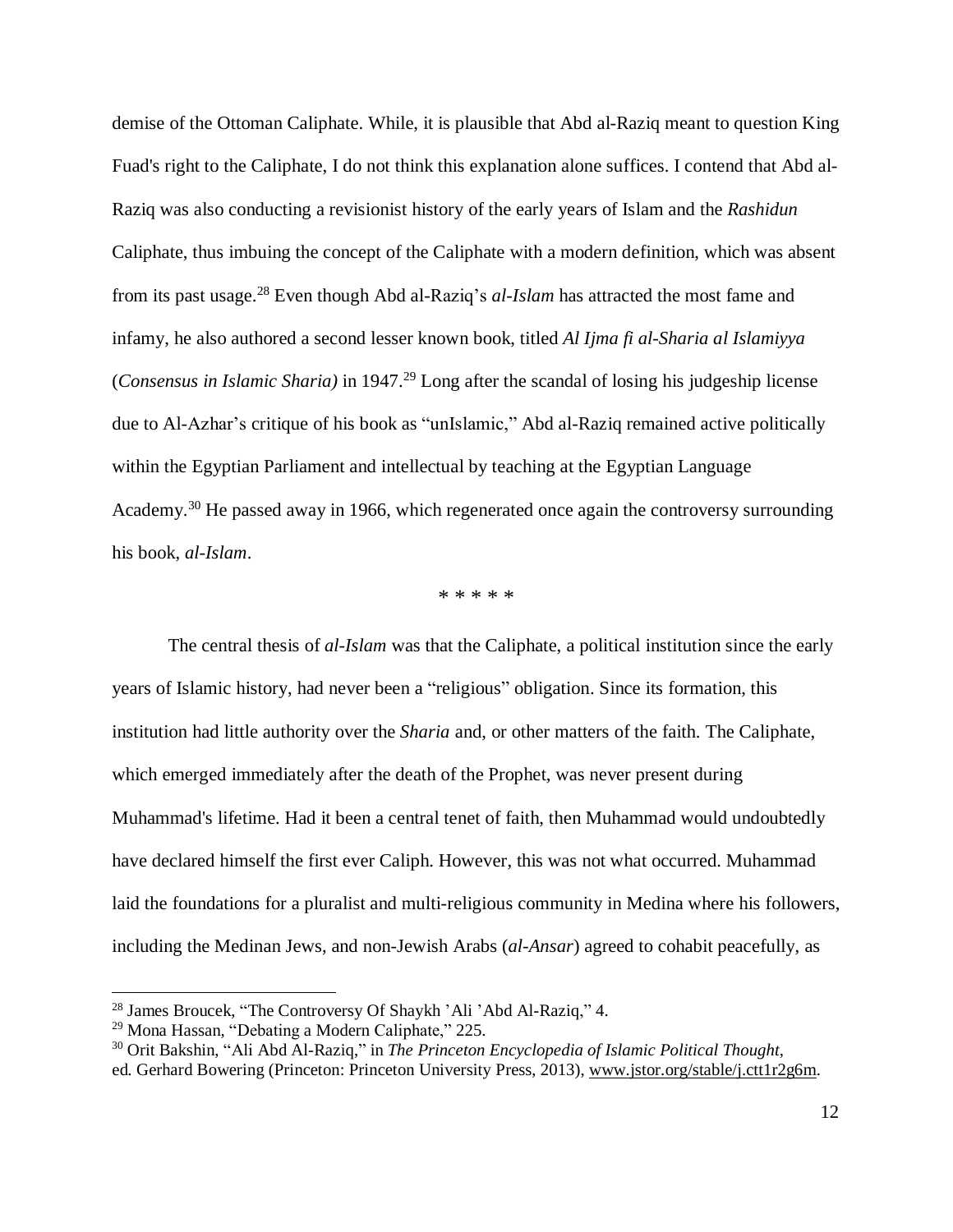demise of the Ottoman Caliphate. While, it is plausible that Abd al-Raziq meant to question King Fuad's right to the Caliphate, I do not think this explanation alone suffices. I contend that Abd al-Raziq was also conducting a revisionist history of the early years of Islam and the *Rashidun* Caliphate, thus imbuing the concept of the Caliphate with a modern definition, which was absent from its past usage.[28] Even though Abd al-Raziq's *al-Islam* has attracted the most fame and infamy, he also authored a second lesser known book, titled *Al Ijma fi al-Sharia al Islamiyya* (*Consensus in Islamic Sharia)* in 1947.[29] Long after the scandal of losing his judgeship license due to Al-Azhar's critique of his book as "unIslamic," Abd al-Raziq remained active politically within the Egyptian Parliament and intellectual by teaching at the Egyptian Language Academy.[30] He passed away in 1966, which regenerated once again the controversy surrounding his book, *al-Islam*.

\* \* \* \* \*

The central thesis of *al-Islam* was that the Caliphate, a political institution since the early years of Islamic history, had never been a "religious" obligation. Since its formation, this institution had little authority over the *Sharia* and, or other matters of the faith. The Caliphate, which emerged immediately after the death of the Prophet, was never present during Muhammad's lifetime. Had it been a central tenet of faith, then Muhammad would undoubtedly have declared himself the first ever Caliph. However, this was not what occurred. Muhammad laid the foundations for a pluralist and multi-religious community in Medina where his followers, including the Medinan Jews, and non-Jewish Arabs (*al-Ansar*) agreed to cohabit peacefully, as

[28] James Broucek, "The Controversy Of Shaykh 'Ali 'Abd Al-Raziq," 4.

[29] Mona Hassan, "Debating a Modern Caliphate," 225.

[30] Orit Bakshin, "Ali Abd Al-Raziq," in *The Princeton Encyclopedia of Islamic Political Thought*, ed. Gerhard Bowering (Princeton: Princeton University Press, 2013), www.jstor.org/stable/j.ctt1r2g6m.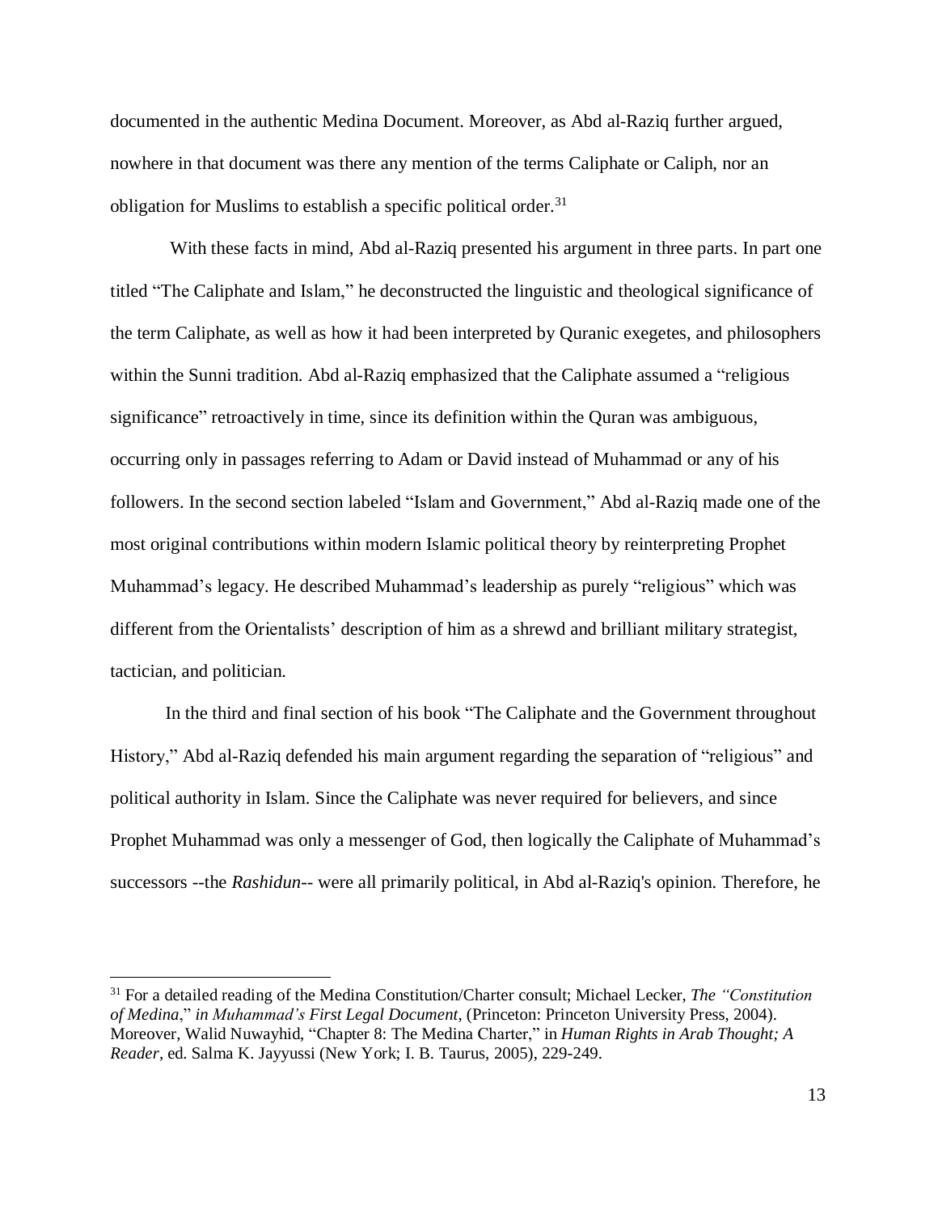documented in the authentic Medina Document. Moreover, as Abd al-Raziq further argued, nowhere in that document was there any mention of the terms Caliphate or Caliph, nor an obligation for Muslims to establish a specific political order.[31]

With these facts in mind, Abd al-Raziq presented his argument in three parts. In part one titled "The Caliphate and Islam," he deconstructed the linguistic and theological significance of the term Caliphate, as well as how it had been interpreted by Quranic exegetes, and philosophers within the Sunni tradition. Abd al-Raziq emphasized that the Caliphate assumed a "religious significance" retroactively in time, since its definition within the Quran was ambiguous, occurring only in passages referring to Adam or David instead of Muhammad or any of his followers. In the second section labeled "Islam and Government," Abd al-Raziq made one of the most original contributions within modern Islamic political theory by reinterpreting Prophet Muhammad's legacy. He described Muhammad's leadership as purely "religious" which was different from the Orientalists' description of him as a shrewd and brilliant military strategist, tactician, and politician.

In the third and final section of his book "The Caliphate and the Government throughout History," Abd al-Raziq defended his main argument regarding the separation of "religious" and political authority in Islam. Since the Caliphate was never required for believers, and since Prophet Muhammad was only a messenger of God, then logically the Caliphate of Muhammad's successors --the *Rashidun*-- were all primarily political, in Abd al-Raziq's opinion. Therefore, he

---

[31] For a detailed reading of the Medina Constitution/Charter consult; Michael Lecker, *The "Constitution of Medina*," *in Muhammad's First Legal Document*, (Princeton: Princeton University Press, 2004). Moreover, Walid Nuwayhid, "Chapter 8: The Medina Charter," in *Human Rights in Arab Thought; A Reader*, ed. Salma K. Jayyussi (New York; I. B. Taurus, 2005), 229-249.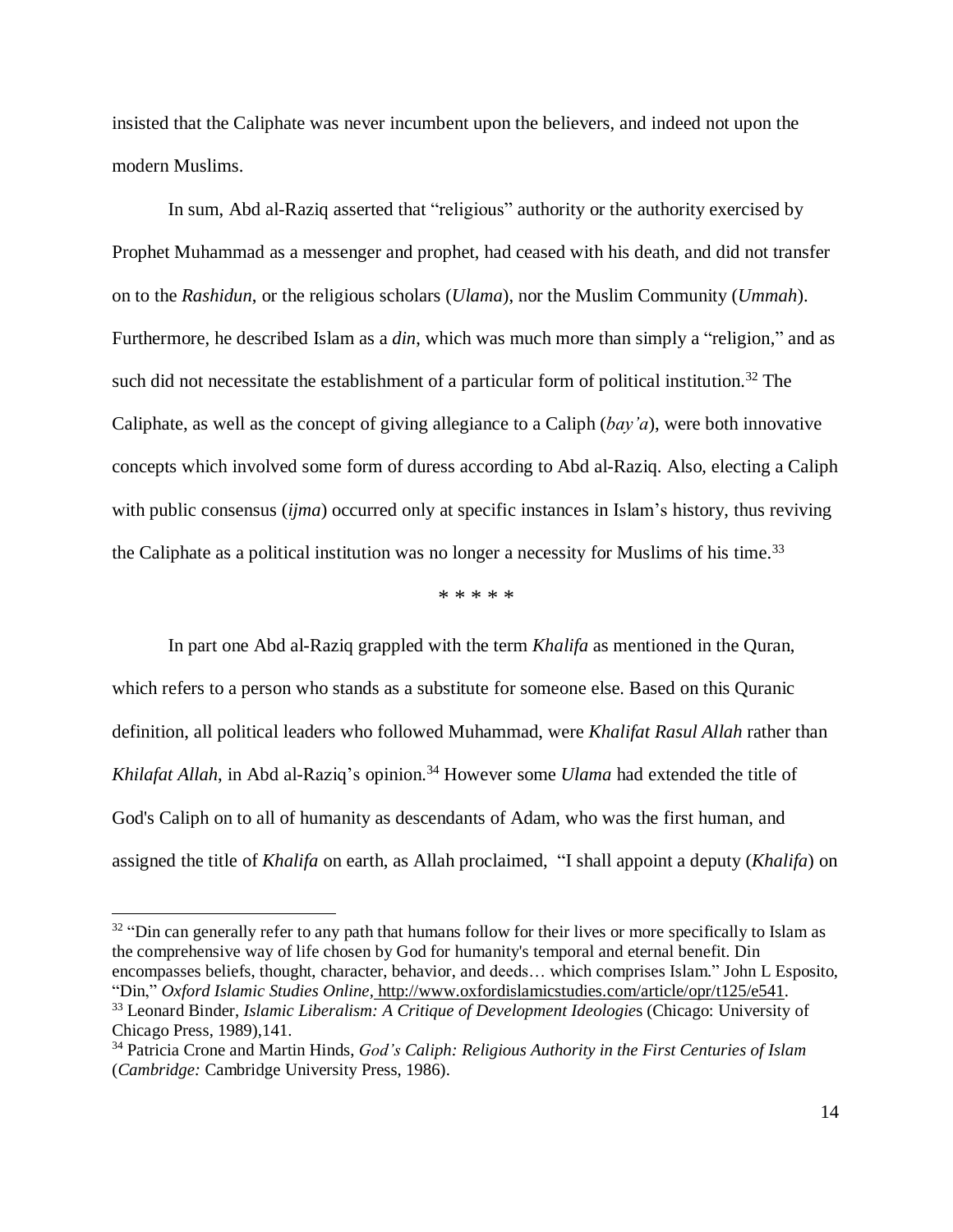insisted that the Caliphate was never incumbent upon the believers, and indeed not upon the modern Muslims.

In sum, Abd al-Raziq asserted that "religious" authority or the authority exercised by Prophet Muhammad as a messenger and prophet, had ceased with his death, and did not transfer on to the *Rashidun*, or the religious scholars (*Ulama*), nor the Muslim Community (*Ummah*). Furthermore, he described Islam as a *din*, which was much more than simply a "religion," and as such did not necessitate the establishment of a particular form of political institution.[32] The Caliphate, as well as the concept of giving allegiance to a Caliph (*bay'a*), were both innovative concepts which involved some form of duress according to Abd al-Raziq. Also, electing a Caliph with public consensus (*ijma*) occurred only at specific instances in Islam's history, thus reviving the Caliphate as a political institution was no longer a necessity for Muslims of his time.[33]

\* \* \* \* \*

In part one Abd al-Raziq grappled with the term *Khalifa* as mentioned in the Quran, which refers to a person who stands as a substitute for someone else. Based on this Quranic definition, all political leaders who followed Muhammad, were *Khalifat Rasul Allah* rather than *Khilafat Allah*, in Abd al-Raziq's opinion.[34] However some *Ulama* had extended the title of God's Caliph on to all of humanity as descendants of Adam, who was the first human, and assigned the title of *Khalifa* on earth, as Allah proclaimed, "I shall appoint a deputy (*Khalifa*) on

---

[32] "Din can generally refer to any path that humans follow for their lives or more specifically to Islam as the comprehensive way of life chosen by God for humanity's temporal and eternal benefit. Din encompasses beliefs, thought, character, behavior, and deeds… which comprises Islam." John L Esposito, "Din," *Oxford Islamic Studies Online*, http://www.oxfordislamicstudies.com/article/opr/t125/e541.

[33] Leonard Binder, *Islamic Liberalism: A Critique of Development Ideologies* (Chicago: University of Chicago Press, 1989),141.

[34] Patricia Crone and Martin Hinds, *God's Caliph: Religious Authority in the First Centuries of Islam* (*Cambridge:* Cambridge University Press, 1986).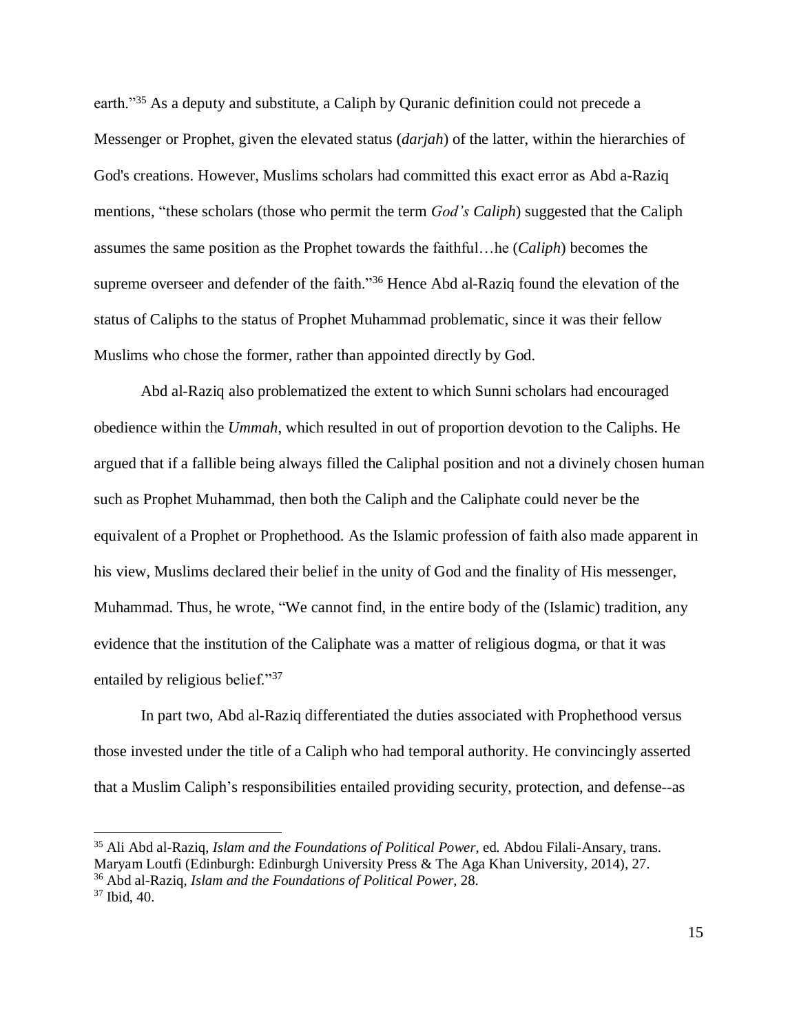earth."[35] As a deputy and substitute, a Caliph by Quranic definition could not precede a Messenger or Prophet, given the elevated status (*darjah*) of the latter, within the hierarchies of God's creations. However, Muslims scholars had committed this exact error as Abd a-Raziq mentions, "these scholars (those who permit the term *God's Caliph*) suggested that the Caliph assumes the same position as the Prophet towards the faithful…he (*Caliph*) becomes the supreme overseer and defender of the faith."[36] Hence Abd al-Raziq found the elevation of the status of Caliphs to the status of Prophet Muhammad problematic, since it was their fellow Muslims who chose the former, rather than appointed directly by God.

Abd al-Raziq also problematized the extent to which Sunni scholars had encouraged obedience within the *Ummah*, which resulted in out of proportion devotion to the Caliphs. He argued that if a fallible being always filled the Caliphal position and not a divinely chosen human such as Prophet Muhammad, then both the Caliph and the Caliphate could never be the equivalent of a Prophet or Prophethood. As the Islamic profession of faith also made apparent in his view, Muslims declared their belief in the unity of God and the finality of His messenger, Muhammad. Thus, he wrote, "We cannot find, in the entire body of the (Islamic) tradition, any evidence that the institution of the Caliphate was a matter of religious dogma, or that it was entailed by religious belief."[37]

In part two, Abd al-Raziq differentiated the duties associated with Prophethood versus those invested under the title of a Caliph who had temporal authority. He convincingly asserted that a Muslim Caliph's responsibilities entailed providing security, protection, and defense--as

---

[35] Ali Abd al-Raziq, *Islam and the Foundations of Political Power*, ed. Abdou Filali-Ansary, trans. Maryam Loutfi (Edinburgh: Edinburgh University Press & The Aga Khan University, 2014), 27.

[36] Abd al-Raziq, *Islam and the Foundations of Political Power*, 28.

[37] Ibid, 40.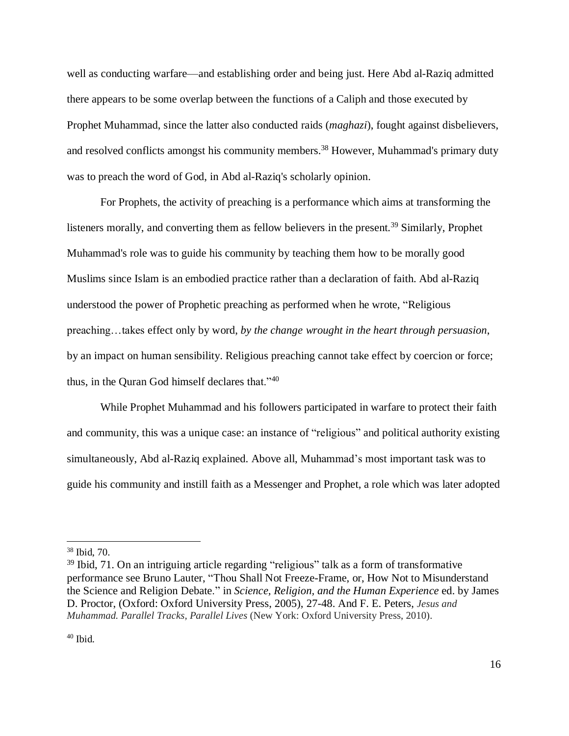well as conducting warfare—and establishing order and being just. Here Abd al-Raziq admitted there appears to be some overlap between the functions of a Caliph and those executed by Prophet Muhammad, since the latter also conducted raids (*maghazi*), fought against disbelievers, and resolved conflicts amongst his community members.[38] However, Muhammad's primary duty was to preach the word of God, in Abd al-Raziq's scholarly opinion.

For Prophets, the activity of preaching is a performance which aims at transforming the listeners morally, and converting them as fellow believers in the present.[39] Similarly, Prophet Muhammad's role was to guide his community by teaching them how to be morally good Muslims since Islam is an embodied practice rather than a declaration of faith. Abd al-Raziq understood the power of Prophetic preaching as performed when he wrote, "Religious preaching…takes effect only by word, *by the change wrought in the heart through persuasion*, by an impact on human sensibility. Religious preaching cannot take effect by coercion or force; thus, in the Quran God himself declares that."[40]

While Prophet Muhammad and his followers participated in warfare to protect their faith and community, this was a unique case: an instance of "religious" and political authority existing simultaneously, Abd al-Raziq explained. Above all, Muhammad's most important task was to guide his community and instill faith as a Messenger and Prophet, a role which was later adopted

---

[38] Ibid, 70.

[39] Ibid, 71. On an intriguing article regarding "religious" talk as a form of transformative performance see Bruno Lauter, "Thou Shall Not Freeze-Frame, or, How Not to Misunderstand the Science and Religion Debate." in *Science, Religion, and the Human Experience* ed. by James D. Proctor, (Oxford: Oxford University Press, 2005), 27-48. And F. E. Peters, *Jesus and Muhammad. Parallel Tracks, Parallel Lives* (New York: Oxford University Press, 2010).

[40] Ibid.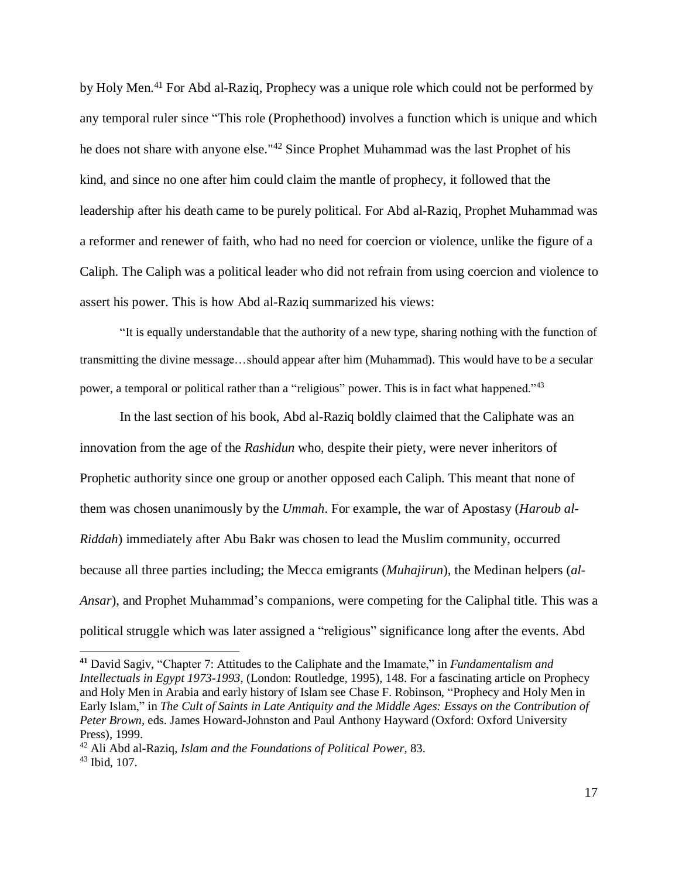by Holy Men.[41] For Abd al-Raziq, Prophecy was a unique role which could not be performed by any temporal ruler since "This role (Prophethood) involves a function which is unique and which he does not share with anyone else."[42] Since Prophet Muhammad was the last Prophet of his kind, and since no one after him could claim the mantle of prophecy, it followed that the leadership after his death came to be purely political. For Abd al-Raziq, Prophet Muhammad was a reformer and renewer of faith, who had no need for coercion or violence, unlike the figure of a Caliph. The Caliph was a political leader who did not refrain from using coercion and violence to assert his power. This is how Abd al-Raziq summarized his views:

> "It is equally understandable that the authority of a new type, sharing nothing with the function of transmitting the divine message…should appear after him (Muhammad). This would have to be a secular power, a temporal or political rather than a "religious" power. This is in fact what happened."[43]

In the last section of his book, Abd al-Raziq boldly claimed that the Caliphate was an innovation from the age of the *Rashidun* who, despite their piety, were never inheritors of Prophetic authority since one group or another opposed each Caliph. This meant that none of them was chosen unanimously by the *Ummah*. For example, the war of Apostasy (*Haroub al-Riddah*) immediately after Abu Bakr was chosen to lead the Muslim community, occurred because all three parties including; the Mecca emigrants (*Muhajirun*), the Medinan helpers (*al-Ansar*), and Prophet Muhammad's companions, were competing for the Caliphal title. This was a political struggle which was later assigned a "religious" significance long after the events. Abd

---

[41] David Sagiv, "Chapter 7: Attitudes to the Caliphate and the Imamate," in *Fundamentalism and Intellectuals in Egypt 1973-1993*, (London: Routledge, 1995), 148. For a fascinating article on Prophecy and Holy Men in Arabia and early history of Islam see Chase F. Robinson, "Prophecy and Holy Men in Early Islam," in *The Cult of Saints in Late Antiquity and the Middle Ages: Essays on the Contribution of Peter Brown*, eds. James Howard-Johnston and Paul Anthony Hayward (Oxford: Oxford University Press), 1999.

[42] Ali Abd al-Raziq, *Islam and the Foundations of Political Power,* 83.

[43] Ibid, 107.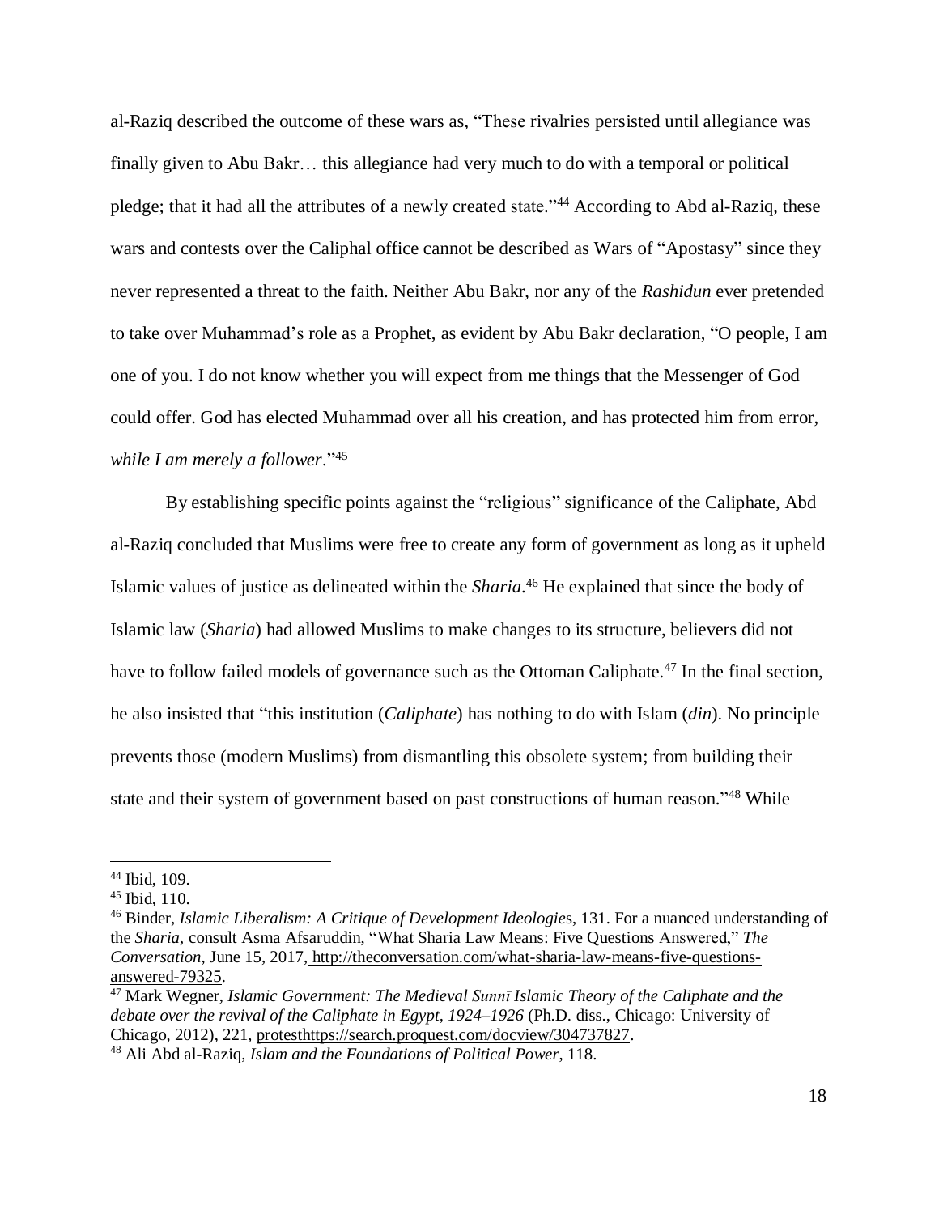al-Raziq described the outcome of these wars as, "These rivalries persisted until allegiance was finally given to Abu Bakr… this allegiance had very much to do with a temporal or political pledge; that it had all the attributes of a newly created state."[44] According to Abd al-Raziq, these wars and contests over the Caliphal office cannot be described as Wars of "Apostasy" since they never represented a threat to the faith. Neither Abu Bakr, nor any of the *Rashidun* ever pretended to take over Muhammad's role as a Prophet, as evident by Abu Bakr declaration, "O people, I am one of you. I do not know whether you will expect from me things that the Messenger of God could offer. God has elected Muhammad over all his creation, and has protected him from error, *while I am merely a follower*."[45]

By establishing specific points against the "religious" significance of the Caliphate, Abd al-Raziq concluded that Muslims were free to create any form of government as long as it upheld Islamic values of justice as delineated within the *Sharia*.[46] He explained that since the body of Islamic law (*Sharia*) had allowed Muslims to make changes to its structure, believers did not have to follow failed models of governance such as the Ottoman Caliphate.[47] In the final section, he also insisted that "this institution (*Caliphate*) has nothing to do with Islam (*din*). No principle prevents those (modern Muslims) from dismantling this obsolete system; from building their state and their system of government based on past constructions of human reason."[48] While

---

[44] Ibid, 109.

[45] Ibid, 110.

[46] Binder, *Islamic Liberalism: A Critique of Development Ideologies*, 131. For a nuanced understanding of the *Sharia*, consult Asma Afsaruddin, "What Sharia Law Means: Five Questions Answered," *The Conversation*, June 15, 2017, http://theconversation.com/what-sharia-law-means-five-questions-answered-79325.

[47] Mark Wegner, *Islamic Government: The Medieval Sunnī Islamic Theory of the Caliphate and the debate over the revival of the Caliphate in Egypt, 1924–1926* (Ph.D. diss., Chicago: University of Chicago, 2012), 221, protesthttps://search.proquest.com/docview/304737827.

[48] Ali Abd al-Raziq, *Islam and the Foundations of Political Power*, 118.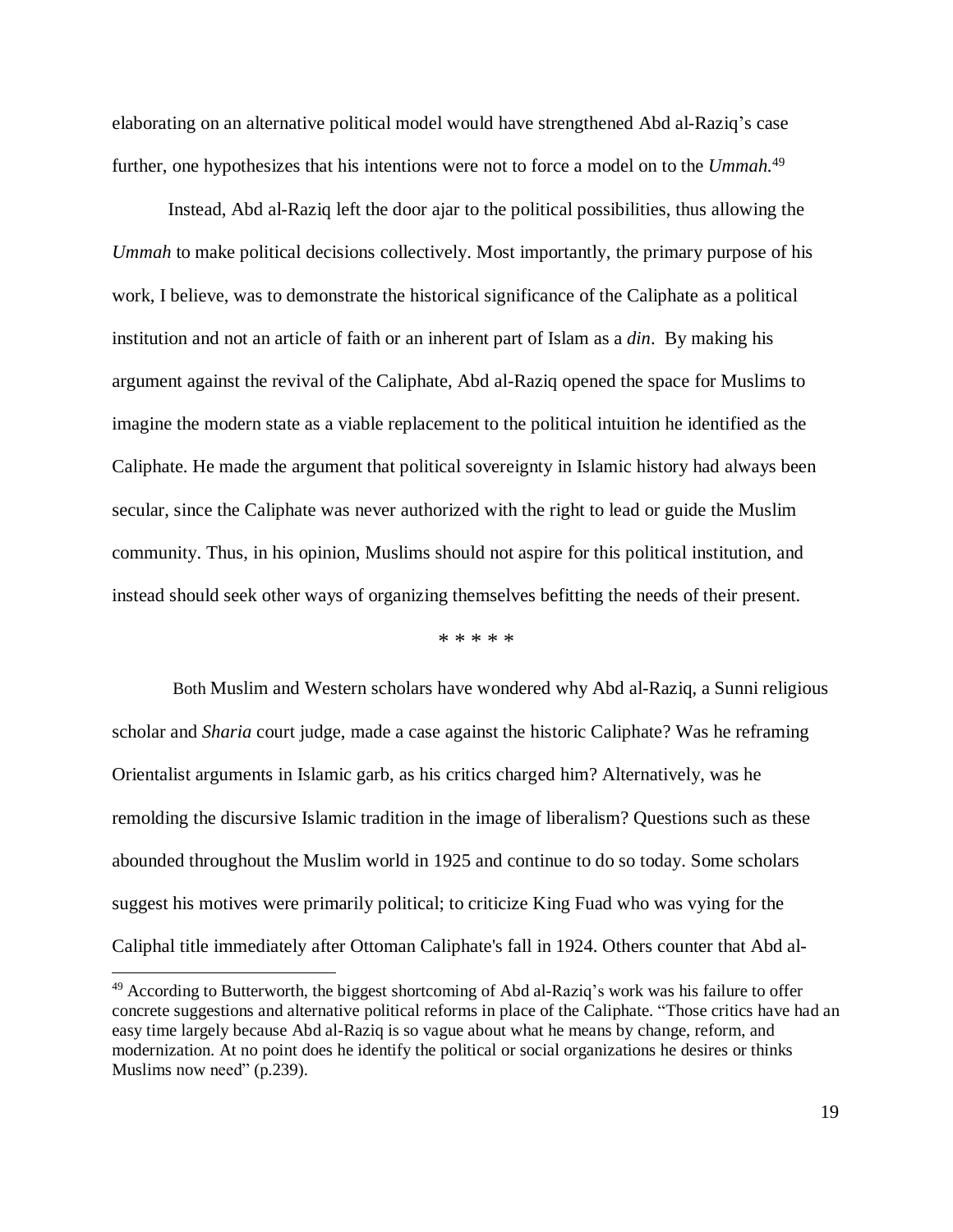elaborating on an alternative political model would have strengthened Abd al-Raziq's case further, one hypothesizes that his intentions were not to force a model on to the *Ummah.*[49]

Instead, Abd al-Raziq left the door ajar to the political possibilities, thus allowing the *Ummah* to make political decisions collectively. Most importantly, the primary purpose of his work, I believe, was to demonstrate the historical significance of the Caliphate as a political institution and not an article of faith or an inherent part of Islam as a *din*. By making his argument against the revival of the Caliphate, Abd al-Raziq opened the space for Muslims to imagine the modern state as a viable replacement to the political intuition he identified as the Caliphate. He made the argument that political sovereignty in Islamic history had always been secular, since the Caliphate was never authorized with the right to lead or guide the Muslim community. Thus, in his opinion, Muslims should not aspire for this political institution, and instead should seek other ways of organizing themselves befitting the needs of their present.

\* \* \* \* \*

Both Muslim and Western scholars have wondered why Abd al-Raziq, a Sunni religious scholar and *Sharia* court judge, made a case against the historic Caliphate? Was he reframing Orientalist arguments in Islamic garb, as his critics charged him? Alternatively, was he remolding the discursive Islamic tradition in the image of liberalism? Questions such as these abounded throughout the Muslim world in 1925 and continue to do so today. Some scholars suggest his motives were primarily political; to criticize King Fuad who was vying for the Caliphal title immediately after Ottoman Caliphate's fall in 1924. Others counter that Abd al-

[49] According to Butterworth, the biggest shortcoming of Abd al-Raziq's work was his failure to offer concrete suggestions and alternative political reforms in place of the Caliphate. "Those critics have had an easy time largely because Abd al-Raziq is so vague about what he means by change, reform, and modernization. At no point does he identify the political or social organizations he desires or thinks Muslims now need" (p.239).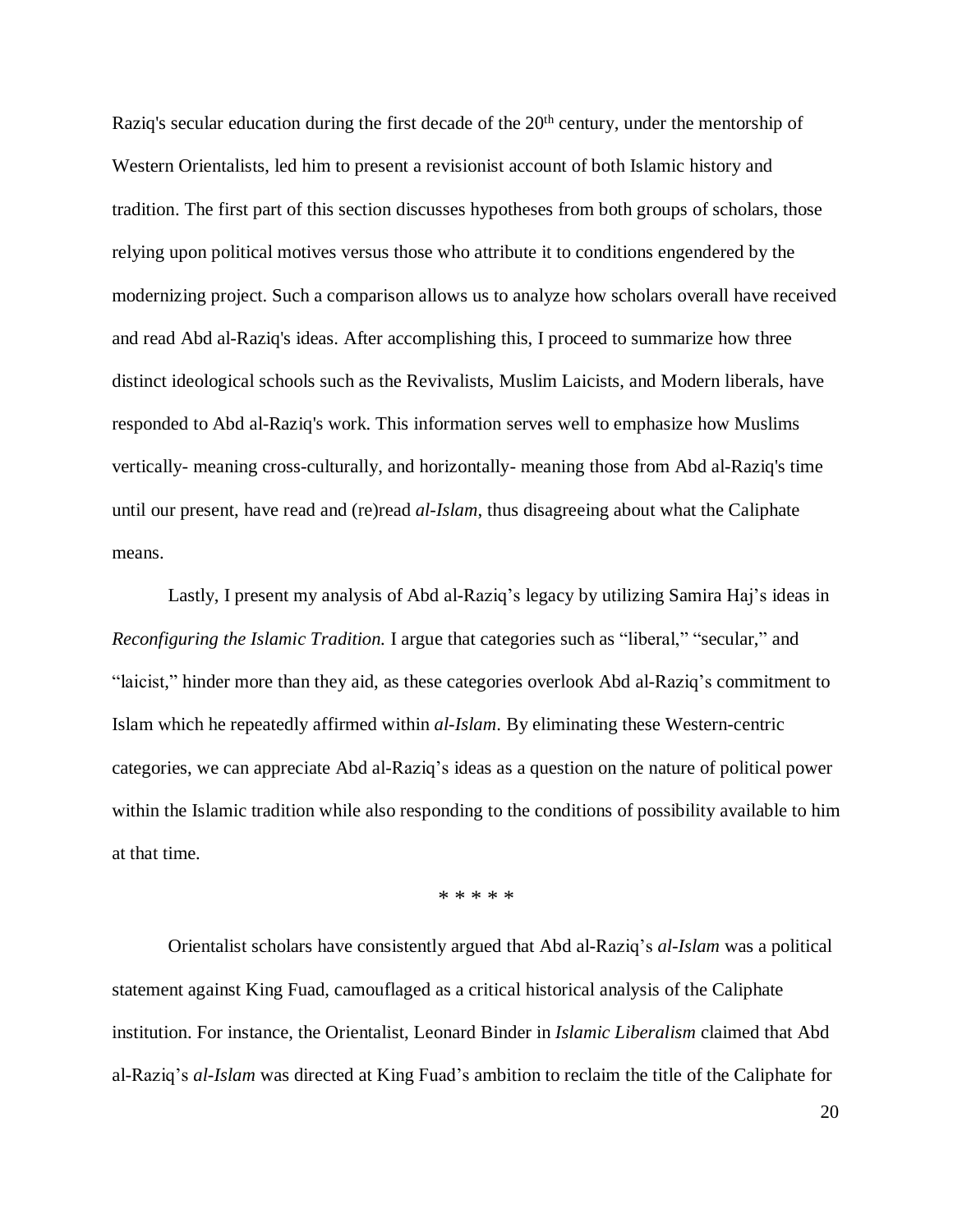Raziq's secular education during the first decade of the 20th century, under the mentorship of Western Orientalists, led him to present a revisionist account of both Islamic history and tradition. The first part of this section discusses hypotheses from both groups of scholars, those relying upon political motives versus those who attribute it to conditions engendered by the modernizing project. Such a comparison allows us to analyze how scholars overall have received and read Abd al-Raziq's ideas. After accomplishing this, I proceed to summarize how three distinct ideological schools such as the Revivalists, Muslim Laicists, and Modern liberals, have responded to Abd al-Raziq's work. This information serves well to emphasize how Muslims vertically- meaning cross-culturally, and horizontally- meaning those from Abd al-Raziq's time until our present, have read and (re)read *al-Islam*, thus disagreeing about what the Caliphate means.

Lastly, I present my analysis of Abd al-Raziq's legacy by utilizing Samira Haj's ideas in *Reconfiguring the Islamic Tradition.* I argue that categories such as "liberal," "secular," and "laicist," hinder more than they aid, as these categories overlook Abd al-Raziq's commitment to Islam which he repeatedly affirmed within *al-Islam*. By eliminating these Western-centric categories, we can appreciate Abd al-Raziq's ideas as a question on the nature of political power within the Islamic tradition while also responding to the conditions of possibility available to him at that time.

\* \* \* \* \*

Orientalist scholars have consistently argued that Abd al-Raziq's *al-Islam* was a political statement against King Fuad, camouflaged as a critical historical analysis of the Caliphate institution. For instance, the Orientalist, Leonard Binder in *Islamic Liberalism* claimed that Abd al-Raziq's *al-Islam* was directed at King Fuad's ambition to reclaim the title of the Caliphate for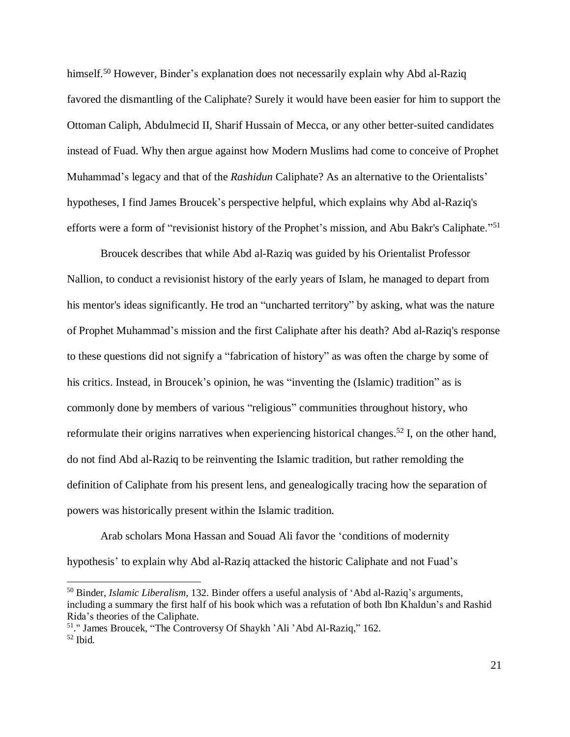himself.[50] However, Binder's explanation does not necessarily explain why Abd al-Raziq favored the dismantling of the Caliphate? Surely it would have been easier for him to support the Ottoman Caliph, Abdulmecid II, Sharif Hussain of Mecca, or any other better-suited candidates instead of Fuad. Why then argue against how Modern Muslims had come to conceive of Prophet Muhammad's legacy and that of the *Rashidun* Caliphate? As an alternative to the Orientalists' hypotheses, I find James Broucek's perspective helpful, which explains why Abd al-Raziq's efforts were a form of "revisionist history of the Prophet's mission, and Abu Bakr's Caliphate."[51]

Broucek describes that while Abd al-Raziq was guided by his Orientalist Professor Nallion, to conduct a revisionist history of the early years of Islam, he managed to depart from his mentor's ideas significantly. He trod an "uncharted territory" by asking, what was the nature of Prophet Muhammad's mission and the first Caliphate after his death? Abd al-Raziq's response to these questions did not signify a "fabrication of history" as was often the charge by some of his critics. Instead, in Broucek's opinion, he was "inventing the (Islamic) tradition" as is commonly done by members of various "religious" communities throughout history, who reformulate their origins narratives when experiencing historical changes.[52] I, on the other hand, do not find Abd al-Raziq to be reinventing the Islamic tradition, but rather remolding the definition of Caliphate from his present lens, and genealogically tracing how the separation of powers was historically present within the Islamic tradition.

Arab scholars Mona Hassan and Souad Ali favor the 'conditions of modernity hypothesis' to explain why Abd al-Raziq attacked the historic Caliphate and not Fuad's

---

[50] Binder, *Islamic Liberalism*, 132. Binder offers a useful analysis of 'Abd al-Raziq's arguments, including a summary the first half of his book which was a refutation of both Ibn Khaldun's and Rashid Rida's theories of the Caliphate.

[51]." James Broucek, "The Controversy Of Shaykh 'Ali 'Abd Al-Raziq," 162.

[52] Ibid.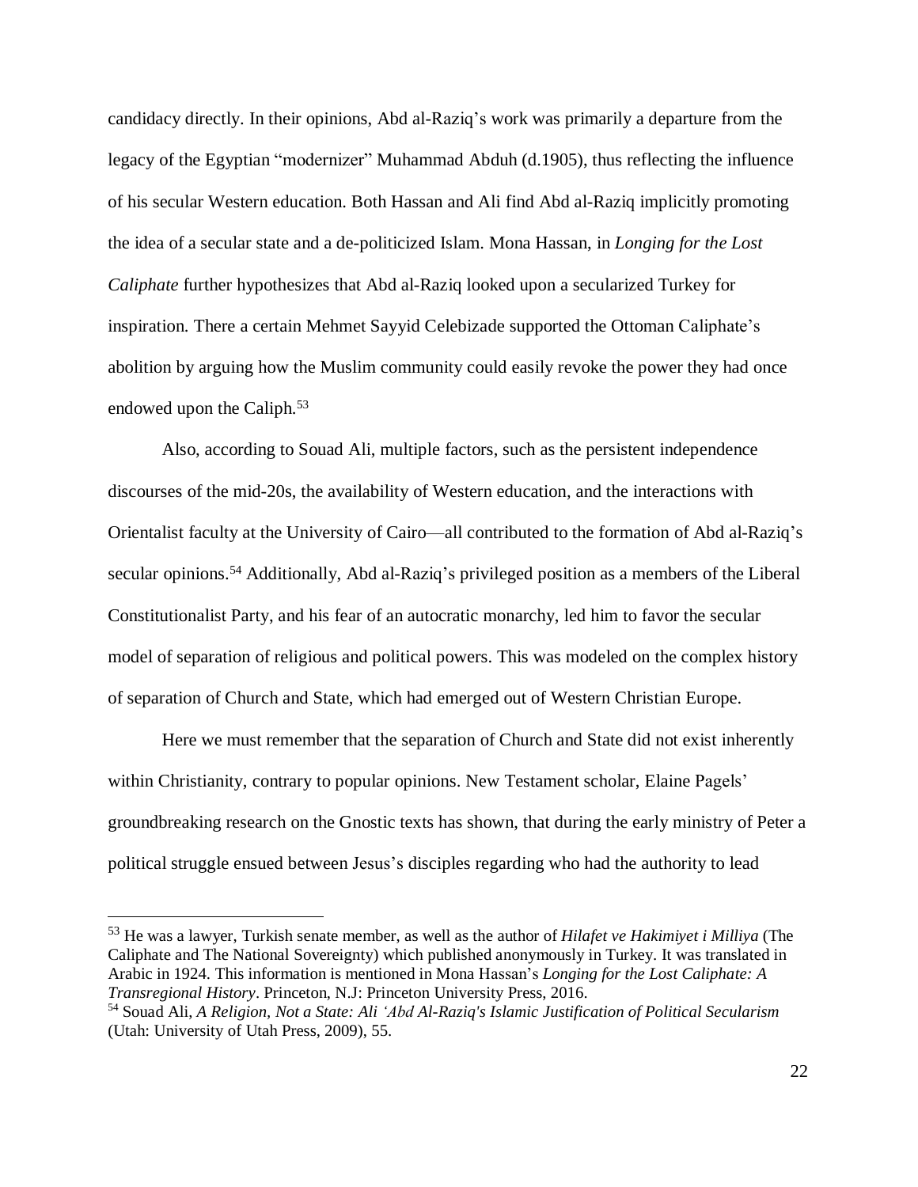candidacy directly. In their opinions, Abd al-Raziq's work was primarily a departure from the legacy of the Egyptian "modernizer" Muhammad Abduh (d.1905), thus reflecting the influence of his secular Western education. Both Hassan and Ali find Abd al-Raziq implicitly promoting the idea of a secular state and a de-politicized Islam. Mona Hassan, in *Longing for the Lost Caliphate* further hypothesizes that Abd al-Raziq looked upon a secularized Turkey for inspiration. There a certain Mehmet Sayyid Celebizade supported the Ottoman Caliphate's abolition by arguing how the Muslim community could easily revoke the power they had once endowed upon the Caliph.[53]

Also, according to Souad Ali, multiple factors, such as the persistent independence discourses of the mid-20s, the availability of Western education, and the interactions with Orientalist faculty at the University of Cairo—all contributed to the formation of Abd al-Raziq's secular opinions.[54] Additionally, Abd al-Raziq's privileged position as a members of the Liberal Constitutionalist Party, and his fear of an autocratic monarchy, led him to favor the secular model of separation of religious and political powers. This was modeled on the complex history of separation of Church and State, which had emerged out of Western Christian Europe.

Here we must remember that the separation of Church and State did not exist inherently within Christianity, contrary to popular opinions. New Testament scholar, Elaine Pagels' groundbreaking research on the Gnostic texts has shown, that during the early ministry of Peter a political struggle ensued between Jesus's disciples regarding who had the authority to lead

---

[53] He was a lawyer, Turkish senate member, as well as the author of *Hilafet ve Hakimiyet i Milliya* (The Caliphate and The National Sovereignty) which published anonymously in Turkey. It was translated in Arabic in 1924. This information is mentioned in Mona Hassan's *Longing for the Lost Caliphate: A Transregional History*. Princeton, N.J: Princeton University Press, 2016.

[54] Souad Ali, *A Religion, Not a State: Ali 'Abd Al-Raziq's Islamic Justification of Political Secularism* (Utah: University of Utah Press, 2009), 55.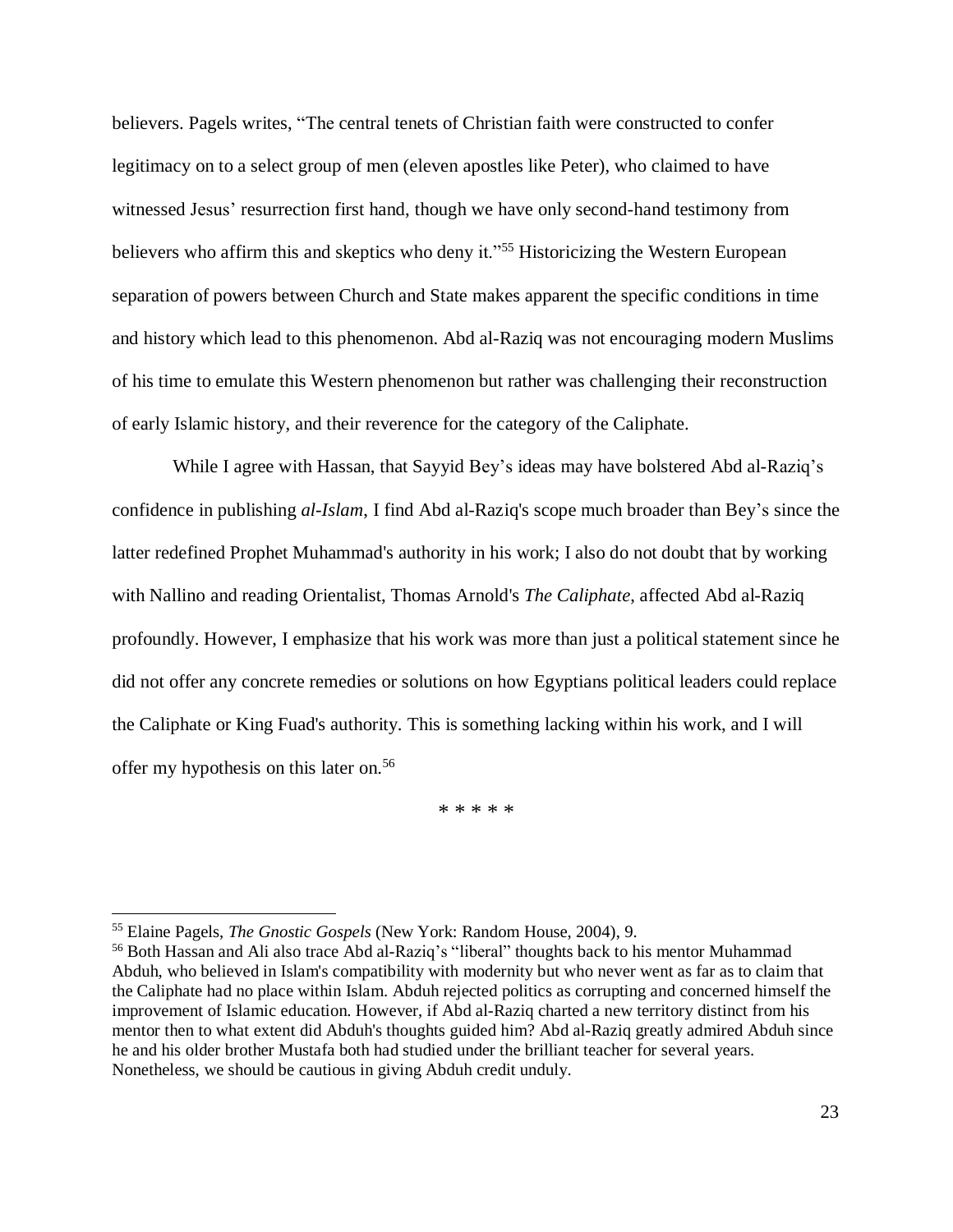believers. Pagels writes, "The central tenets of Christian faith were constructed to confer legitimacy on to a select group of men (eleven apostles like Peter), who claimed to have witnessed Jesus' resurrection first hand, though we have only second-hand testimony from believers who affirm this and skeptics who deny it."[55] Historicizing the Western European separation of powers between Church and State makes apparent the specific conditions in time and history which lead to this phenomenon. Abd al-Raziq was not encouraging modern Muslims of his time to emulate this Western phenomenon but rather was challenging their reconstruction of early Islamic history, and their reverence for the category of the Caliphate.

While I agree with Hassan, that Sayyid Bey's ideas may have bolstered Abd al-Raziq's confidence in publishing *al-Islam*, I find Abd al-Raziq's scope much broader than Bey's since the latter redefined Prophet Muhammad's authority in his work; I also do not doubt that by working with Nallino and reading Orientalist, Thomas Arnold's *The Caliphate*, affected Abd al-Raziq profoundly. However, I emphasize that his work was more than just a political statement since he did not offer any concrete remedies or solutions on how Egyptians political leaders could replace the Caliphate or King Fuad's authority. This is something lacking within his work, and I will offer my hypothesis on this later on.[56]

\* \* \* \* \*

---

[55] Elaine Pagels, *The Gnostic Gospels* (New York: Random House, 2004), 9.

[56] Both Hassan and Ali also trace Abd al-Raziq's "liberal" thoughts back to his mentor Muhammad Abduh, who believed in Islam's compatibility with modernity but who never went as far as to claim that the Caliphate had no place within Islam. Abduh rejected politics as corrupting and concerned himself the improvement of Islamic education. However, if Abd al-Raziq charted a new territory distinct from his mentor then to what extent did Abduh's thoughts guided him? Abd al-Raziq greatly admired Abduh since he and his older brother Mustafa both had studied under the brilliant teacher for several years. Nonetheless, we should be cautious in giving Abduh credit unduly.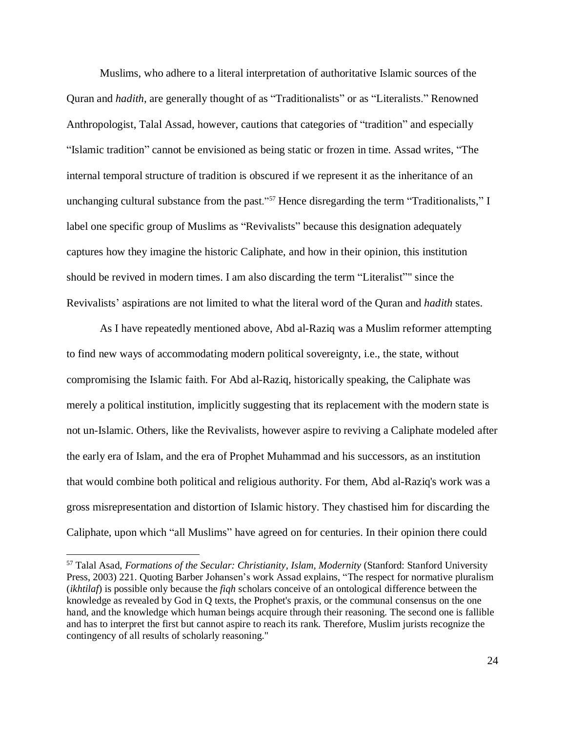Muslims, who adhere to a literal interpretation of authoritative Islamic sources of the Quran and *hadith*, are generally thought of as "Traditionalists" or as "Literalists." Renowned Anthropologist, Talal Assad, however, cautions that categories of "tradition" and especially "Islamic tradition" cannot be envisioned as being static or frozen in time. Assad writes, "The internal temporal structure of tradition is obscured if we represent it as the inheritance of an unchanging cultural substance from the past."[57] Hence disregarding the term "Traditionalists," I label one specific group of Muslims as "Revivalists" because this designation adequately captures how they imagine the historic Caliphate, and how in their opinion, this institution should be revived in modern times. I am also discarding the term "Literalist"" since the Revivalists' aspirations are not limited to what the literal word of the Quran and *hadith* states.

As I have repeatedly mentioned above, Abd al-Raziq was a Muslim reformer attempting to find new ways of accommodating modern political sovereignty, i.e., the state, without compromising the Islamic faith. For Abd al-Raziq, historically speaking, the Caliphate was merely a political institution, implicitly suggesting that its replacement with the modern state is not un-Islamic. Others, like the Revivalists, however aspire to reviving a Caliphate modeled after the early era of Islam, and the era of Prophet Muhammad and his successors, as an institution that would combine both political and religious authority. For them, Abd al-Raziq's work was a gross misrepresentation and distortion of Islamic history. They chastised him for discarding the Caliphate, upon which "all Muslims" have agreed on for centuries. In their opinion there could

---

[57] Talal Asad, *Formations of the Secular: Christianity, Islam, Modernity* (Stanford: Stanford University Press, 2003) 221. Quoting Barber Johansen's work Assad explains, "The respect for normative pluralism (*ikhtilaf*) is possible only because the *fiqh* scholars conceive of an ontological difference between the knowledge as revealed by God in Q texts, the Prophet's praxis, or the communal consensus on the one hand, and the knowledge which human beings acquire through their reasoning. The second one is fallible and has to interpret the first but cannot aspire to reach its rank. Therefore, Muslim jurists recognize the contingency of all results of scholarly reasoning."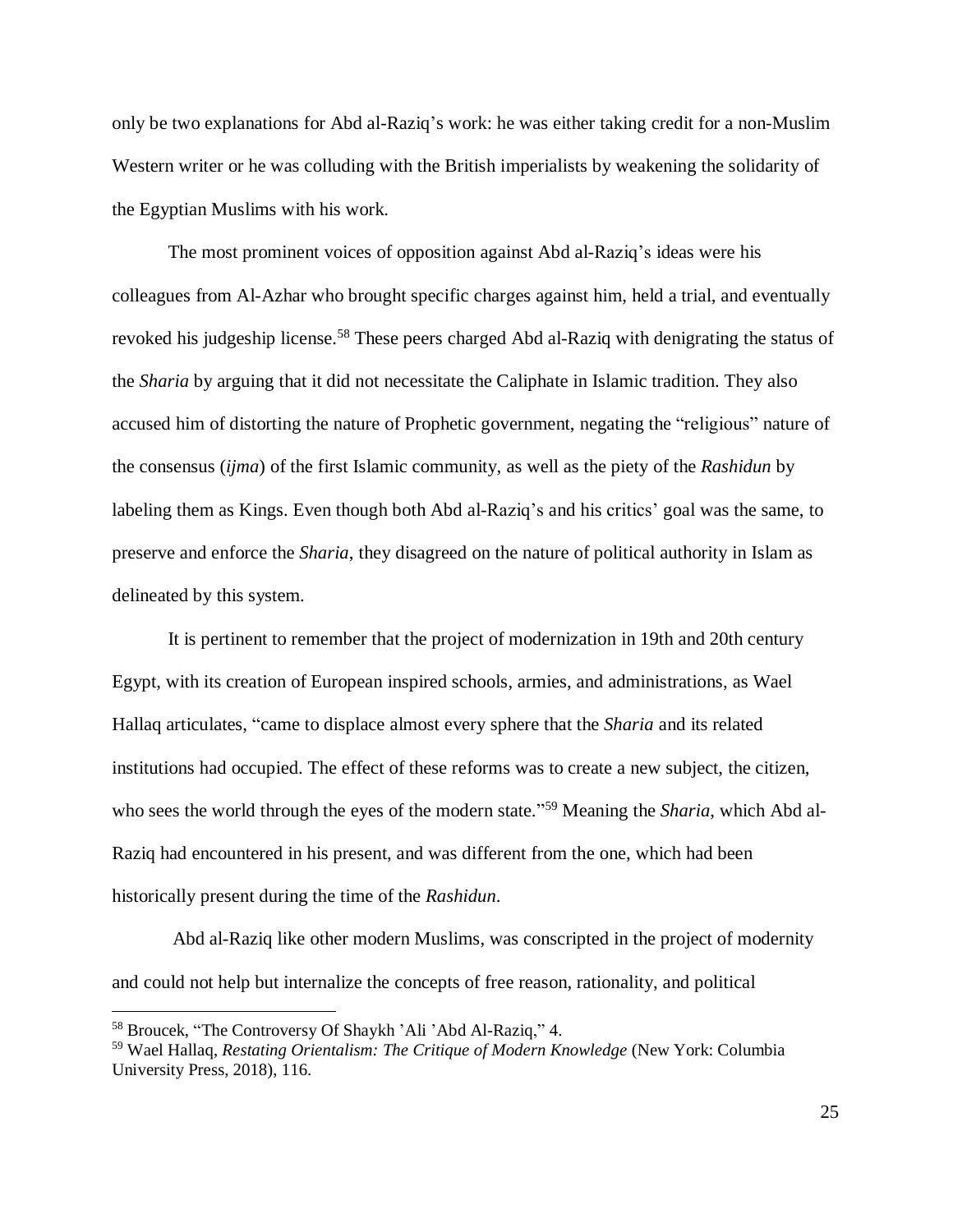only be two explanations for Abd al-Raziq's work: he was either taking credit for a non-Muslim Western writer or he was colluding with the British imperialists by weakening the solidarity of the Egyptian Muslims with his work.

The most prominent voices of opposition against Abd al-Raziq's ideas were his colleagues from Al-Azhar who brought specific charges against him, held a trial, and eventually revoked his judgeship license.[58] These peers charged Abd al-Raziq with denigrating the status of the *Sharia* by arguing that it did not necessitate the Caliphate in Islamic tradition. They also accused him of distorting the nature of Prophetic government, negating the "religious" nature of the consensus (*ijma*) of the first Islamic community, as well as the piety of the *Rashidun* by labeling them as Kings. Even though both Abd al-Raziq's and his critics' goal was the same, to preserve and enforce the *Sharia*, they disagreed on the nature of political authority in Islam as delineated by this system.

It is pertinent to remember that the project of modernization in 19th and 20th century Egypt, with its creation of European inspired schools, armies, and administrations, as Wael Hallaq articulates, "came to displace almost every sphere that the *Sharia* and its related institutions had occupied. The effect of these reforms was to create a new subject, the citizen, who sees the world through the eyes of the modern state."[59] Meaning the *Sharia*, which Abd al-Raziq had encountered in his present, and was different from the one, which had been historically present during the time of the *Rashidun*.

Abd al-Raziq like other modern Muslims, was conscripted in the project of modernity and could not help but internalize the concepts of free reason, rationality, and political

---

[58] Broucek, "The Controversy Of Shaykh 'Ali 'Abd Al-Raziq," 4.

[59] Wael Hallaq, *Restating Orientalism: The Critique of Modern Knowledge* (New York: Columbia University Press, 2018), 116.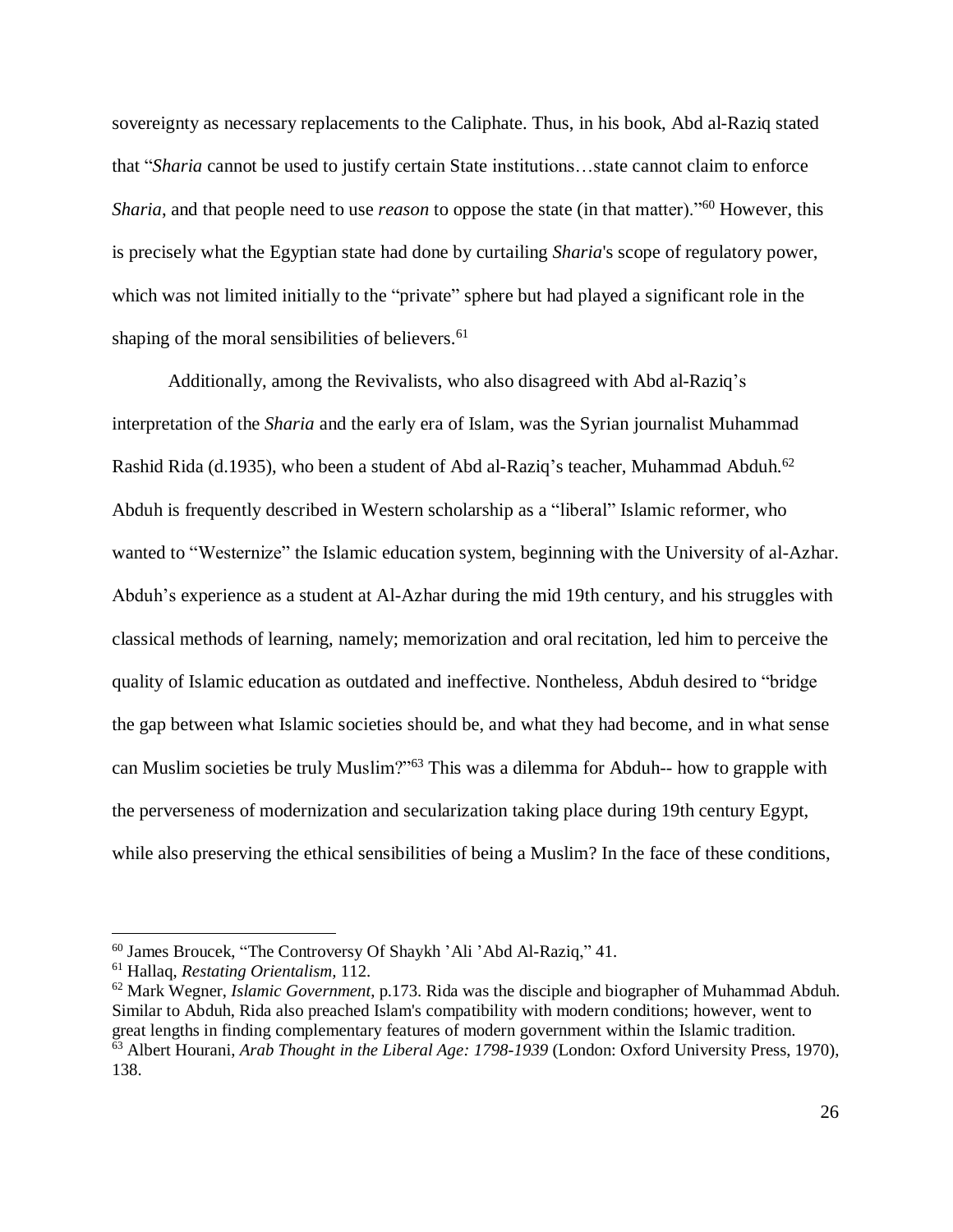sovereignty as necessary replacements to the Caliphate. Thus, in his book, Abd al-Raziq stated that "*Sharia* cannot be used to justify certain State institutions…state cannot claim to enforce *Sharia*, and that people need to use *reason* to oppose the state (in that matter)."[60] However, this is precisely what the Egyptian state had done by curtailing *Sharia*'s scope of regulatory power, which was not limited initially to the "private" sphere but had played a significant role in the shaping of the moral sensibilities of believers.[61]

Additionally, among the Revivalists, who also disagreed with Abd al-Raziq's interpretation of the *Sharia* and the early era of Islam, was the Syrian journalist Muhammad Rashid Rida (d.1935), who been a student of Abd al-Raziq's teacher, Muhammad Abduh.[62] Abduh is frequently described in Western scholarship as a "liberal" Islamic reformer, who wanted to "Westernize" the Islamic education system, beginning with the University of al-Azhar. Abduh's experience as a student at Al-Azhar during the mid 19th century, and his struggles with classical methods of learning, namely; memorization and oral recitation, led him to perceive the quality of Islamic education as outdated and ineffective. Nontheless, Abduh desired to "bridge the gap between what Islamic societies should be, and what they had become, and in what sense can Muslim societies be truly Muslim?"[63] This was a dilemma for Abduh-- how to grapple with the perverseness of modernization and secularization taking place during 19th century Egypt, while also preserving the ethical sensibilities of being a Muslim? In the face of these conditions,

---

[60] James Broucek, "The Controversy Of Shaykh 'Ali 'Abd Al-Raziq," 41.

[61] Hallaq, *Restating Orientalism*, 112.

[62] Mark Wegner, *Islamic Government*, p.173. Rida was the disciple and biographer of Muhammad Abduh. Similar to Abduh, Rida also preached Islam's compatibility with modern conditions; however, went to great lengths in finding complementary features of modern government within the Islamic tradition.

[63] Albert Hourani, *Arab Thought in the Liberal Age: 1798-1939* (London: Oxford University Press, 1970), 138.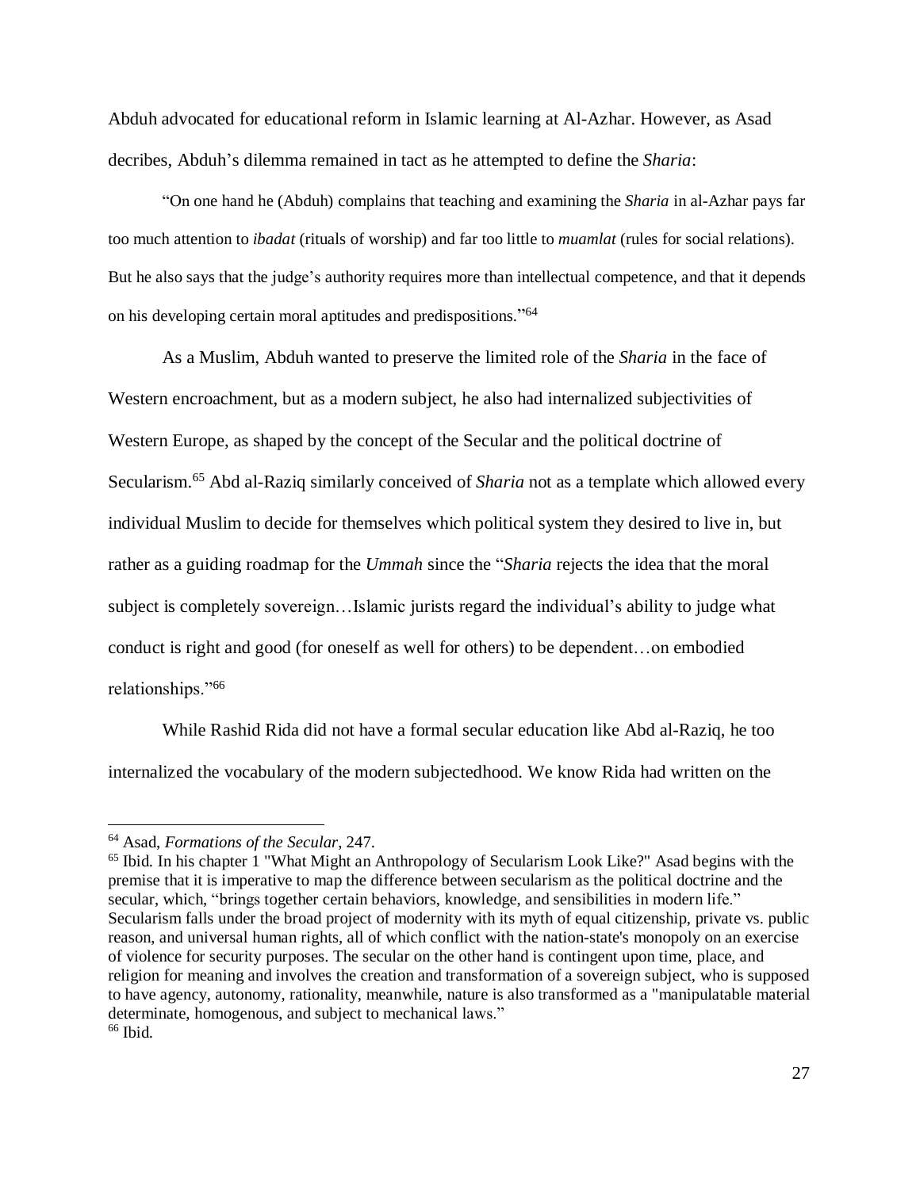Abduh advocated for educational reform in Islamic learning at Al-Azhar. However, as Asad decribes, Abduh's dilemma remained in tact as he attempted to define the *Sharia*:

> "On one hand he (Abduh) complains that teaching and examining the *Sharia* in al-Azhar pays far too much attention to *ibadat* (rituals of worship) and far too little to *muamlat* (rules for social relations). But he also says that the judge's authority requires more than intellectual competence, and that it depends on his developing certain moral aptitudes and predispositions."[64]

As a Muslim, Abduh wanted to preserve the limited role of the *Sharia* in the face of Western encroachment, but as a modern subject, he also had internalized subjectivities of Western Europe, as shaped by the concept of the Secular and the political doctrine of Secularism.[65] Abd al-Raziq similarly conceived of *Sharia* not as a template which allowed every individual Muslim to decide for themselves which political system they desired to live in, but rather as a guiding roadmap for the *Ummah* since the "*Sharia* rejects the idea that the moral subject is completely sovereign…Islamic jurists regard the individual's ability to judge what conduct is right and good (for oneself as well for others) to be dependent…on embodied relationships."[66]

While Rashid Rida did not have a formal secular education like Abd al-Raziq, he too internalized the vocabulary of the modern subjectedhood. We know Rida had written on the

---

[64] Asad, *Formations of the Secular*, 247.

[65] Ibid. In his chapter 1 "What Might an Anthropology of Secularism Look Like?" Asad begins with the premise that it is imperative to map the difference between secularism as the political doctrine and the secular, which, "brings together certain behaviors, knowledge, and sensibilities in modern life." Secularism falls under the broad project of modernity with its myth of equal citizenship, private vs. public reason, and universal human rights, all of which conflict with the nation-state's monopoly on an exercise of violence for security purposes. The secular on the other hand is contingent upon time, place, and religion for meaning and involves the creation and transformation of a sovereign subject, who is supposed to have agency, autonomy, rationality, meanwhile, nature is also transformed as a "manipulatable material determinate, homogenous, and subject to mechanical laws."

[66] Ibid.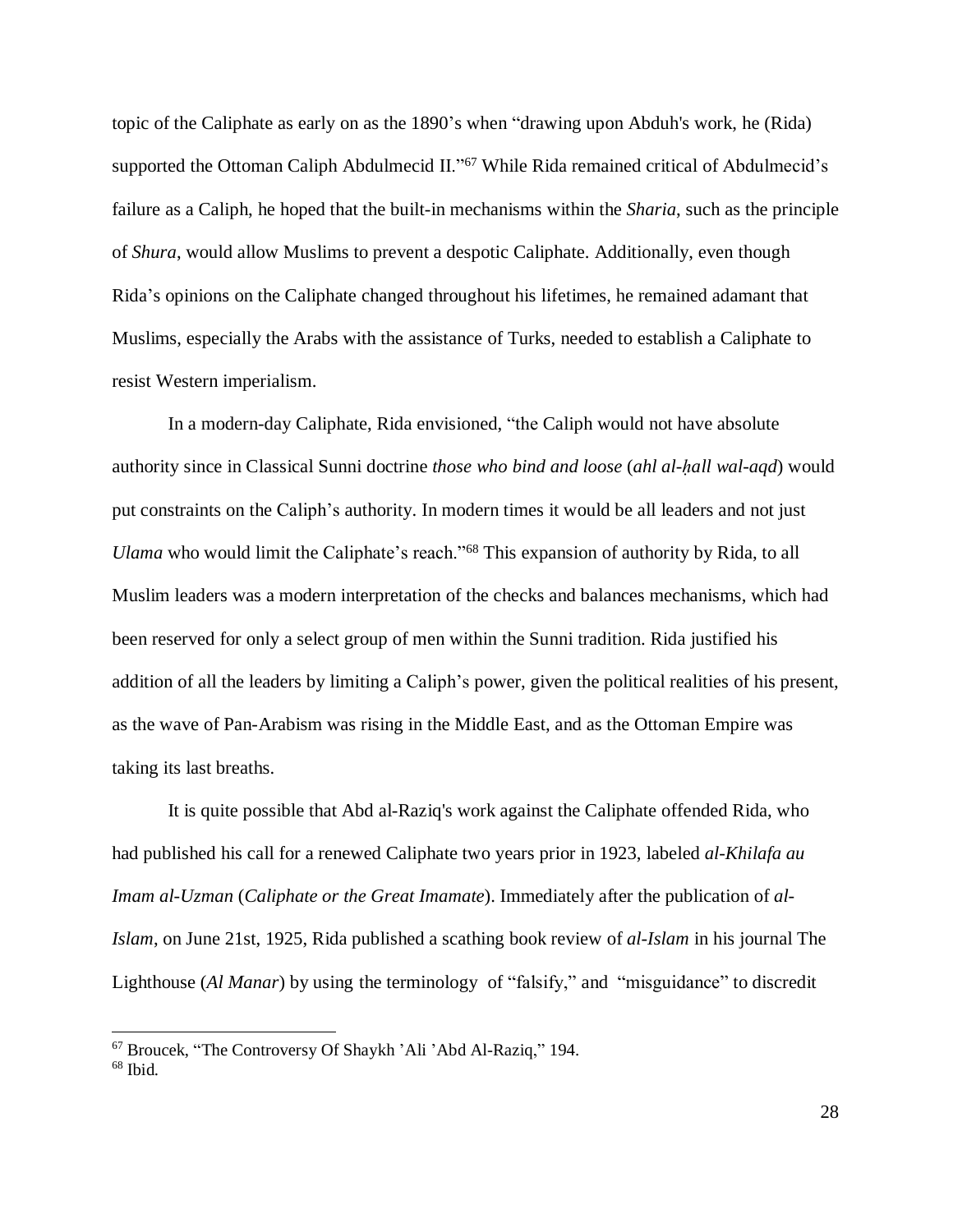topic of the Caliphate as early on as the 1890's when "drawing upon Abduh's work, he (Rida) supported the Ottoman Caliph Abdulmecid II."[67] While Rida remained critical of Abdulmecid's failure as a Caliph, he hoped that the built-in mechanisms within the *Sharia*, such as the principle of *Shura*, would allow Muslims to prevent a despotic Caliphate. Additionally, even though Rida's opinions on the Caliphate changed throughout his lifetimes, he remained adamant that Muslims, especially the Arabs with the assistance of Turks, needed to establish a Caliphate to resist Western imperialism.

In a modern-day Caliphate, Rida envisioned, "the Caliph would not have absolute authority since in Classical Sunni doctrine *those who bind and loose* (*ahl al-ḥall wal-aqd*) would put constraints on the Caliph's authority. In modern times it would be all leaders and not just *Ulama* who would limit the Caliphate's reach."[68] This expansion of authority by Rida, to all Muslim leaders was a modern interpretation of the checks and balances mechanisms, which had been reserved for only a select group of men within the Sunni tradition. Rida justified his addition of all the leaders by limiting a Caliph's power, given the political realities of his present, as the wave of Pan-Arabism was rising in the Middle East, and as the Ottoman Empire was taking its last breaths.

It is quite possible that Abd al-Raziq's work against the Caliphate offended Rida, who had published his call for a renewed Caliphate two years prior in 1923, labeled *al-Khilafa au Imam al-Uzman* (*Caliphate or the Great Imamate*). Immediately after the publication of *al-Islam*, on June 21st, 1925, Rida published a scathing book review of *al-Islam* in his journal The Lighthouse (*Al Manar*) by using the terminology of "falsify," and "misguidance" to discredit

---

[67] Broucek, "The Controversy Of Shaykh 'Ali 'Abd Al-Raziq," 194.

[68] Ibid.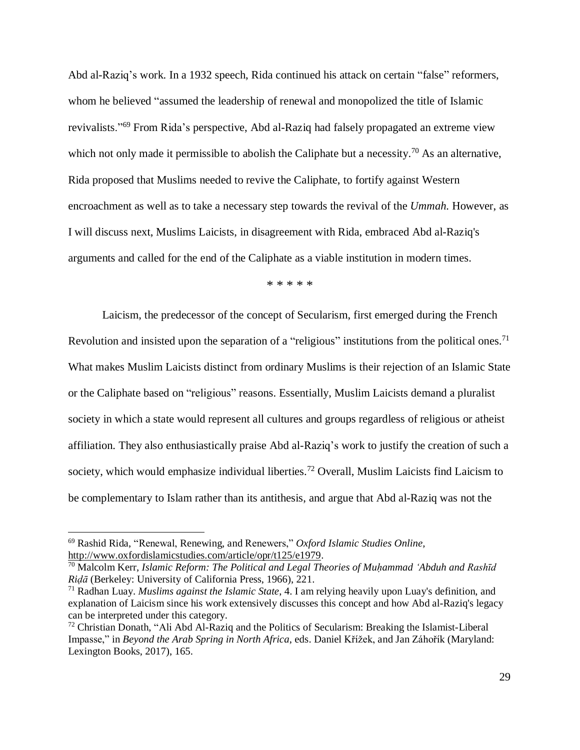Abd al-Raziq's work. In a 1932 speech, Rida continued his attack on certain "false" reformers, whom he believed "assumed the leadership of renewal and monopolized the title of Islamic revivalists."[69] From Rida's perspective, Abd al-Raziq had falsely propagated an extreme view which not only made it permissible to abolish the Caliphate but a necessity.[70] As an alternative, Rida proposed that Muslims needed to revive the Caliphate, to fortify against Western encroachment as well as to take a necessary step towards the revival of the *Ummah.* However, as I will discuss next, Muslims Laicists, in disagreement with Rida, embraced Abd al-Raziq's arguments and called for the end of the Caliphate as a viable institution in modern times.

\* \* \* \* \*

Laicism, the predecessor of the concept of Secularism, first emerged during the French Revolution and insisted upon the separation of a "religious" institutions from the political ones.[71] What makes Muslim Laicists distinct from ordinary Muslims is their rejection of an Islamic State or the Caliphate based on "religious" reasons. Essentially, Muslim Laicists demand a pluralist society in which a state would represent all cultures and groups regardless of religious or atheist affiliation. They also enthusiastically praise Abd al-Raziq's work to justify the creation of such a society, which would emphasize individual liberties.[72] Overall, Muslim Laicists find Laicism to be complementary to Islam rather than its antithesis, and argue that Abd al-Raziq was not the

---

[69] Rashid Rida, "Renewal, Renewing, and Renewers," *Oxford Islamic Studies Online*, http://www.oxfordislamicstudies.com/article/opr/t125/e1979.

[70] Malcolm Kerr, *Islamic Reform: The Political and Legal Theories of Muḥammad ʿAbduh and Rashīd Riḍā* (Berkeley: University of California Press, 1966), 221.

[71] Radhan Luay. *Muslims against the Islamic State*, 4. I am relying heavily upon Luay's definition, and explanation of Laicism since his work extensively discusses this concept and how Abd al-Raziq's legacy can be interpreted under this category.

[72] Christian Donath, "Ali Abd Al-Raziq and the Politics of Secularism: Breaking the Islamist-Liberal Impasse," in *Beyond the Arab Spring in North Africa*, eds. Daniel Křížek, and Jan Záhořík (Maryland: Lexington Books, 2017), 165.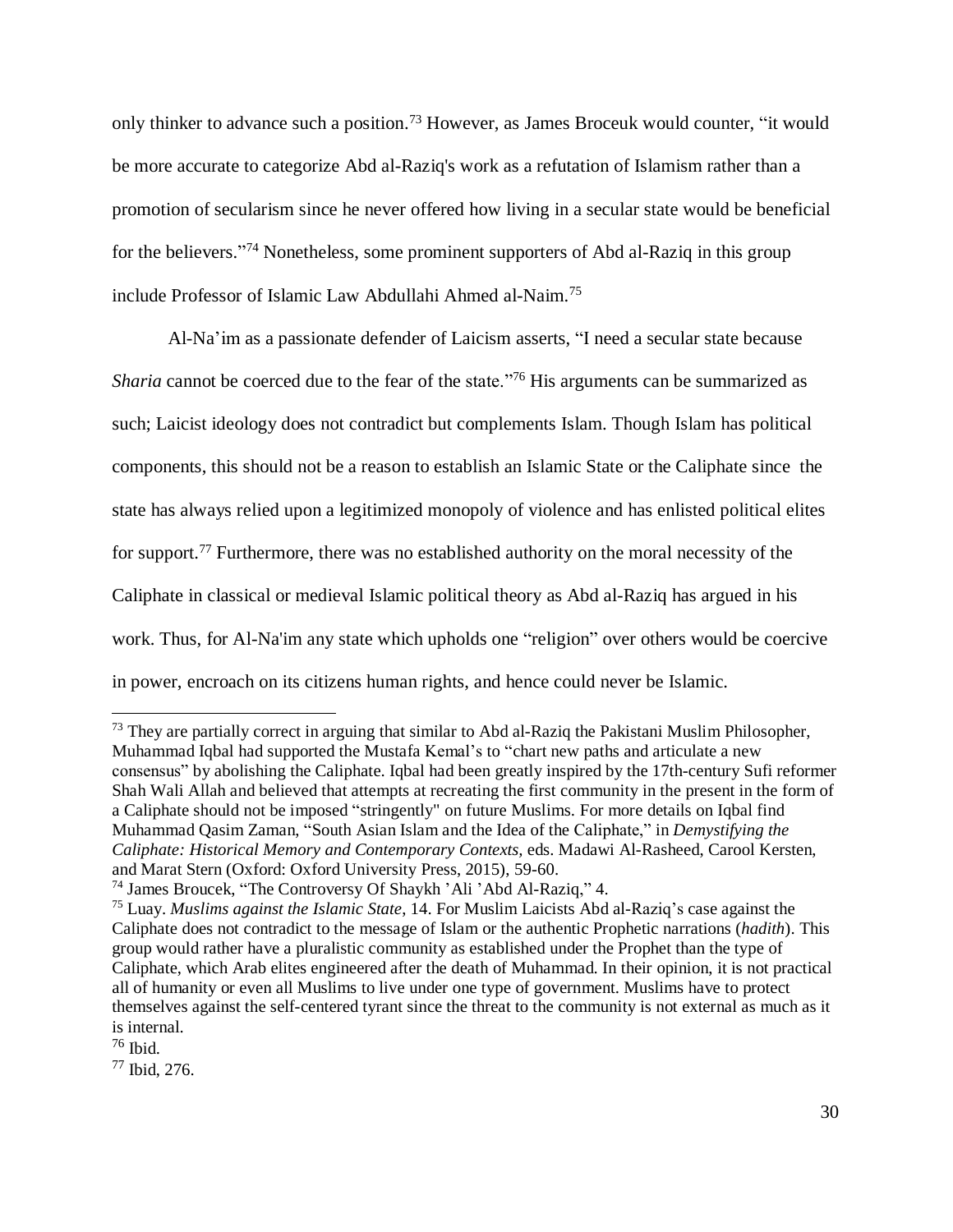only thinker to advance such a position.[73] However, as James Broceuk would counter, "it would be more accurate to categorize Abd al-Raziq's work as a refutation of Islamism rather than a promotion of secularism since he never offered how living in a secular state would be beneficial for the believers."[74] Nonetheless, some prominent supporters of Abd al-Raziq in this group include Professor of Islamic Law Abdullahi Ahmed al-Naim.[75]

Al-Na'im as a passionate defender of Laicism asserts, "I need a secular state because *Sharia* cannot be coerced due to the fear of the state."[76] His arguments can be summarized as such; Laicist ideology does not contradict but complements Islam. Though Islam has political components, this should not be a reason to establish an Islamic State or the Caliphate since the state has always relied upon a legitimized monopoly of violence and has enlisted political elites for support.[77] Furthermore, there was no established authority on the moral necessity of the Caliphate in classical or medieval Islamic political theory as Abd al-Raziq has argued in his work. Thus, for Al-Na'im any state which upholds one "religion" over others would be coercive in power, encroach on its citizens human rights, and hence could never be Islamic.

---

[73] They are partially correct in arguing that similar to Abd al-Raziq the Pakistani Muslim Philosopher, Muhammad Iqbal had supported the Mustafa Kemal's to "chart new paths and articulate a new consensus" by abolishing the Caliphate. Iqbal had been greatly inspired by the 17th-century Sufi reformer Shah Wali Allah and believed that attempts at recreating the first community in the present in the form of a Caliphate should not be imposed "stringently" on future Muslims. For more details on Iqbal find Muhammad Qasim Zaman, "South Asian Islam and the Idea of the Caliphate," in *Demystifying the Caliphate: Historical Memory and Contemporary Contexts,* eds. Madawi Al-Rasheed, Carool Kersten, and Marat Stern (Oxford: Oxford University Press, 2015), 59-60.

[74] James Broucek, "The Controversy Of Shaykh 'Ali 'Abd Al-Raziq," 4.

[75] Luay. *Muslims against the Islamic State*, 14. For Muslim Laicists Abd al-Raziq's case against the Caliphate does not contradict to the message of Islam or the authentic Prophetic narrations (*hadith*). This group would rather have a pluralistic community as established under the Prophet than the type of Caliphate, which Arab elites engineered after the death of Muhammad. In their opinion, it is not practical all of humanity or even all Muslims to live under one type of government. Muslims have to protect themselves against the self-centered tyrant since the threat to the community is not external as much as it is internal.

[76] Ibid.

[77] Ibid, 276.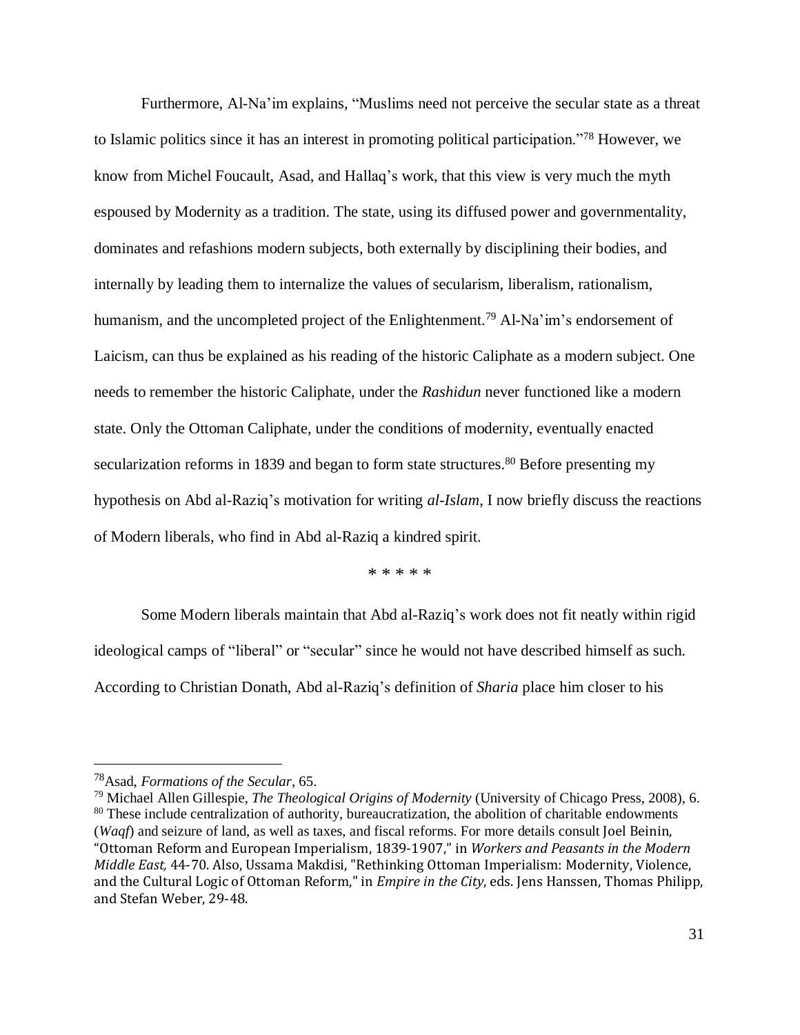Furthermore, Al-Na'im explains, "Muslims need not perceive the secular state as a threat to Islamic politics since it has an interest in promoting political participation."[78] However, we know from Michel Foucault, Asad, and Hallaq's work, that this view is very much the myth espoused by Modernity as a tradition. The state, using its diffused power and governmentality, dominates and refashions modern subjects, both externally by disciplining their bodies, and internally by leading them to internalize the values of secularism, liberalism, rationalism, humanism, and the uncompleted project of the Enlightenment.[79] Al-Na'im's endorsement of Laicism, can thus be explained as his reading of the historic Caliphate as a modern subject. One needs to remember the historic Caliphate, under the *Rashidun* never functioned like a modern state. Only the Ottoman Caliphate, under the conditions of modernity, eventually enacted secularization reforms in 1839 and began to form state structures.[80] Before presenting my hypothesis on Abd al-Raziq's motivation for writing *al-Islam*, I now briefly discuss the reactions of Modern liberals, who find in Abd al-Raziq a kindred spirit.

\* \* \* \* \*

Some Modern liberals maintain that Abd al-Raziq's work does not fit neatly within rigid ideological camps of "liberal" or "secular" since he would not have described himself as such. According to Christian Donath, Abd al-Raziq's definition of *Sharia* place him closer to his

---

[78] Asad, *Formations of the Secular*, 65.

[79] Michael Allen Gillespie, *The Theological Origins of Modernity* (University of Chicago Press, 2008), 6.

[80] These include centralization of authority, bureaucratization, the abolition of charitable endowments (*Waqf*) and seizure of land, as well as taxes, and fiscal reforms. For more details consult Joel Beinin, "Ottoman Reform and European Imperialism, 1839-1907," in *Workers and Peasants in the Modern Middle East,* 44-70. Also, Ussama Makdisi, "Rethinking Ottoman Imperialism: Modernity, Violence, and the Cultural Logic of Ottoman Reform," in *Empire in the City,* eds. Jens Hanssen, Thomas Philipp, and Stefan Weber, 29-48.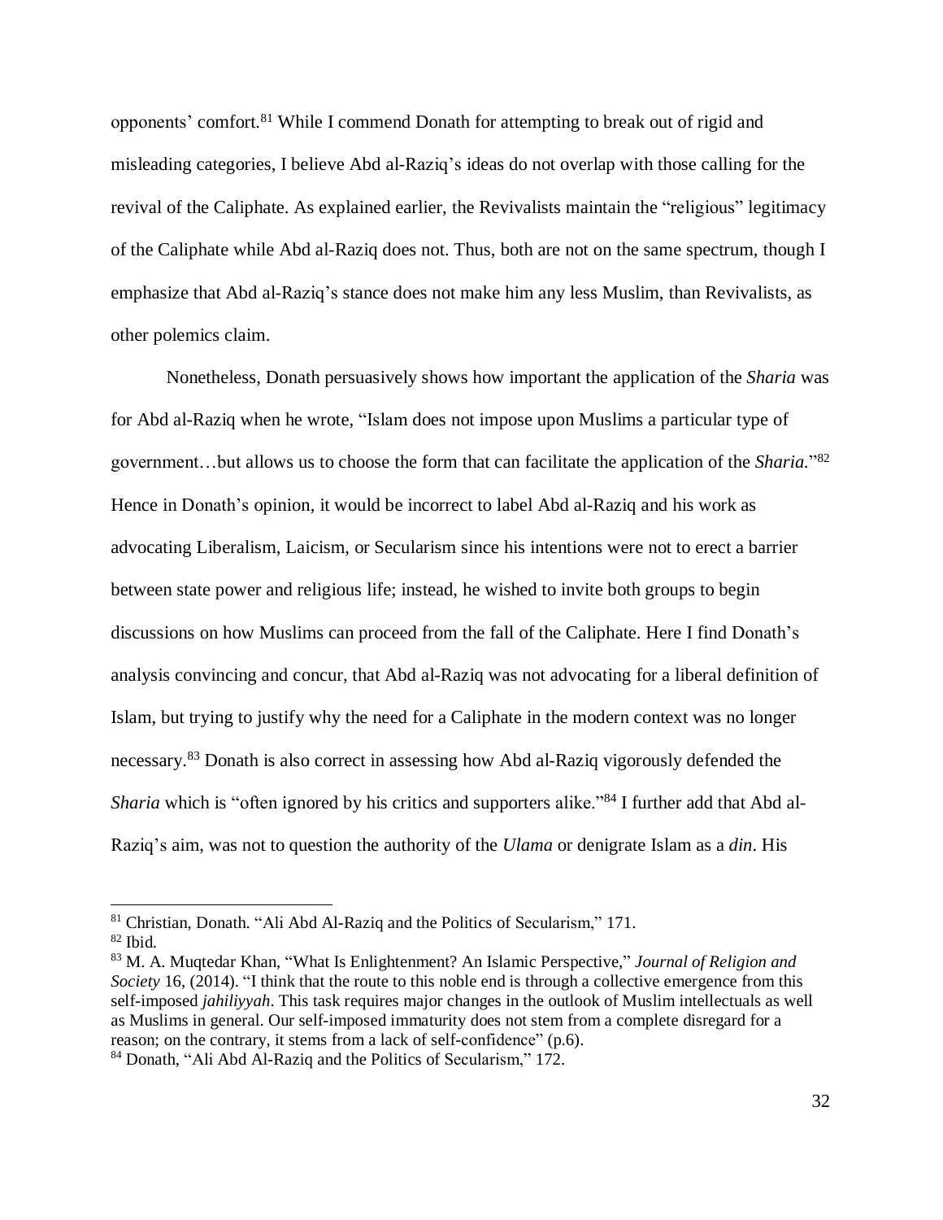opponents' comfort.[81] While I commend Donath for attempting to break out of rigid and misleading categories, I believe Abd al-Raziq's ideas do not overlap with those calling for the revival of the Caliphate. As explained earlier, the Revivalists maintain the "religious" legitimacy of the Caliphate while Abd al-Raziq does not. Thus, both are not on the same spectrum, though I emphasize that Abd al-Raziq's stance does not make him any less Muslim, than Revivalists, as other polemics claim.

Nonetheless, Donath persuasively shows how important the application of the *Sharia* was for Abd al-Raziq when he wrote, "Islam does not impose upon Muslims a particular type of government…but allows us to choose the form that can facilitate the application of the *Sharia.*"[82] Hence in Donath's opinion, it would be incorrect to label Abd al-Raziq and his work as advocating Liberalism, Laicism, or Secularism since his intentions were not to erect a barrier between state power and religious life; instead, he wished to invite both groups to begin discussions on how Muslims can proceed from the fall of the Caliphate. Here I find Donath's analysis convincing and concur, that Abd al-Raziq was not advocating for a liberal definition of Islam, but trying to justify why the need for a Caliphate in the modern context was no longer necessary.[83] Donath is also correct in assessing how Abd al-Raziq vigorously defended the *Sharia* which is "often ignored by his critics and supporters alike."[84] I further add that Abd al-Raziq's aim, was not to question the authority of the *Ulama* or denigrate Islam as a *din*. His

---

[81] Christian, Donath. "Ali Abd Al-Raziq and the Politics of Secularism," 171.

[82] Ibid.

[83] M. A. Muqtedar Khan, "What Is Enlightenment? An Islamic Perspective," *Journal of Religion and Society* 16, (2014). "I think that the route to this noble end is through a collective emergence from this self-imposed *jahiliyyah*. This task requires major changes in the outlook of Muslim intellectuals as well as Muslims in general. Our self-imposed immaturity does not stem from a complete disregard for a reason; on the contrary, it stems from a lack of self-confidence" (p.6).

[84] Donath, "Ali Abd Al-Raziq and the Politics of Secularism," 172.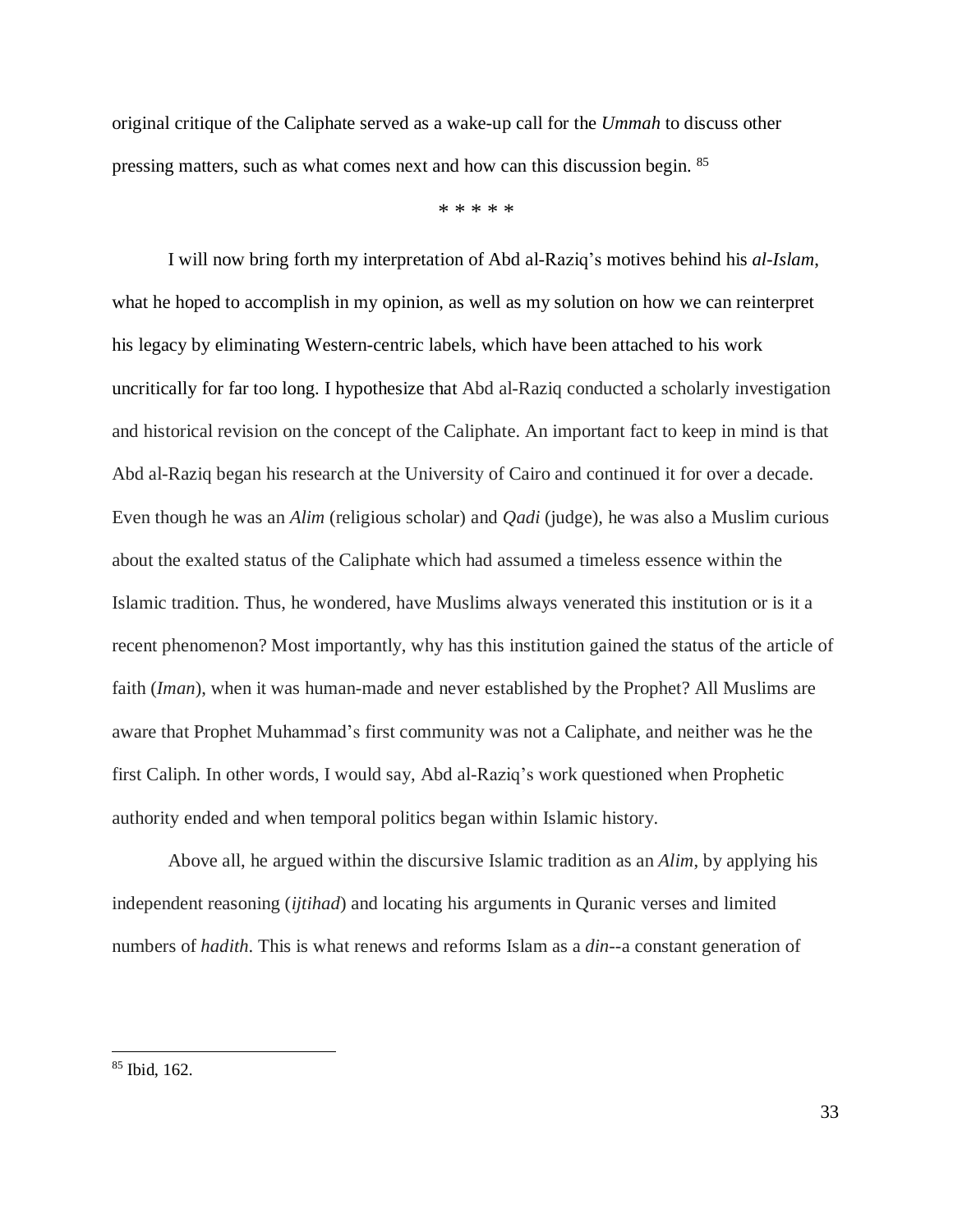original critique of the Caliphate served as a wake-up call for the *Ummah* to discuss other pressing matters, such as what comes next and how can this discussion begin. [85]

\* \* \* \* \*

I will now bring forth my interpretation of Abd al-Raziq's motives behind his *al-Islam*, what he hoped to accomplish in my opinion, as well as my solution on how we can reinterpret his legacy by eliminating Western-centric labels, which have been attached to his work uncritically for far too long. I hypothesize that Abd al-Raziq conducted a scholarly investigation and historical revision on the concept of the Caliphate. An important fact to keep in mind is that Abd al-Raziq began his research at the University of Cairo and continued it for over a decade. Even though he was an *Alim* (religious scholar) and *Qadi* (judge), he was also a Muslim curious about the exalted status of the Caliphate which had assumed a timeless essence within the Islamic tradition. Thus, he wondered, have Muslims always venerated this institution or is it a recent phenomenon? Most importantly, why has this institution gained the status of the article of faith (*Iman*), when it was human-made and never established by the Prophet? All Muslims are aware that Prophet Muhammad's first community was not a Caliphate, and neither was he the first Caliph. In other words, I would say, Abd al-Raziq's work questioned when Prophetic authority ended and when temporal politics began within Islamic history.

Above all, he argued within the discursive Islamic tradition as an *Alim*, by applying his independent reasoning (*ijtihad*) and locating his arguments in Quranic verses and limited numbers of *hadith*. This is what renews and reforms Islam as a *din*--a constant generation of

---

[85] Ibid, 162.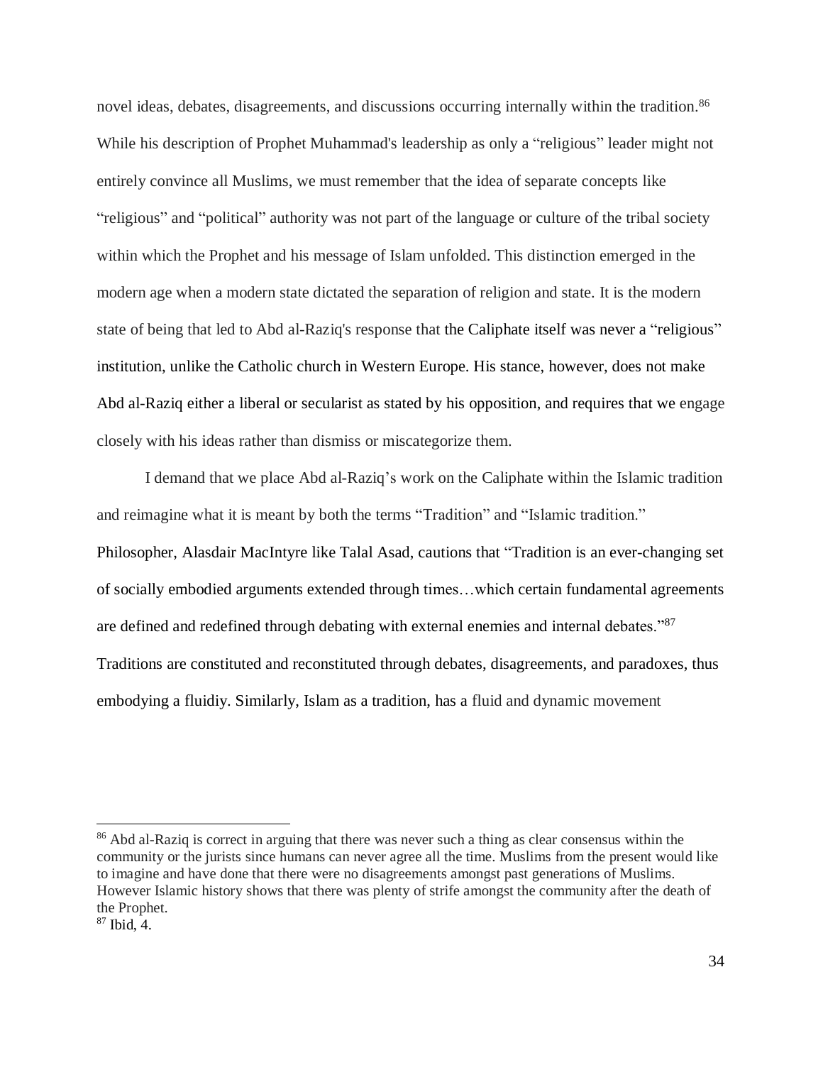novel ideas, debates, disagreements, and discussions occurring internally within the tradition.[86] While his description of Prophet Muhammad's leadership as only a "religious" leader might not entirely convince all Muslims, we must remember that the idea of separate concepts like "religious" and "political" authority was not part of the language or culture of the tribal society within which the Prophet and his message of Islam unfolded. This distinction emerged in the modern age when a modern state dictated the separation of religion and state. It is the modern state of being that led to Abd al-Raziq's response that the Caliphate itself was never a "religious" institution, unlike the Catholic church in Western Europe. His stance, however, does not make Abd al-Raziq either a liberal or secularist as stated by his opposition, and requires that we engage closely with his ideas rather than dismiss or miscategorize them.

I demand that we place Abd al-Raziq's work on the Caliphate within the Islamic tradition and reimagine what it is meant by both the terms "Tradition" and "Islamic tradition." Philosopher, Alasdair MacIntyre like Talal Asad, cautions that "Tradition is an ever-changing set of socially embodied arguments extended through times…which certain fundamental agreements are defined and redefined through debating with external enemies and internal debates."[87] Traditions are constituted and reconstituted through debates, disagreements, and paradoxes, thus embodying a fluidiy. Similarly, Islam as a tradition, has a fluid and dynamic movement

[86] Abd al-Raziq is correct in arguing that there was never such a thing as clear consensus within the community or the jurists since humans can never agree all the time. Muslims from the present would like to imagine and have done that there were no disagreements amongst past generations of Muslims. However Islamic history shows that there was plenty of strife amongst the community after the death of the Prophet.

[87] Ibid, 4.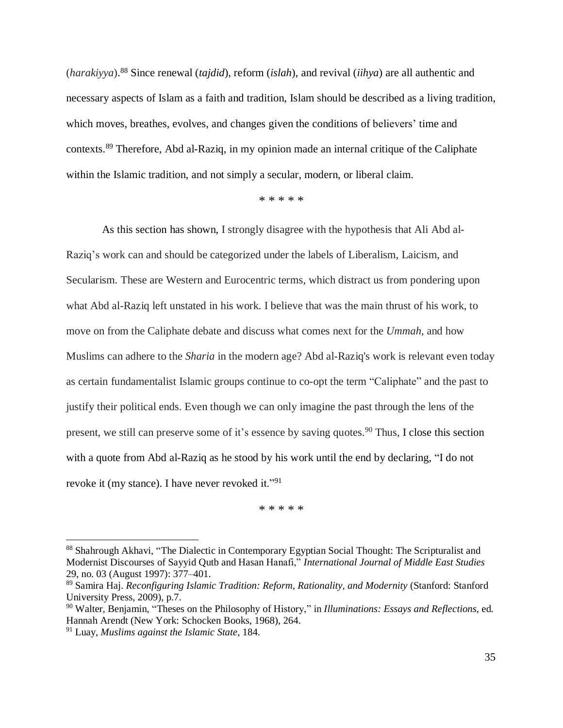(*harakiyya*).[88] Since renewal (*tajdid*), reform (*islah*), and revival (*iihya*) are all authentic and necessary aspects of Islam as a faith and tradition, Islam should be described as a living tradition, which moves, breathes, evolves, and changes given the conditions of believers' time and contexts.[89] Therefore, Abd al-Raziq, in my opinion made an internal critique of the Caliphate within the Islamic tradition, and not simply a secular, modern, or liberal claim.

\* \* \* \* \*

As this section has shown, I strongly disagree with the hypothesis that Ali Abd al-Raziq's work can and should be categorized under the labels of Liberalism, Laicism, and Secularism. These are Western and Eurocentric terms, which distract us from pondering upon what Abd al-Raziq left unstated in his work. I believe that was the main thrust of his work, to move on from the Caliphate debate and discuss what comes next for the *Ummah*, and how Muslims can adhere to the *Sharia* in the modern age? Abd al-Raziq's work is relevant even today as certain fundamentalist Islamic groups continue to co-opt the term "Caliphate" and the past to justify their political ends. Even though we can only imagine the past through the lens of the present, we still can preserve some of it's essence by saving quotes.[90] Thus, I close this section with a quote from Abd al-Raziq as he stood by his work until the end by declaring, "I do not revoke it (my stance). I have never revoked it."[91]

\* \* \* \* \*

---

[88] Shahrough Akhavi, "The Dialectic in Contemporary Egyptian Social Thought: The Scripturalist and Modernist Discourses of Sayyid Qutb and Hasan Hanafi," *International Journal of Middle East Studies* 29, no. 03 (August 1997): 377–401.

[89] Samira Haj. *Reconfiguring Islamic Tradition: Reform, Rationality, and Modernity* (Stanford: Stanford University Press, 2009), p.7.

[90] Walter, Benjamin, "Theses on the Philosophy of History," in *Illuminations: Essays and Reflections*, ed. Hannah Arendt (New York: Schocken Books, 1968), 264.

[91] Luay, *Muslims against the Islamic State*, 184.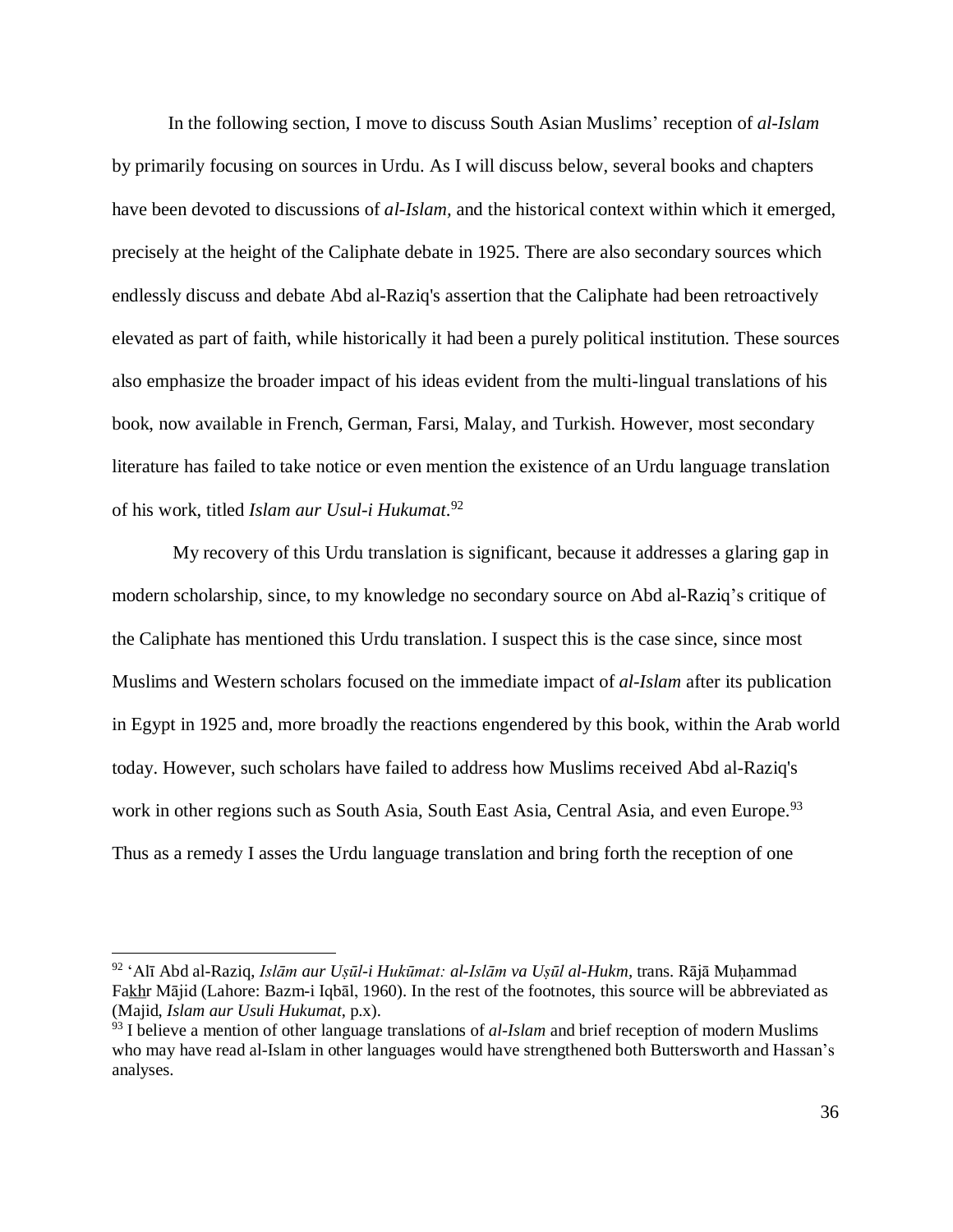In the following section, I move to discuss South Asian Muslims' reception of *al-Islam* by primarily focusing on sources in Urdu. As I will discuss below, several books and chapters have been devoted to discussions of *al-Islam,* and the historical context within which it emerged, precisely at the height of the Caliphate debate in 1925. There are also secondary sources which endlessly discuss and debate Abd al-Raziq's assertion that the Caliphate had been retroactively elevated as part of faith, while historically it had been a purely political institution. These sources also emphasize the broader impact of his ideas evident from the multi-lingual translations of his book, now available in French, German, Farsi, Malay, and Turkish. However, most secondary literature has failed to take notice or even mention the existence of an Urdu language translation of his work, titled *Islam aur Usul-i Hukumat*.[92]

My recovery of this Urdu translation is significant, because it addresses a glaring gap in modern scholarship, since, to my knowledge no secondary source on Abd al-Raziq's critique of the Caliphate has mentioned this Urdu translation. I suspect this is the case since, since most Muslims and Western scholars focused on the immediate impact of *al-Islam* after its publication in Egypt in 1925 and, more broadly the reactions engendered by this book, within the Arab world today. However, such scholars have failed to address how Muslims received Abd al-Raziq's work in other regions such as South Asia, South East Asia, Central Asia, and even Europe.[93] Thus as a remedy I asses the Urdu language translation and bring forth the reception of one

---

[92] 'Alī Abd al-Raziq, *Islām aur Uṣūl-i Hukūmat: al-Islām va Uṣūl al-Hukm*, trans. Rājā Muḥammad Fak͟hr Mājid (Lahore: Bazm-i Iqbāl, 1960). In the rest of the footnotes, this source will be abbreviated as (Majid, *Islam aur Usuli Hukumat*, p.x).

[93] I believe a mention of other language translations of *al-Islam* and brief reception of modern Muslims who may have read al-Islam in other languages would have strengthened both Buttersworth and Hassan's analyses.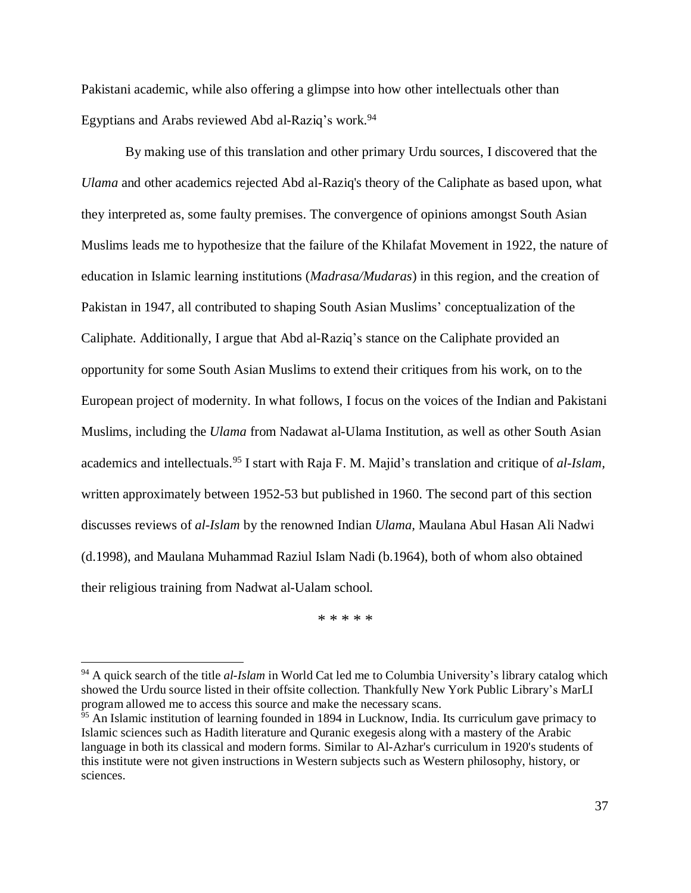Pakistani academic, while also offering a glimpse into how other intellectuals other than Egyptians and Arabs reviewed Abd al-Raziq's work.[94]

By making use of this translation and other primary Urdu sources, I discovered that the *Ulama* and other academics rejected Abd al-Raziq's theory of the Caliphate as based upon, what they interpreted as, some faulty premises. The convergence of opinions amongst South Asian Muslims leads me to hypothesize that the failure of the Khilafat Movement in 1922, the nature of education in Islamic learning institutions (*Madrasa/Mudaras*) in this region, and the creation of Pakistan in 1947, all contributed to shaping South Asian Muslims' conceptualization of the Caliphate. Additionally, I argue that Abd al-Raziq's stance on the Caliphate provided an opportunity for some South Asian Muslims to extend their critiques from his work, on to the European project of modernity. In what follows, I focus on the voices of the Indian and Pakistani Muslims, including the *Ulama* from Nadawat al-Ulama Institution, as well as other South Asian academics and intellectuals.[95] I start with Raja F. M. Majid's translation and critique of *al-Islam*, written approximately between 1952-53 but published in 1960. The second part of this section discusses reviews of *al-Islam* by the renowned Indian *Ulama*, Maulana Abul Hasan Ali Nadwi (d.1998), and Maulana Muhammad Raziul Islam Nadi (b.1964), both of whom also obtained their religious training from Nadwat al-Ualam school.

\* \* \* \* \*

---

[94] A quick search of the title *al-Islam* in World Cat led me to Columbia University's library catalog which showed the Urdu source listed in their offsite collection. Thankfully New York Public Library's MarLI program allowed me to access this source and make the necessary scans.

[95] An Islamic institution of learning founded in 1894 in Lucknow, India. Its curriculum gave primacy to Islamic sciences such as Hadith literature and Quranic exegesis along with a mastery of the Arabic language in both its classical and modern forms. Similar to Al-Azhar's curriculum in 1920's students of this institute were not given instructions in Western subjects such as Western philosophy, history, or sciences.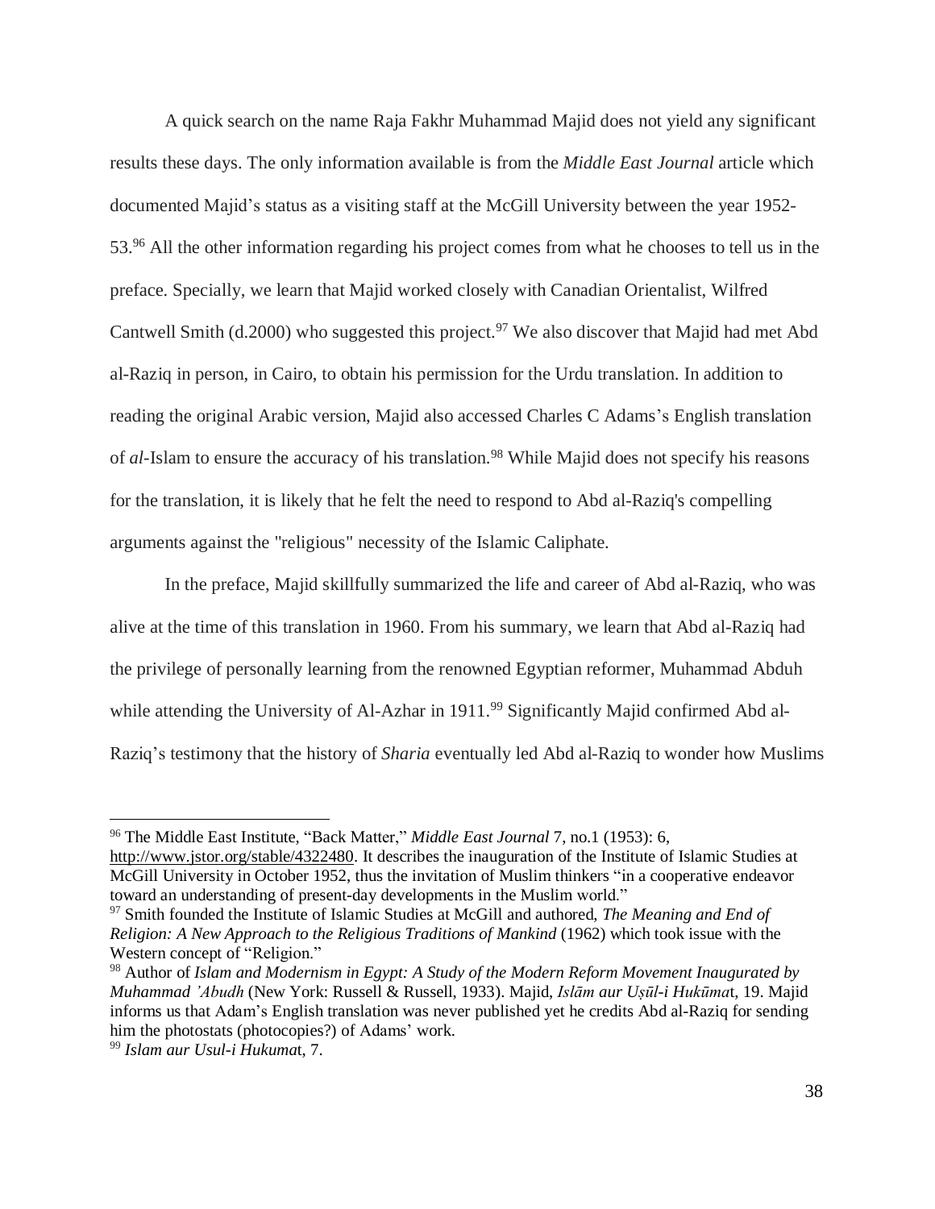A quick search on the name Raja Fakhr Muhammad Majid does not yield any significant results these days. The only information available is from the *Middle East Journal* article which documented Majid's status as a visiting staff at the McGill University between the year 1952-53.[96] All the other information regarding his project comes from what he chooses to tell us in the preface. Specially, we learn that Majid worked closely with Canadian Orientalist, Wilfred Cantwell Smith (d.2000) who suggested this project.[97] We also discover that Majid had met Abd al-Raziq in person, in Cairo, to obtain his permission for the Urdu translation. In addition to reading the original Arabic version, Majid also accessed Charles C Adams's English translation of *al*-Islam to ensure the accuracy of his translation.[98] While Majid does not specify his reasons for the translation, it is likely that he felt the need to respond to Abd al-Raziq's compelling arguments against the "religious" necessity of the Islamic Caliphate.

In the preface, Majid skillfully summarized the life and career of Abd al-Raziq, who was alive at the time of this translation in 1960. From his summary, we learn that Abd al-Raziq had the privilege of personally learning from the renowned Egyptian reformer, Muhammad Abduh while attending the University of Al-Azhar in 1911.[99] Significantly Majid confirmed Abd al-Raziq's testimony that the history of *Sharia* eventually led Abd al-Raziq to wonder how Muslims

---

[96] The Middle East Institute, "Back Matter," *Middle East Journal* 7, no.1 (1953): 6, http://www.jstor.org/stable/4322480. It describes the inauguration of the Institute of Islamic Studies at McGill University in October 1952, thus the invitation of Muslim thinkers "in a cooperative endeavor toward an understanding of present-day developments in the Muslim world."

[97] Smith founded the Institute of Islamic Studies at McGill and authored, *The Meaning and End of Religion: A New Approach to the Religious Traditions of Mankind* (1962) which took issue with the Western concept of "Religion."

[98] Author of *Islam and Modernism in Egypt: A Study of the Modern Reform Movement Inaugurated by Muhammad 'Abudh* (New York: Russell & Russell, 1933). Majid, *Islām aur Uṣūl-i Hukūma*t, 19. Majid informs us that Adam's English translation was never published yet he credits Abd al-Raziq for sending him the photostats (photocopies?) of Adams' work.

[99] *Islam aur Usul-i Hukuma*t, 7.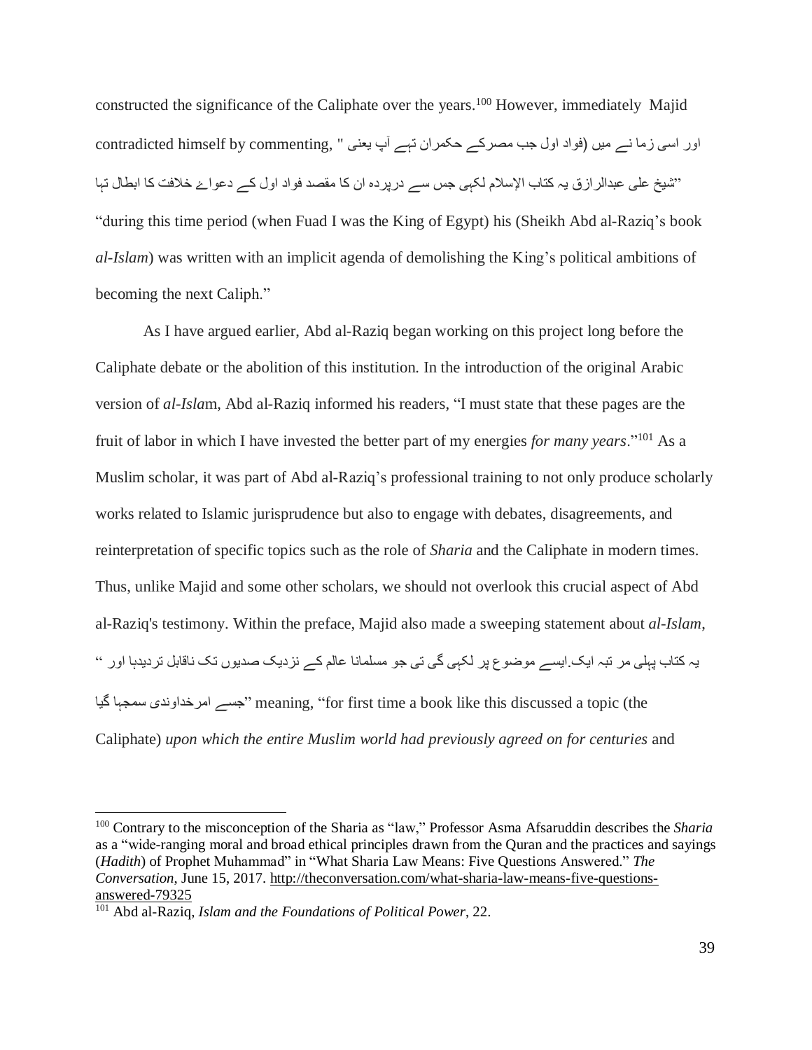constructed the significance of the Caliphate over the years.[100] However, immediately Majid contradicted himself by commenting, " اور اسی زما نے میں (فواد اول جب مصرکے حکمران تہے آپ یعنی "شیخ علی عبدالرازق یہ کتاب الإسلام لکہی جس سے درپردہ ان کا مقصد فواد اول کے دعوائے خلافت کا ابطال تہا "during this time period (when Fuad I was the King of Egypt) his (Sheikh Abd al-Raziq's book *al-Islam*) was written with an implicit agenda of demolishing the King's political ambitions of becoming the next Caliph."

As I have argued earlier, Abd al-Raziq began working on this project long before the Caliphate debate or the abolition of this institution. In the introduction of the original Arabic version of *al-Isla*m, Abd al-Raziq informed his readers, "I must state that these pages are the fruit of labor in which I have invested the better part of my energies *for many years*."[101] As a Muslim scholar, it was part of Abd al-Raziq's professional training to not only produce scholarly works related to Islamic jurisprudence but also to engage with debates, disagreements, and reinterpretation of specific topics such as the role of *Sharia* and the Caliphate in modern times. Thus, unlike Majid and some other scholars, we should not overlook this crucial aspect of Abd al-Raziq's testimony. Within the preface, Majid also made a sweeping statement about *al-Islam*, " یہ کتاب پہلی مر تبہ ایک.ایسے موضوع پر لکہی گی تی جو مسلمانا عالم کے نزدیک صدیوں تک ناقابل تردیدہا اور جسے امرخداوندی سمجہا گیا" meaning, "for first time a book like this discussed a topic (the Caliphate) *upon which the entire Muslim world had previously agreed on for centuries* and

---

[100] Contrary to the misconception of the Sharia as "law," Professor Asma Afsaruddin describes the *Sharia* as a "wide-ranging moral and broad ethical principles drawn from the Quran and the practices and sayings (*Hadith*) of Prophet Muhammad" in "What Sharia Law Means: Five Questions Answered." *The Conversation*, June 15, 2017. http://theconversation.com/what-sharia-law-means-five-questions-answered-79325

[101] Abd al-Raziq, *Islam and the Foundations of Political Power*, 22.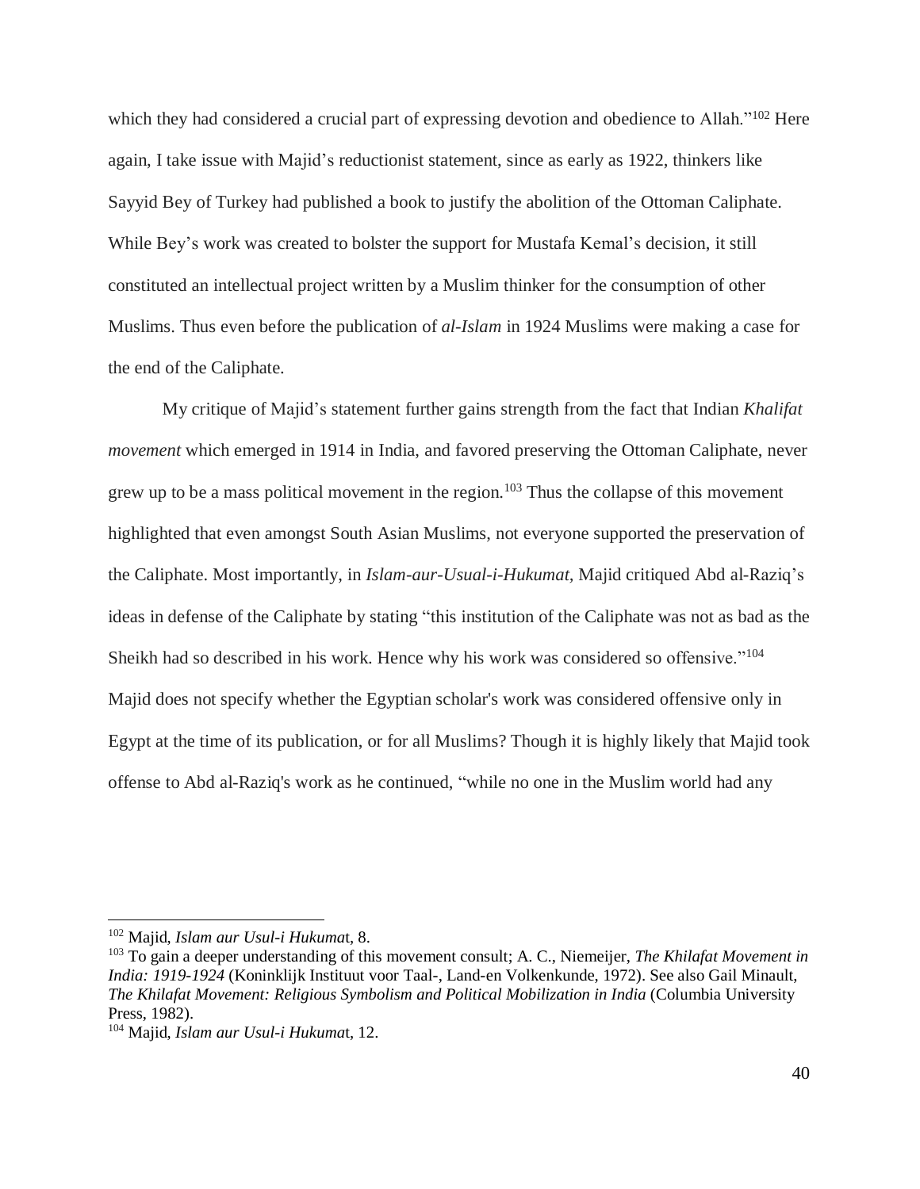which they had considered a crucial part of expressing devotion and obedience to Allah."[102] Here again, I take issue with Majid's reductionist statement, since as early as 1922, thinkers like Sayyid Bey of Turkey had published a book to justify the abolition of the Ottoman Caliphate. While Bey's work was created to bolster the support for Mustafa Kemal's decision, it still constituted an intellectual project written by a Muslim thinker for the consumption of other Muslims. Thus even before the publication of *al-Islam* in 1924 Muslims were making a case for the end of the Caliphate.

My critique of Majid's statement further gains strength from the fact that Indian *Khalifat movement* which emerged in 1914 in India, and favored preserving the Ottoman Caliphate, never grew up to be a mass political movement in the region.[103] Thus the collapse of this movement highlighted that even amongst South Asian Muslims, not everyone supported the preservation of the Caliphate. Most importantly, in *Islam-aur-Usual-i-Hukumat,* Majid critiqued Abd al-Raziq's ideas in defense of the Caliphate by stating "this institution of the Caliphate was not as bad as the Sheikh had so described in his work. Hence why his work was considered so offensive."[104] Majid does not specify whether the Egyptian scholar's work was considered offensive only in Egypt at the time of its publication, or for all Muslims? Though it is highly likely that Majid took offense to Abd al-Raziq's work as he continued, "while no one in the Muslim world had any

---

[102] Majid, *Islam aur Usul-i Hukumat*, 8.

[103] To gain a deeper understanding of this movement consult; A. C., Niemeijer, *The Khilafat Movement in India: 1919-1924* (Koninklijk Instituut voor Taal-, Land-en Volkenkunde, 1972). See also Gail Minault, *The Khilafat Movement: Religious Symbolism and Political Mobilization in India* (Columbia University Press, 1982).

[104] Majid, *Islam aur Usul-i Hukumat*, 12.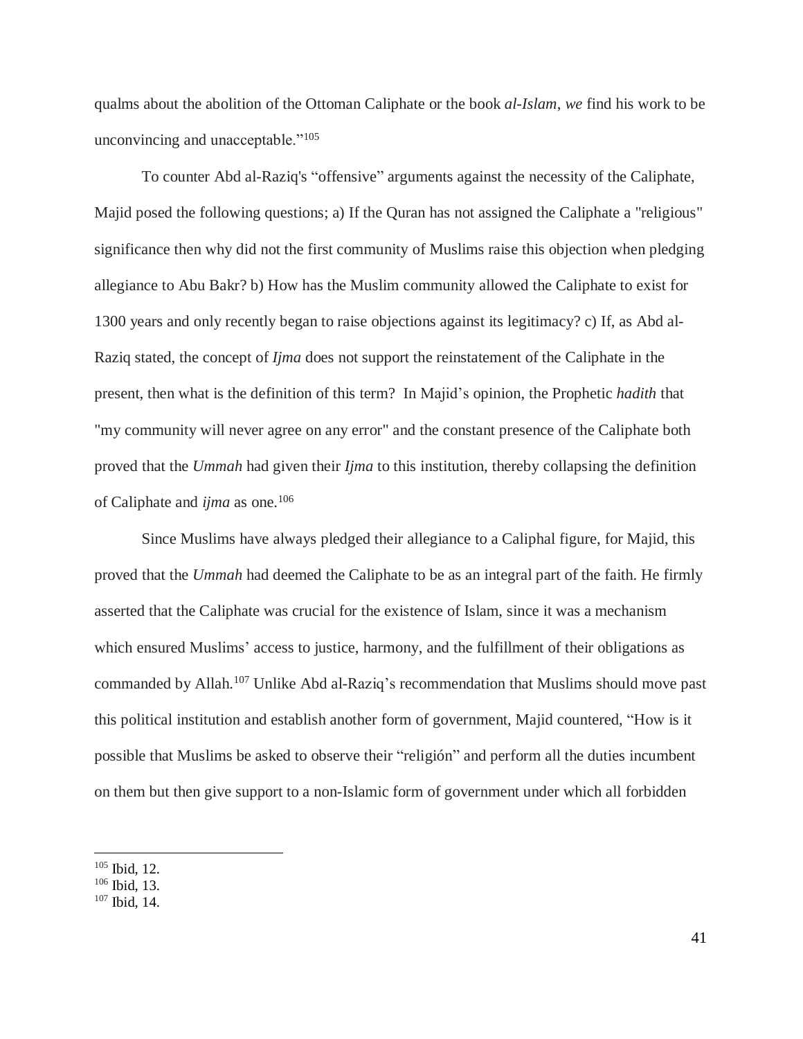qualms about the abolition of the Ottoman Caliphate or the book *al-Islam*, *we* find his work to be unconvincing and unacceptable."[105]

To counter Abd al-Raziq's "offensive" arguments against the necessity of the Caliphate, Majid posed the following questions; a) If the Quran has not assigned the Caliphate a "religious" significance then why did not the first community of Muslims raise this objection when pledging allegiance to Abu Bakr? b) How has the Muslim community allowed the Caliphate to exist for 1300 years and only recently began to raise objections against its legitimacy? c) If, as Abd al-Raziq stated, the concept of *Ijma* does not support the reinstatement of the Caliphate in the present, then what is the definition of this term? In Majid's opinion, the Prophetic *hadith* that "my community will never agree on any error" and the constant presence of the Caliphate both proved that the *Ummah* had given their *Ijma* to this institution, thereby collapsing the definition of Caliphate and *ijma* as one.[106]

Since Muslims have always pledged their allegiance to a Caliphal figure, for Majid, this proved that the *Ummah* had deemed the Caliphate to be as an integral part of the faith. He firmly asserted that the Caliphate was crucial for the existence of Islam, since it was a mechanism which ensured Muslims' access to justice, harmony, and the fulfillment of their obligations as commanded by Allah.[107] Unlike Abd al-Raziq's recommendation that Muslims should move past this political institution and establish another form of government, Majid countered, "How is it possible that Muslims be asked to observe their "religión" and perform all the duties incumbent on them but then give support to a non-Islamic form of government under which all forbidden

---

[105] Ibid, 12.
[106] Ibid, 13.
[107] Ibid, 14.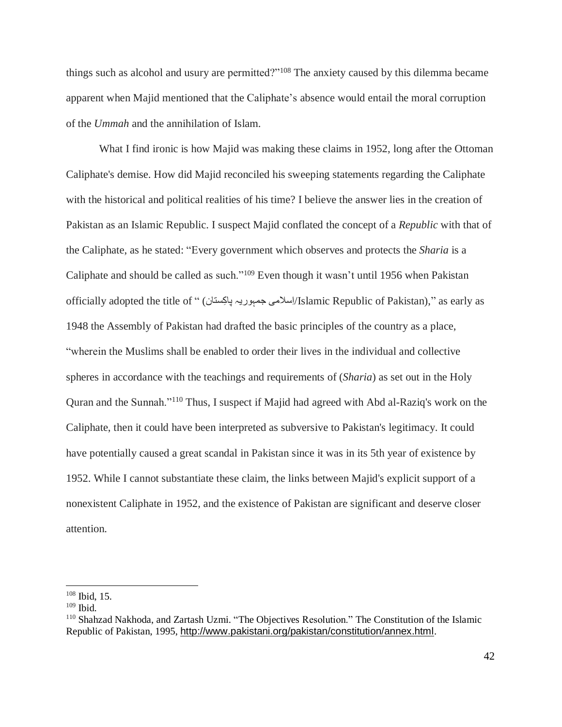things such as alcohol and usury are permitted?"[108] The anxiety caused by this dilemma became apparent when Majid mentioned that the Caliphate's absence would entail the moral corruption of the *Ummah* and the annihilation of Islam.

What I find ironic is how Majid was making these claims in 1952, long after the Ottoman Caliphate's demise. How did Majid reconciled his sweeping statements regarding the Caliphate with the historical and political realities of his time? I believe the answer lies in the creation of Pakistan as an Islamic Republic. I suspect Majid conflated the concept of a *Republic* with that of the Caliphate, as he stated: "Every government which observes and protects the *Sharia* is a Caliphate and should be called as such."[109] Even though it wasn't until 1956 when Pakistan officially adopted the title of " (اسلامی جمہوریہ پاکستان/Islamic Republic of Pakistan)," as early as 1948 the Assembly of Pakistan had drafted the basic principles of the country as a place, "wherein the Muslims shall be enabled to order their lives in the individual and collective spheres in accordance with the teachings and requirements of (*Sharia*) as set out in the Holy Quran and the Sunnah."[110] Thus, I suspect if Majid had agreed with Abd al-Raziq's work on the Caliphate, then it could have been interpreted as subversive to Pakistan's legitimacy. It could have potentially caused a great scandal in Pakistan since it was in its 5th year of existence by 1952. While I cannot substantiate these claim, the links between Majid's explicit support of a nonexistent Caliphate in 1952, and the existence of Pakistan are significant and deserve closer attention.

---

[108] Ibid, 15.

[109] Ibid.

[110] Shahzad Nakhoda, and Zartash Uzmi. "The Objectives Resolution." The Constitution of the Islamic Republic of Pakistan, 1995, http://www.pakistani.org/pakistan/constitution/annex.html.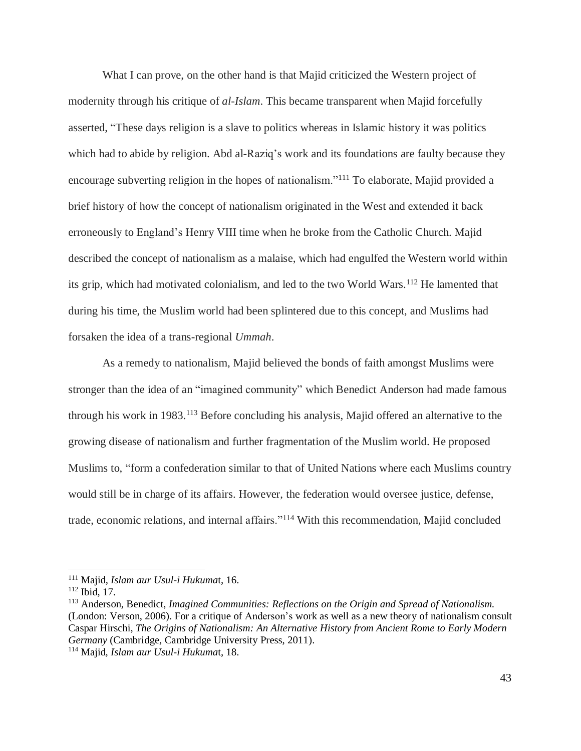What I can prove, on the other hand is that Majid criticized the Western project of modernity through his critique of *al-Islam*. This became transparent when Majid forcefully asserted, "These days religion is a slave to politics whereas in Islamic history it was politics which had to abide by religion. Abd al-Raziq's work and its foundations are faulty because they encourage subverting religion in the hopes of nationalism."[111] To elaborate, Majid provided a brief history of how the concept of nationalism originated in the West and extended it back erroneously to England's Henry VIII time when he broke from the Catholic Church. Majid described the concept of nationalism as a malaise, which had engulfed the Western world within its grip, which had motivated colonialism, and led to the two World Wars.[112] He lamented that during his time, the Muslim world had been splintered due to this concept, and Muslims had forsaken the idea of a trans-regional *Ummah*.

As a remedy to nationalism, Majid believed the bonds of faith amongst Muslims were stronger than the idea of an "imagined community" which Benedict Anderson had made famous through his work in 1983.[113] Before concluding his analysis, Majid offered an alternative to the growing disease of nationalism and further fragmentation of the Muslim world. He proposed Muslims to, "form a confederation similar to that of United Nations where each Muslims country would still be in charge of its affairs. However, the federation would oversee justice, defense, trade, economic relations, and internal affairs."[114] With this recommendation, Majid concluded

---

[111] Majid, *Islam aur Usul-i Hukumat*, 16.

[112] Ibid, 17.

[113] Anderson, Benedict, *Imagined Communities: Reflections on the Origin and Spread of Nationalism.* (London: Verson, 2006). For a critique of Anderson's work as well as a new theory of nationalism consult Caspar Hirschi, *The Origins of Nationalism: An Alternative History from Ancient Rome to Early Modern Germany* (Cambridge, Cambridge University Press, 2011).

[114] Majid, *Islam aur Usul-i Hukumat*, 18.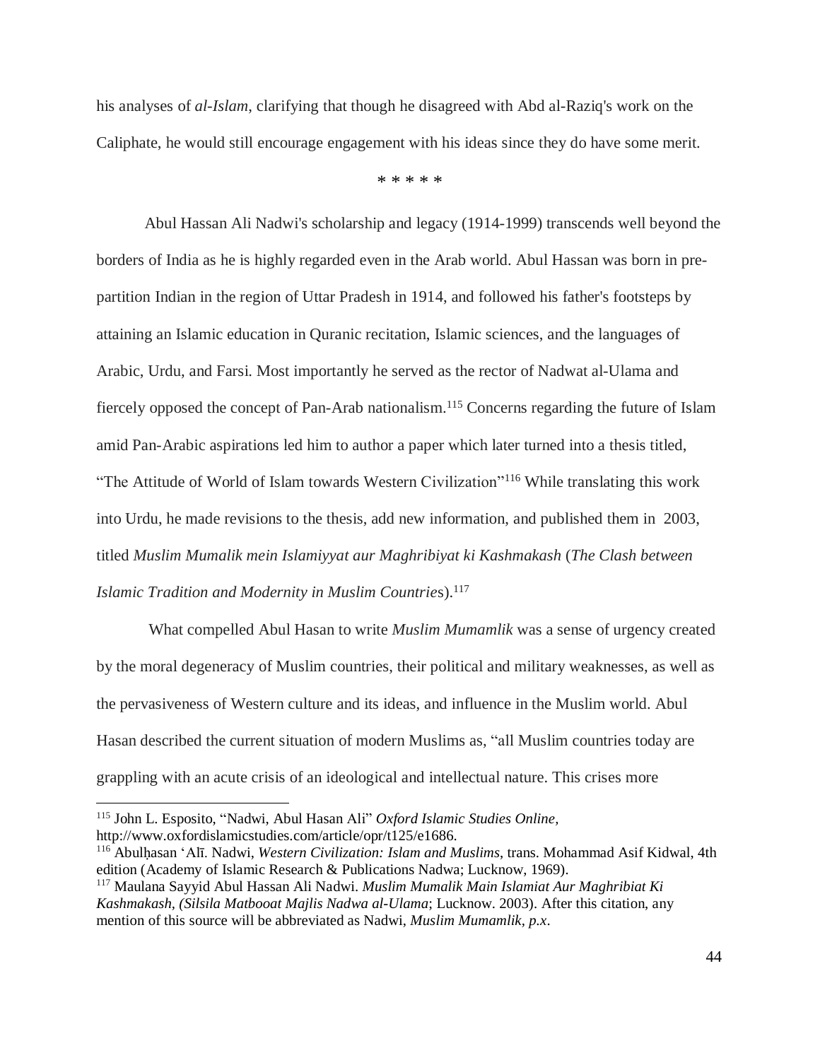his analyses of *al-Islam*, clarifying that though he disagreed with Abd al-Raziq's work on the Caliphate, he would still encourage engagement with his ideas since they do have some merit.

* * * * *

Abul Hassan Ali Nadwi's scholarship and legacy (1914-1999) transcends well beyond the borders of India as he is highly regarded even in the Arab world. Abul Hassan was born in pre-partition Indian in the region of Uttar Pradesh in 1914, and followed his father's footsteps by attaining an Islamic education in Quranic recitation, Islamic sciences, and the languages of Arabic, Urdu, and Farsi. Most importantly he served as the rector of Nadwat al-Ulama and fiercely opposed the concept of Pan-Arab nationalism.[115] Concerns regarding the future of Islam amid Pan-Arabic aspirations led him to author a paper which later turned into a thesis titled, "The Attitude of World of Islam towards Western Civilization"[116] While translating this work into Urdu, he made revisions to the thesis, add new information, and published them in 2003, titled *Muslim Mumalik mein Islamiyyat aur Maghribiyat ki Kashmakash* (*The Clash between Islamic Tradition and Modernity in Muslim Countrie*s).[117]

What compelled Abul Hasan to write *Muslim Mumamlik* was a sense of urgency created by the moral degeneracy of Muslim countries, their political and military weaknesses, as well as the pervasiveness of Western culture and its ideas, and influence in the Muslim world. Abul Hasan described the current situation of modern Muslims as, "all Muslim countries today are grappling with an acute crisis of an ideological and intellectual nature. This crises more

---

[115] John L. Esposito, "Nadwi, Abul Hasan Ali" *Oxford Islamic Studies Online,* http://www.oxfordislamicstudies.com/article/opr/t125/e1686.

[116] Abulḥasan ʻAlī. Nadwi, *Western Civilization: Islam and Muslims*, trans. Mohammad Asif Kidwal, 4th edition (Academy of Islamic Research & Publications Nadwa; Lucknow, 1969).

[117] Maulana Sayyid Abul Hassan Ali Nadwi. *Muslim Mumalik Main Islamiat Aur Maghribiat Ki Kashmakash, (Silsila Matbooat Majlis Nadwa al-Ulama*; Lucknow. 2003). After this citation, any mention of this source will be abbreviated as Nadwi, *Muslim Mumamlik, p.x*.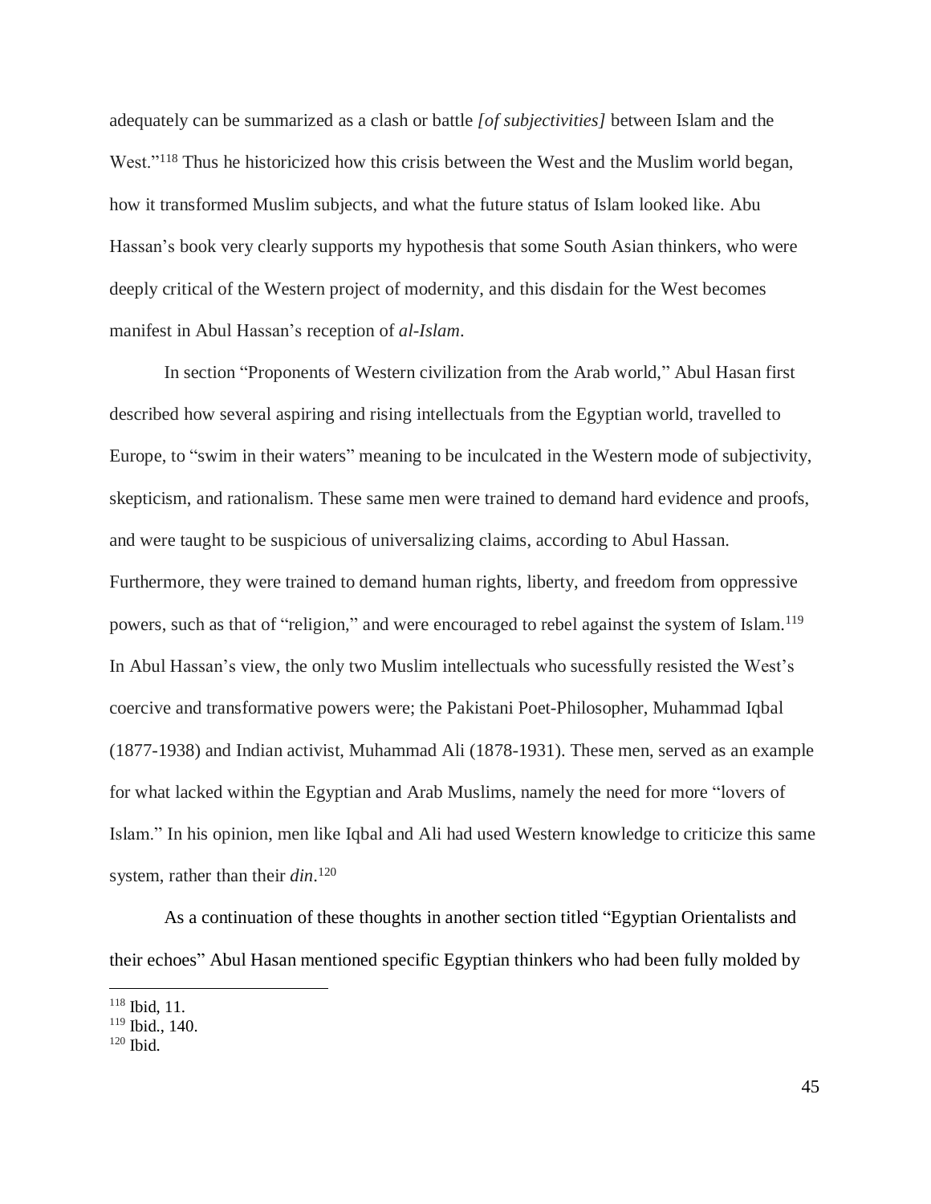adequately can be summarized as a clash or battle *[of subjectivities]* between Islam and the West."[118] Thus he historicized how this crisis between the West and the Muslim world began, how it transformed Muslim subjects, and what the future status of Islam looked like. Abu Hassan's book very clearly supports my hypothesis that some South Asian thinkers, who were deeply critical of the Western project of modernity, and this disdain for the West becomes manifest in Abul Hassan's reception of *al-Islam*.

In section "Proponents of Western civilization from the Arab world," Abul Hasan first described how several aspiring and rising intellectuals from the Egyptian world, travelled to Europe, to "swim in their waters" meaning to be inculcated in the Western mode of subjectivity, skepticism, and rationalism. These same men were trained to demand hard evidence and proofs, and were taught to be suspicious of universalizing claims, according to Abul Hassan. Furthermore, they were trained to demand human rights, liberty, and freedom from oppressive powers, such as that of "religion," and were encouraged to rebel against the system of Islam.[119] In Abul Hassan's view, the only two Muslim intellectuals who sucessfully resisted the West's coercive and transformative powers were; the Pakistani Poet-Philosopher, Muhammad Iqbal (1877-1938) and Indian activist, Muhammad Ali (1878-1931). These men, served as an example for what lacked within the Egyptian and Arab Muslims, namely the need for more "lovers of Islam." In his opinion, men like Iqbal and Ali had used Western knowledge to criticize this same system, rather than their *din*.[120]

As a continuation of these thoughts in another section titled "Egyptian Orientalists and their echoes" Abul Hasan mentioned specific Egyptian thinkers who had been fully molded by

---

[118] Ibid, 11.

[119] Ibid., 140.

[120] Ibid.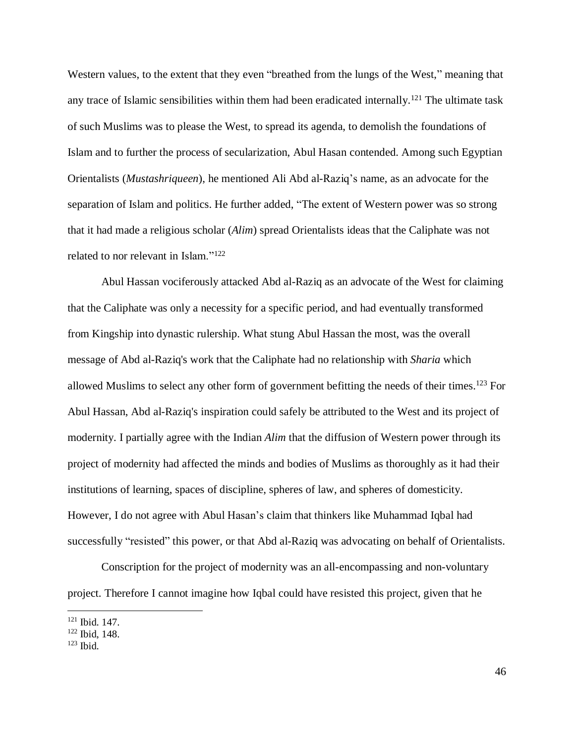Western values, to the extent that they even "breathed from the lungs of the West," meaning that any trace of Islamic sensibilities within them had been eradicated internally.[121] The ultimate task of such Muslims was to please the West, to spread its agenda, to demolish the foundations of Islam and to further the process of secularization, Abul Hasan contended. Among such Egyptian Orientalists (*Mustashriqueen*), he mentioned Ali Abd al-Raziq's name, as an advocate for the separation of Islam and politics. He further added, "The extent of Western power was so strong that it had made a religious scholar (*Alim*) spread Orientalists ideas that the Caliphate was not related to nor relevant in Islam."[122]

Abul Hassan vociferously attacked Abd al-Raziq as an advocate of the West for claiming that the Caliphate was only a necessity for a specific period, and had eventually transformed from Kingship into dynastic rulership. What stung Abul Hassan the most, was the overall message of Abd al-Raziq's work that the Caliphate had no relationship with *Sharia* which allowed Muslims to select any other form of government befitting the needs of their times.[123] For Abul Hassan, Abd al-Raziq's inspiration could safely be attributed to the West and its project of modernity. I partially agree with the Indian *Alim* that the diffusion of Western power through its project of modernity had affected the minds and bodies of Muslims as thoroughly as it had their institutions of learning, spaces of discipline, spheres of law, and spheres of domesticity. However, I do not agree with Abul Hasan's claim that thinkers like Muhammad Iqbal had successfully "resisted" this power, or that Abd al-Raziq was advocating on behalf of Orientalists.

Conscription for the project of modernity was an all-encompassing and non-voluntary project. Therefore I cannot imagine how Iqbal could have resisted this project, given that he

---

[121] Ibid. 147.
[122] Ibid, 148.
[123] Ibid.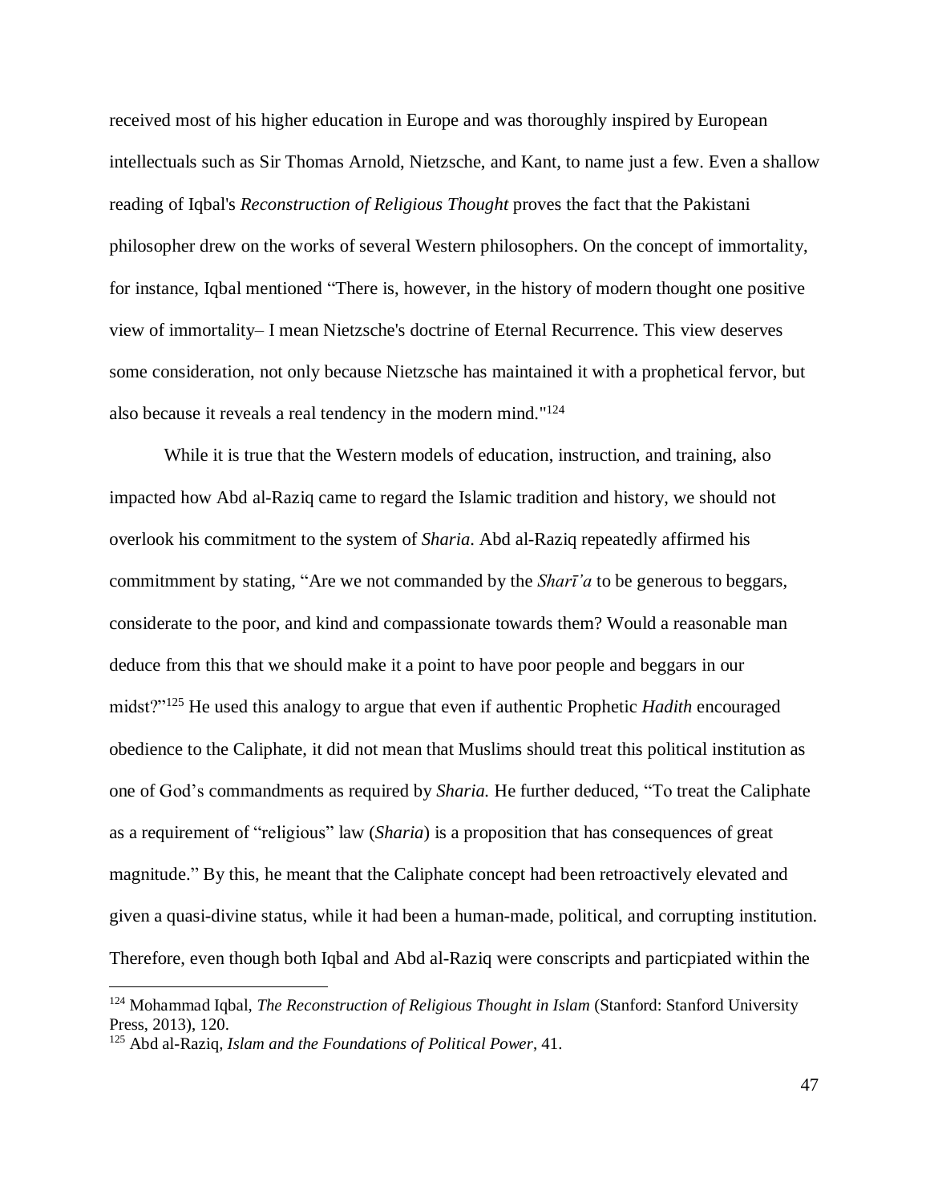received most of his higher education in Europe and was thoroughly inspired by European intellectuals such as Sir Thomas Arnold, Nietzsche, and Kant, to name just a few. Even a shallow reading of Iqbal's *Reconstruction of Religious Thought* proves the fact that the Pakistani philosopher drew on the works of several Western philosophers. On the concept of immortality, for instance, Iqbal mentioned "There is, however, in the history of modern thought one positive view of immortality– I mean Nietzsche's doctrine of Eternal Recurrence. This view deserves some consideration, not only because Nietzsche has maintained it with a prophetical fervor, but also because it reveals a real tendency in the modern mind."[124]

While it is true that the Western models of education, instruction, and training, also impacted how Abd al-Raziq came to regard the Islamic tradition and history, we should not overlook his commitment to the system of *Sharia*. Abd al-Raziq repeatedly affirmed his commitmment by stating, "Are we not commanded by the *Sharī'a* to be generous to beggars, considerate to the poor, and kind and compassionate towards them? Would a reasonable man deduce from this that we should make it a point to have poor people and beggars in our midst?"[125] He used this analogy to argue that even if authentic Prophetic *Hadith* encouraged obedience to the Caliphate, it did not mean that Muslims should treat this political institution as one of God's commandments as required by *Sharia.* He further deduced, "To treat the Caliphate as a requirement of "religious" law (*Sharia*) is a proposition that has consequences of great magnitude." By this, he meant that the Caliphate concept had been retroactively elevated and given a quasi-divine status, while it had been a human-made, political, and corrupting institution. Therefore, even though both Iqbal and Abd al-Raziq were conscripts and particpiated within the

---

[124] Mohammad Iqbal, *The Reconstruction of Religious Thought in Islam* (Stanford: Stanford University Press, 2013), 120.

[125] Abd al-Raziq, *Islam and the Foundations of Political Power*, 41.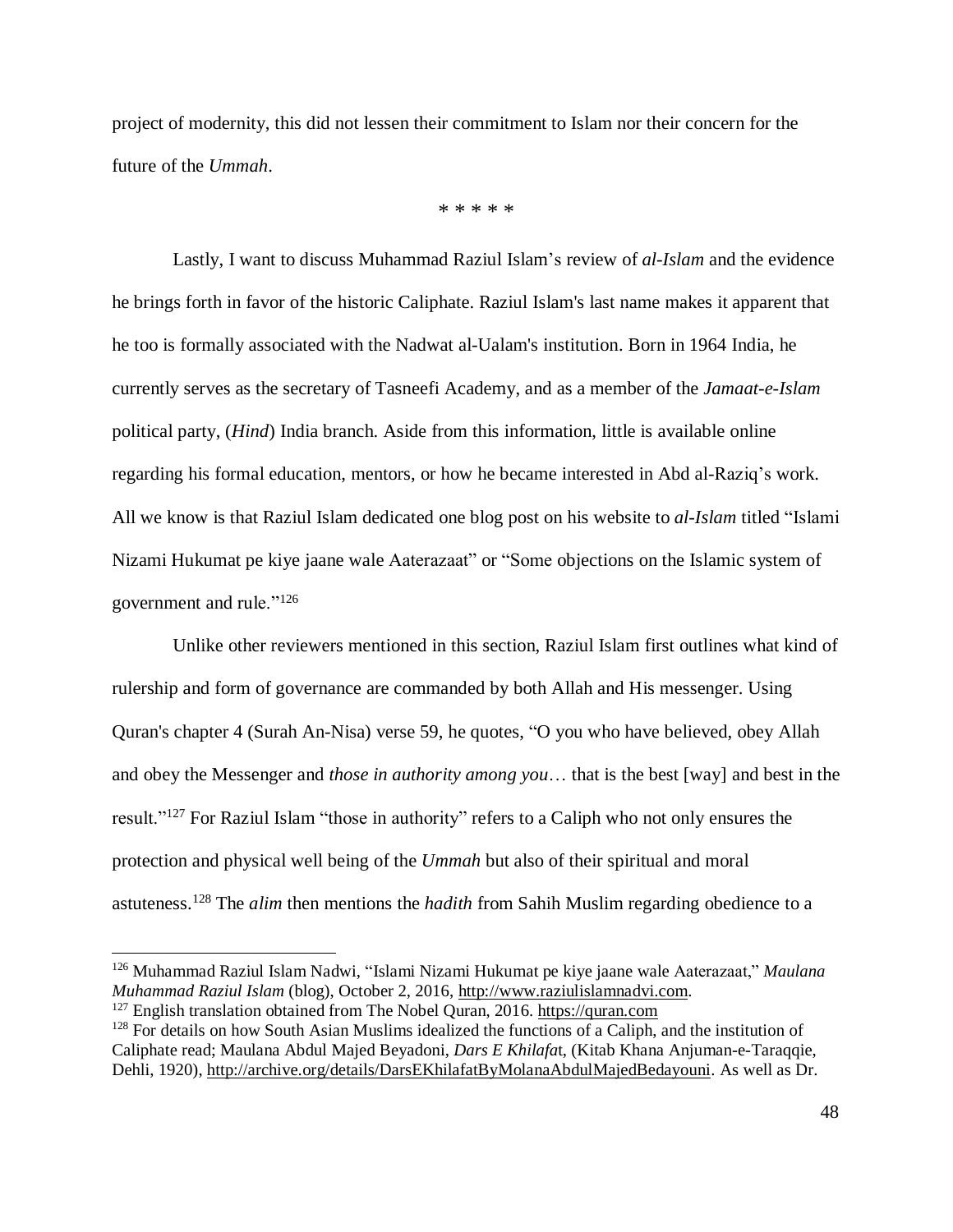project of modernity, this did not lessen their commitment to Islam nor their concern for the future of the *Ummah*.

\* \* \* \* \*

Lastly, I want to discuss Muhammad Raziul Islam's review of *al-Islam* and the evidence he brings forth in favor of the historic Caliphate. Raziul Islam's last name makes it apparent that he too is formally associated with the Nadwat al-Ualam's institution. Born in 1964 India, he currently serves as the secretary of Tasneefi Academy, and as a member of the *Jamaat-e-Islam* political party, (*Hind*) India branch. Aside from this information, little is available online regarding his formal education, mentors, or how he became interested in Abd al-Raziq's work. All we know is that Raziul Islam dedicated one blog post on his website to *al-Islam* titled "Islami Nizami Hukumat pe kiye jaane wale Aaterazaat" or "Some objections on the Islamic system of government and rule."[126]

Unlike other reviewers mentioned in this section, Raziul Islam first outlines what kind of rulership and form of governance are commanded by both Allah and His messenger. Using Quran's chapter 4 (Surah An-Nisa) verse 59, he quotes, "O you who have believed, obey Allah and obey the Messenger and *those in authority among you*… that is the best [way] and best in the result."[127] For Raziul Islam "those in authority" refers to a Caliph who not only ensures the protection and physical well being of the *Ummah* but also of their spiritual and moral astuteness.[128] The *alim* then mentions the *hadith* from Sahih Muslim regarding obedience to a

---

[126] Muhammad Raziul Islam Nadwi, "Islami Nizami Hukumat pe kiye jaane wale Aaterazaat," *Maulana Muhammad Raziul Islam* (blog), October 2, 2016, http://www.raziulislamnadvi.com.

[127] English translation obtained from The Nobel Quran, 2016. https://quran.com

[128] For details on how South Asian Muslims idealized the functions of a Caliph, and the institution of Caliphate read; Maulana Abdul Majed Beyadoni, *Dars E Khilafat*, (Kitab Khana Anjuman-e-Taraqqie, Dehli, 1920), http://archive.org/details/DarsEKhilafatByMolanaAbdulMajedBedayouni. As well as Dr.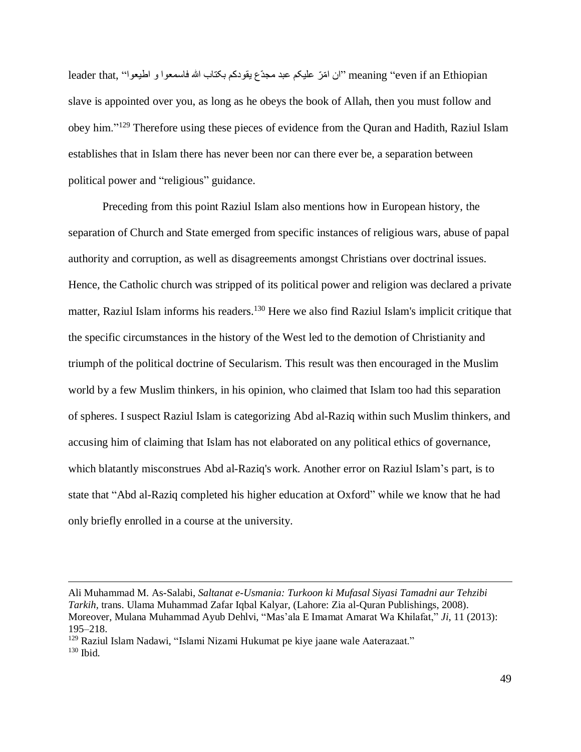leader that, "ان امّرّ عليكم عبد مجدّع يقودكم بكتاب الله فاسمعوا و اطيعوا" meaning "even if an Ethiopian slave is appointed over you, as long as he obeys the book of Allah, then you must follow and obey him."[129] Therefore using these pieces of evidence from the Quran and Hadith, Raziul Islam establishes that in Islam there has never been nor can there ever be, a separation between political power and "religious" guidance.

Preceding from this point Raziul Islam also mentions how in European history, the separation of Church and State emerged from specific instances of religious wars, abuse of papal authority and corruption, as well as disagreements amongst Christians over doctrinal issues. Hence, the Catholic church was stripped of its political power and religion was declared a private matter, Raziul Islam informs his readers.[130] Here we also find Raziul Islam's implicit critique that the specific circumstances in the history of the West led to the demotion of Christianity and triumph of the political doctrine of Secularism. This result was then encouraged in the Muslim world by a few Muslim thinkers, in his opinion, who claimed that Islam too had this separation of spheres. I suspect Raziul Islam is categorizing Abd al-Raziq within such Muslim thinkers, and accusing him of claiming that Islam has not elaborated on any political ethics of governance, which blatantly misconstrues Abd al-Raziq's work. Another error on Raziul Islam's part, is to state that "Abd al-Raziq completed his higher education at Oxford" while we know that he had only briefly enrolled in a course at the university.

---

Ali Muhammad M. As-Salabi, *Saltanat e-Usmania: Turkoon ki Mufasal Siyasi Tamadni aur Tehzibi Tarkih*, trans. Ulama Muhammad Zafar Iqbal Kalyar, (Lahore: Zia al-Quran Publishings, 2008). Moreover, Mulana Muhammad Ayub Dehlvi, "Mas'ala E Imamat Amarat Wa Khilafat," *Ji*, 11 (2013): 195–218.

[129] Raziul Islam Nadawi, "Islami Nizami Hukumat pe kiye jaane wale Aaterazaat."

[130] Ibid.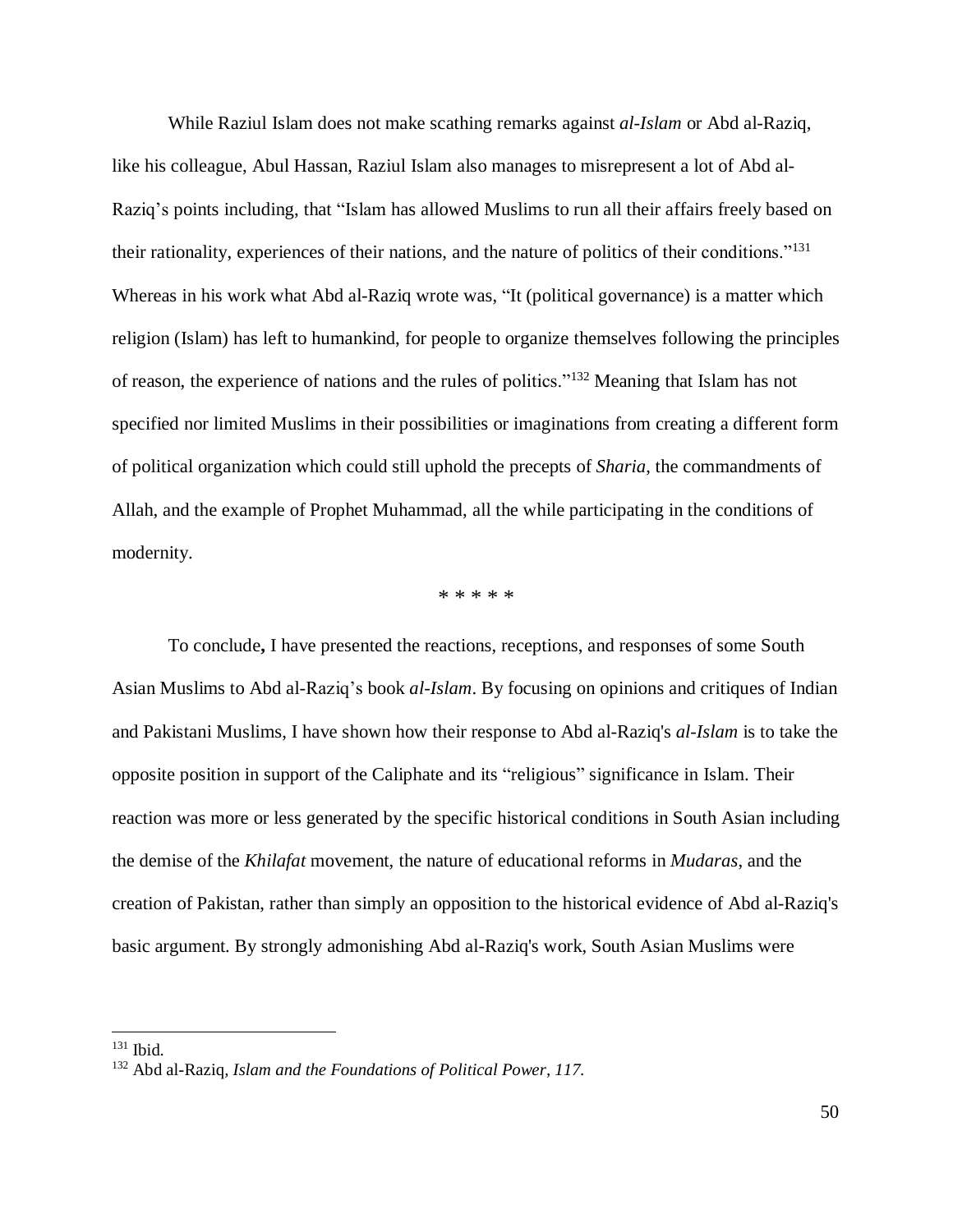While Raziul Islam does not make scathing remarks against *al-Islam* or Abd al-Raziq, like his colleague, Abul Hassan, Raziul Islam also manages to misrepresent a lot of Abd al-Raziq's points including, that "Islam has allowed Muslims to run all their affairs freely based on their rationality, experiences of their nations, and the nature of politics of their conditions."[131] Whereas in his work what Abd al-Raziq wrote was, "It (political governance) is a matter which religion (Islam) has left to humankind, for people to organize themselves following the principles of reason, the experience of nations and the rules of politics."[132] Meaning that Islam has not specified nor limited Muslims in their possibilities or imaginations from creating a different form of political organization which could still uphold the precepts of *Sharia*, the commandments of Allah, and the example of Prophet Muhammad, all the while participating in the conditions of modernity.

\* \* \* \* \*

To conclude**,** I have presented the reactions, receptions, and responses of some South Asian Muslims to Abd al-Raziq's book *al-Islam*. By focusing on opinions and critiques of Indian and Pakistani Muslims, I have shown how their response to Abd al-Raziq's *al-Islam* is to take the opposite position in support of the Caliphate and its "religious" significance in Islam. Their reaction was more or less generated by the specific historical conditions in South Asian including the demise of the *Khilafat* movement, the nature of educational reforms in *Mudaras*, and the creation of Pakistan, rather than simply an opposition to the historical evidence of Abd al-Raziq's basic argument. By strongly admonishing Abd al-Raziq's work, South Asian Muslims were

---

[131] Ibid.

[132] Abd al-Raziq, *Islam and the Foundations of Political Power, 117.*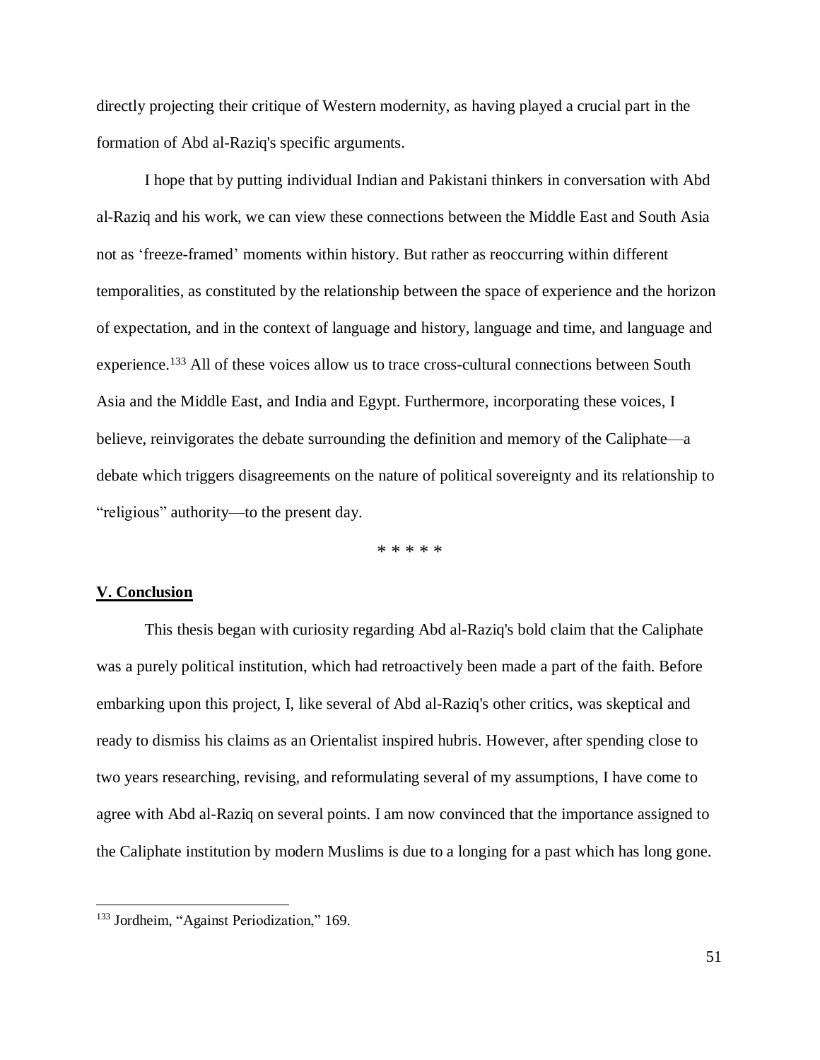directly projecting their critique of Western modernity, as having played a crucial part in the formation of Abd al-Raziq's specific arguments.

I hope that by putting individual Indian and Pakistani thinkers in conversation with Abd al-Raziq and his work, we can view these connections between the Middle East and South Asia not as 'freeze-framed' moments within history. But rather as reoccurring within different temporalities, as constituted by the relationship between the space of experience and the horizon of expectation, and in the context of language and history, language and time, and language and experience.[133] All of these voices allow us to trace cross-cultural connections between South Asia and the Middle East, and India and Egypt. Furthermore, incorporating these voices, I believe, reinvigorates the debate surrounding the definition and memory of the Caliphate—a debate which triggers disagreements on the nature of political sovereignty and its relationship to "religious" authority—to the present day.

* * * * *

## V. Conclusion

This thesis began with curiosity regarding Abd al-Raziq's bold claim that the Caliphate was a purely political institution, which had retroactively been made a part of the faith. Before embarking upon this project, I, like several of Abd al-Raziq's other critics, was skeptical and ready to dismiss his claims as an Orientalist inspired hubris. However, after spending close to two years researching, revising, and reformulating several of my assumptions, I have come to agree with Abd al-Raziq on several points. I am now convinced that the importance assigned to the Caliphate institution by modern Muslims is due to a longing for a past which has long gone.

[133] Jordheim, "Against Periodization," 169.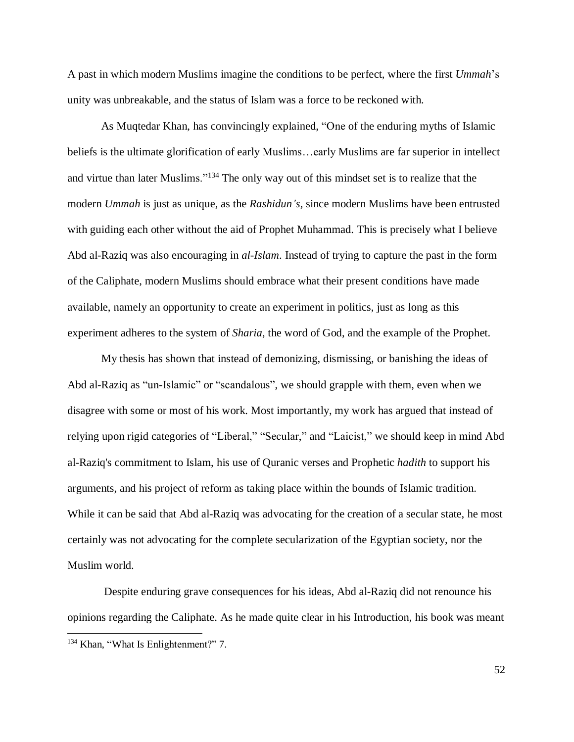A past in which modern Muslims imagine the conditions to be perfect, where the first *Ummah*'s unity was unbreakable, and the status of Islam was a force to be reckoned with.

As Muqtedar Khan, has convincingly explained, "One of the enduring myths of Islamic beliefs is the ultimate glorification of early Muslims…early Muslims are far superior in intellect and virtue than later Muslims."[134] The only way out of this mindset set is to realize that the modern *Ummah* is just as unique, as the *Rashidun's*, since modern Muslims have been entrusted with guiding each other without the aid of Prophet Muhammad. This is precisely what I believe Abd al-Raziq was also encouraging in *al-Islam*. Instead of trying to capture the past in the form of the Caliphate, modern Muslims should embrace what their present conditions have made available, namely an opportunity to create an experiment in politics, just as long as this experiment adheres to the system of *Sharia*, the word of God, and the example of the Prophet.

My thesis has shown that instead of demonizing, dismissing, or banishing the ideas of Abd al-Raziq as "un-Islamic" or "scandalous", we should grapple with them, even when we disagree with some or most of his work. Most importantly, my work has argued that instead of relying upon rigid categories of "Liberal," "Secular," and "Laicist," we should keep in mind Abd al-Raziq's commitment to Islam, his use of Quranic verses and Prophetic *hadith* to support his arguments, and his project of reform as taking place within the bounds of Islamic tradition. While it can be said that Abd al-Raziq was advocating for the creation of a secular state, he most certainly was not advocating for the complete secularization of the Egyptian society, nor the Muslim world.

Despite enduring grave consequences for his ideas, Abd al-Raziq did not renounce his opinions regarding the Caliphate. As he made quite clear in his Introduction, his book was meant

---

[134] Khan, "What Is Enlightenment?" 7.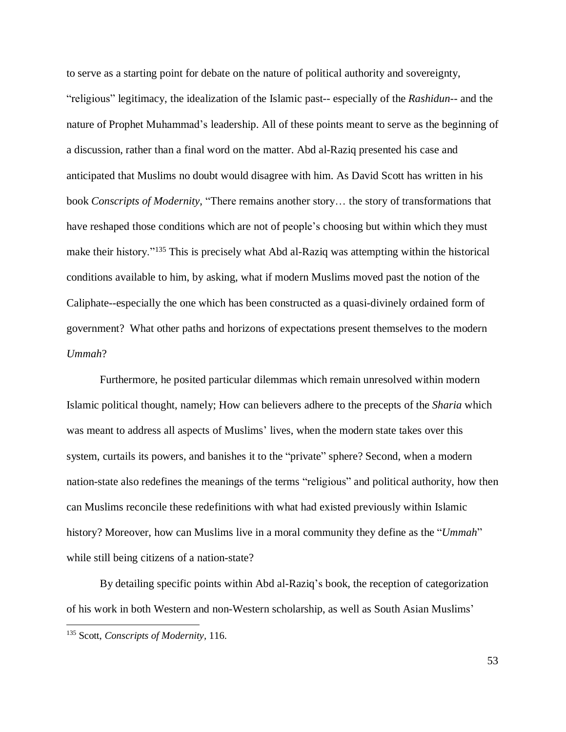to serve as a starting point for debate on the nature of political authority and sovereignty, "religious" legitimacy, the idealization of the Islamic past-- especially of the *Rashidun*-- and the nature of Prophet Muhammad's leadership. All of these points meant to serve as the beginning of a discussion, rather than a final word on the matter. Abd al-Raziq presented his case and anticipated that Muslims no doubt would disagree with him. As David Scott has written in his book *Conscripts of Modernity*, "There remains another story… the story of transformations that have reshaped those conditions which are not of people's choosing but within which they must make their history."[135] This is precisely what Abd al-Raziq was attempting within the historical conditions available to him, by asking, what if modern Muslims moved past the notion of the Caliphate--especially the one which has been constructed as a quasi-divinely ordained form of government? What other paths and horizons of expectations present themselves to the modern *Ummah*?

Furthermore, he posited particular dilemmas which remain unresolved within modern Islamic political thought, namely; How can believers adhere to the precepts of the *Sharia* which was meant to address all aspects of Muslims' lives, when the modern state takes over this system, curtails its powers, and banishes it to the "private" sphere? Second, when a modern nation-state also redefines the meanings of the terms "religious" and political authority, how then can Muslims reconcile these redefinitions with what had existed previously within Islamic history? Moreover, how can Muslims live in a moral community they define as the "*Ummah*" while still being citizens of a nation-state?

By detailing specific points within Abd al-Raziq's book, the reception of categorization of his work in both Western and non-Western scholarship, as well as South Asian Muslims'

---

[135] Scott, *Conscripts of Modernity*, 116.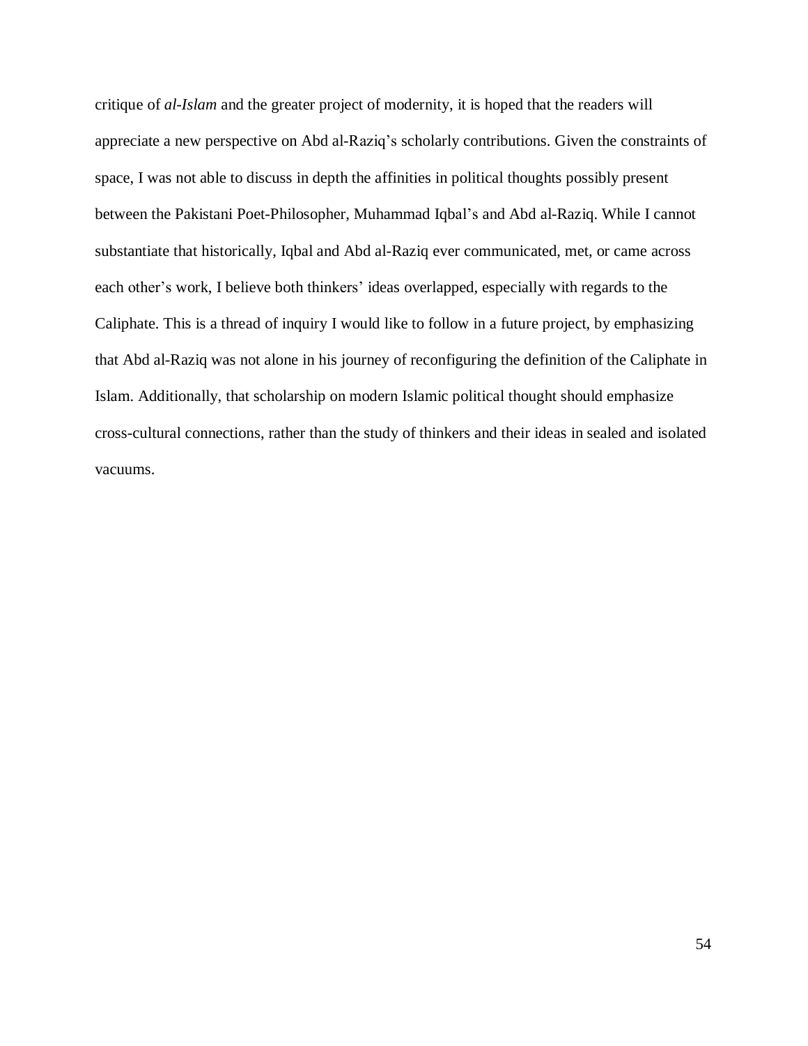critique of *al-Islam* and the greater project of modernity, it is hoped that the readers will appreciate a new perspective on Abd al-Raziq's scholarly contributions. Given the constraints of space, I was not able to discuss in depth the affinities in political thoughts possibly present between the Pakistani Poet-Philosopher, Muhammad Iqbal's and Abd al-Raziq. While I cannot substantiate that historically, Iqbal and Abd al-Raziq ever communicated, met, or came across each other's work, I believe both thinkers' ideas overlapped, especially with regards to the Caliphate. This is a thread of inquiry I would like to follow in a future project, by emphasizing that Abd al-Raziq was not alone in his journey of reconfiguring the definition of the Caliphate in Islam. Additionally, that scholarship on modern Islamic political thought should emphasize cross-cultural connections, rather than the study of thinkers and their ideas in sealed and isolated vacuums.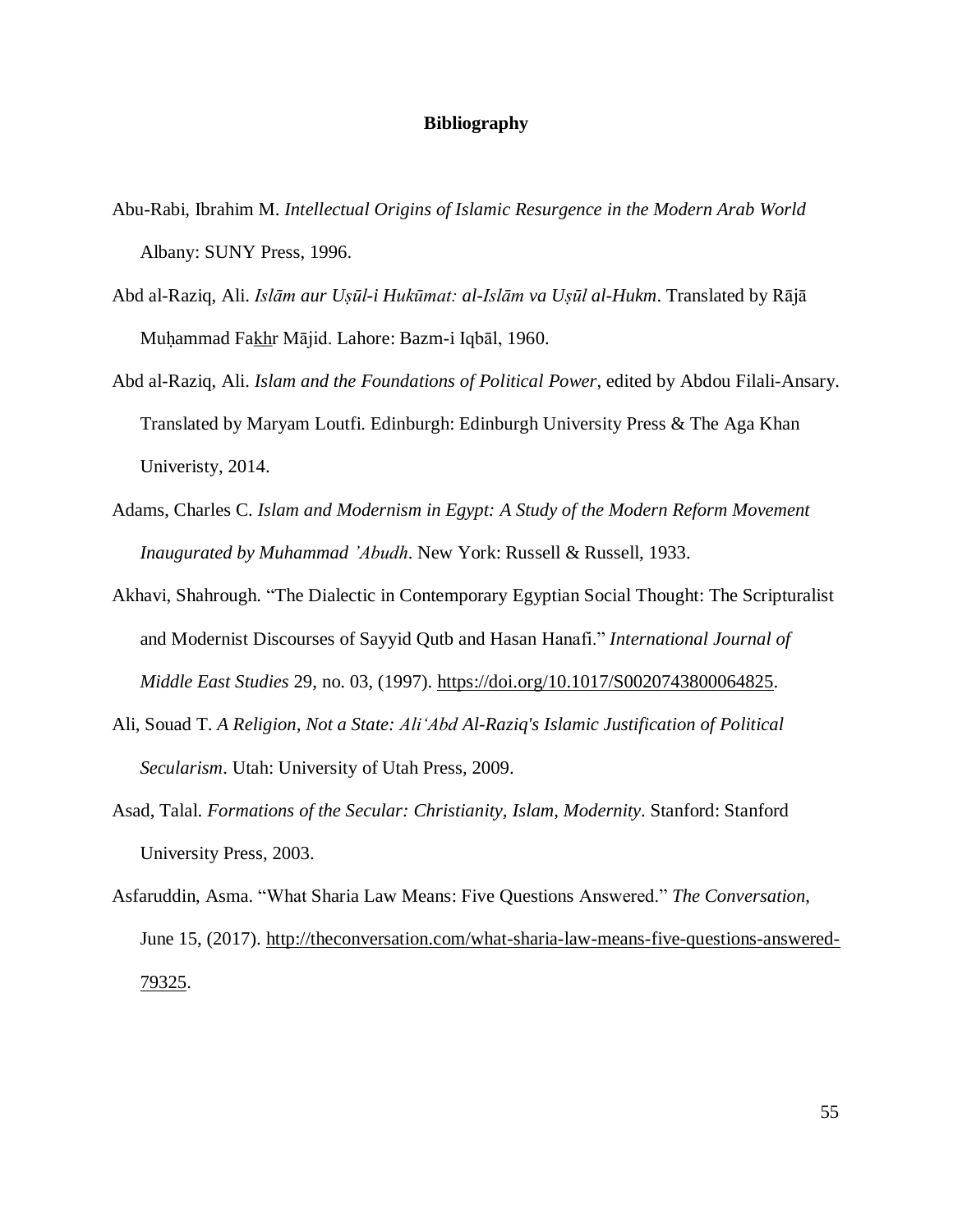## Bibliography

Abu-Rabi, Ibrahim M. *Intellectual Origins of Islamic Resurgence in the Modern Arab World* Albany: SUNY Press, 1996.

Abd al-Raziq, Ali. *Islām aur Uṣūl-i Hukūmat: al-Islām va Uṣūl al-Hukm*. Translated by Rājā Muḥammad Fakhr Mājid. Lahore: Bazm-i Iqbāl, 1960.

Abd al-Raziq, Ali. *Islam and the Foundations of Political Power*, edited by Abdou Filali-Ansary. Translated by Maryam Loutfi. Edinburgh: Edinburgh University Press & The Aga Khan Univeristy, 2014.

Adams, Charles C. *Islam and Modernism in Egypt: A Study of the Modern Reform Movement Inaugurated by Muhammad 'Abudh*. New York: Russell & Russell, 1933.

Akhavi, Shahrough. "The Dialectic in Contemporary Egyptian Social Thought: The Scripturalist and Modernist Discourses of Sayyid Qutb and Hasan Hanafi." *International Journal of Middle East Studies* 29, no. 03, (1997). https://doi.org/10.1017/S0020743800064825.

Ali, Souad T. *A Religion, Not a State: Ali'Abd Al-Raziq's Islamic Justification of Political Secularism*. Utah: University of Utah Press, 2009.

Asad, Talal. *Formations of the Secular: Christianity, Islam, Modernity*. Stanford: Stanford University Press, 2003.

Asfaruddin, Asma. "What Sharia Law Means: Five Questions Answered." *The Conversation*, June 15, (2017). http://theconversation.com/what-sharia-law-means-five-questions-answered-79325.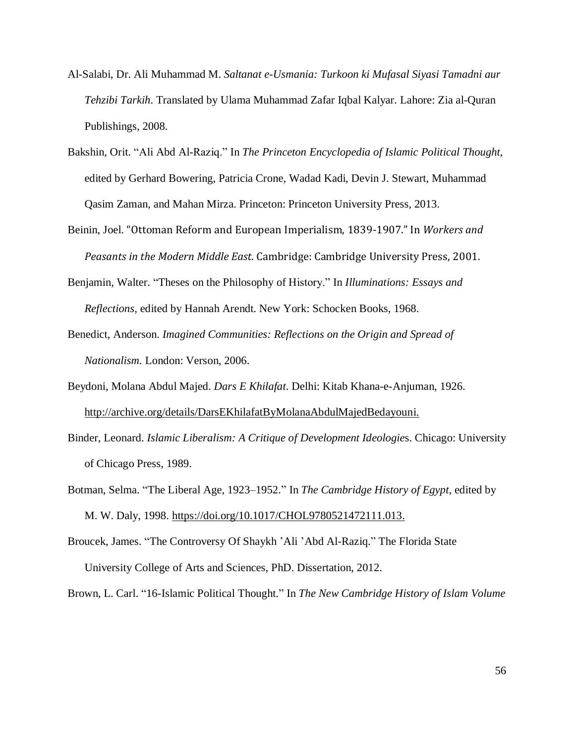Al-Salabi, Dr. Ali Muhammad M. *Saltanat e-Usmania: Turkoon ki Mufasal Siyasi Tamadni aur Tehzibi Tarkih*. Translated by Ulama Muhammad Zafar Iqbal Kalyar. Lahore: Zia al-Quran Publishings, 2008.

Bakshin, Orit. "Ali Abd Al-Raziq." In *The Princeton Encyclopedia of Islamic Political Thought*, edited by Gerhard Bowering, Patricia Crone, Wadad Kadi, Devin J. Stewart, Muhammad Qasim Zaman, and Mahan Mirza. Princeton: Princeton University Press, 2013.

Beinin, Joel. "Ottoman Reform and European Imperialism, 1839-1907." In *Workers and Peasants in the Modern Middle East*. Cambridge: Cambridge University Press, 2001.

Benjamin, Walter. "Theses on the Philosophy of History." In *Illuminations: Essays and Reflections*, edited by Hannah Arendt. New York: Schocken Books, 1968.

Benedict, Anderson. *Imagined Communities: Reflections on the Origin and Spread of Nationalism*. London: Verson, 2006.

Beydoni, Molana Abdul Majed. *Dars E Khilafat*. Delhi: Kitab Khana-e-Anjuman, 1926. http://archive.org/details/DarsEKhilafatByMolanaAbdulMajedBedayouni.

Binder, Leonard. *Islamic Liberalism: A Critique of Development Ideologies*. Chicago: University of Chicago Press, 1989.

Botman, Selma. "The Liberal Age, 1923–1952." In *The Cambridge History of Egypt*, edited by M. W. Daly, 1998. https://doi.org/10.1017/CHOL9780521472111.013.

Broucek, James. "The Controversy Of Shaykh 'Ali 'Abd Al-Raziq." The Florida State University College of Arts and Sciences, PhD. Dissertation, 2012.

Brown, L. Carl. "16-Islamic Political Thought." In *The New Cambridge History of Islam Volume*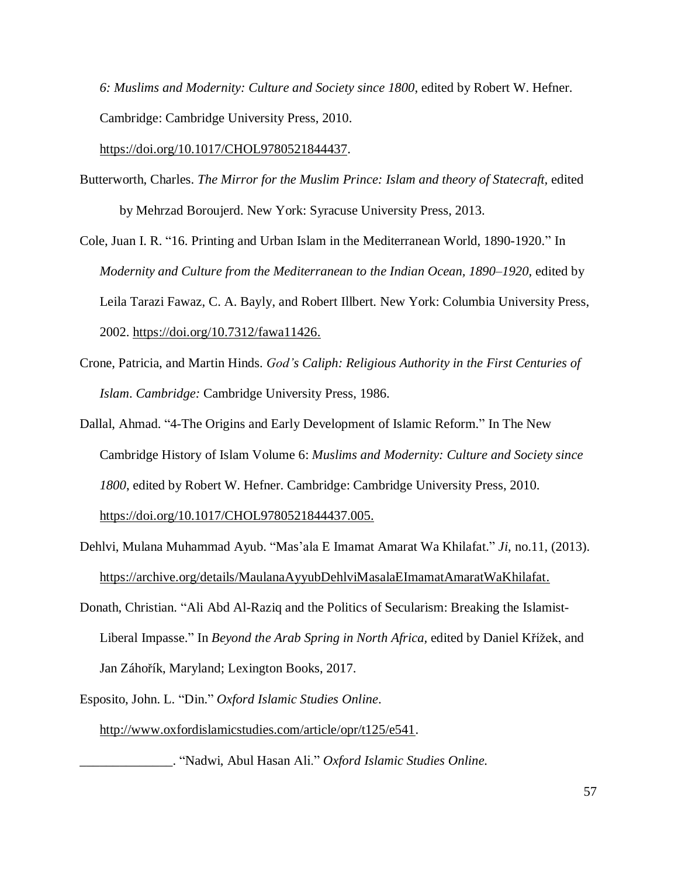*6: Muslims and Modernity: Culture and Society since 1800*, edited by Robert W. Hefner. Cambridge: Cambridge University Press, 2010. https://doi.org/10.1017/CHOL9780521844437.

Butterworth, Charles. *The Mirror for the Muslim Prince: Islam and theory of Statecraft*, edited by Mehrzad Boroujerd. New York: Syracuse University Press, 2013.

Cole, Juan I. R. "16. Printing and Urban Islam in the Mediterranean World, 1890-1920." In *Modernity and Culture from the Mediterranean to the Indian Ocean, 1890–1920*, edited by Leila Tarazi Fawaz, C. A. Bayly, and Robert Illbert. New York: Columbia University Press, 2002. https://doi.org/10.7312/fawa11426.

Crone, Patricia, and Martin Hinds. *God's Caliph: Religious Authority in the First Centuries of Islam. Cambridge:* Cambridge University Press, 1986.

Dallal, Ahmad. "4-The Origins and Early Development of Islamic Reform." In The New Cambridge History of Islam Volume 6: *Muslims and Modernity: Culture and Society since 1800*, edited by Robert W. Hefner. Cambridge: Cambridge University Press, 2010. https://doi.org/10.1017/CHOL9780521844437.005.

Dehlvi, Mulana Muhammad Ayub. "Mas'ala E Imamat Amarat Wa Khilafat." *Ji*, no.11, (2013). https://archive.org/details/MaulanaAyyubDehlviMasalaEImamatAmaratWaKhilafat.

Donath, Christian. "Ali Abd Al-Raziq and the Politics of Secularism: Breaking the Islamist-Liberal Impasse." In *Beyond the Arab Spring in North Africa,* edited by Daniel Křížek, and Jan Záhořík, Maryland; Lexington Books, 2017.

Esposito, John. L. "Din." *Oxford Islamic Studies Online*. http://www.oxfordislamicstudies.com/article/opr/t125/e541.

______________. "Nadwi, Abul Hasan Ali." *Oxford Islamic Studies Online.*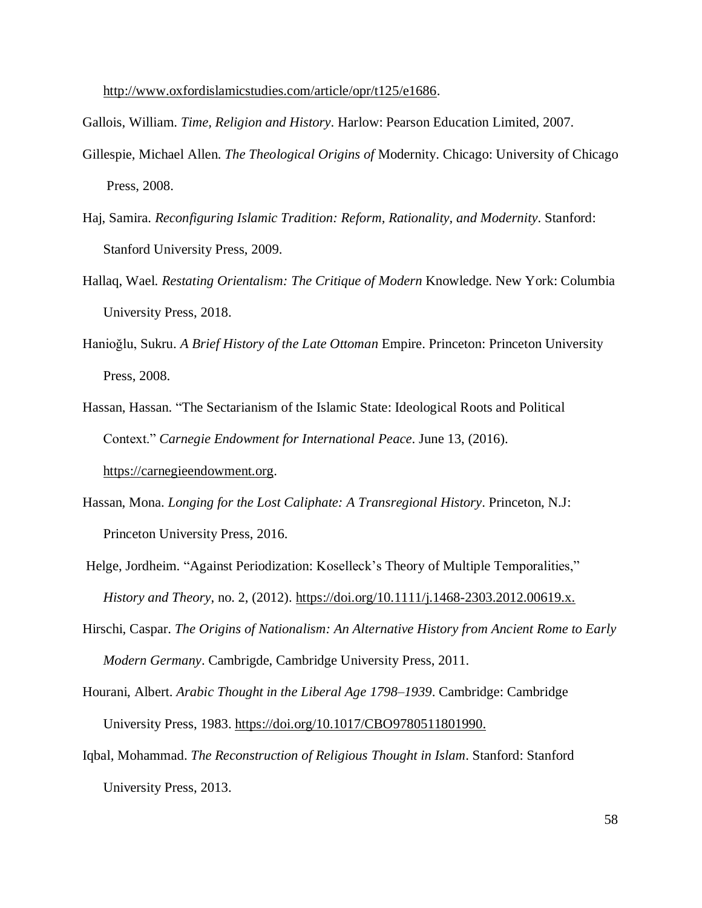http://www.oxfordislamicstudies.com/article/opr/t125/e1686.

Gallois, William. *Time, Religion and History*. Harlow: Pearson Education Limited, 2007.

Gillespie, Michael Allen. *The Theological Origins of* Modernity. Chicago: University of Chicago Press, 2008.

Haj, Samira. *Reconfiguring Islamic Tradition: Reform, Rationality, and Modernity*. Stanford: Stanford University Press, 2009.

Hallaq, Wael. *Restating Orientalism: The Critique of Modern* Knowledge. New York: Columbia University Press, 2018.

Hanioğlu, Sukru. *A Brief History of the Late Ottoman* Empire. Princeton: Princeton University Press, 2008.

Hassan, Hassan. "The Sectarianism of the Islamic State: Ideological Roots and Political Context." *Carnegie Endowment for International Peace*. June 13, (2016). https://carnegieendowment.org.

Hassan, Mona. *Longing for the Lost Caliphate: A Transregional History*. Princeton, N.J: Princeton University Press, 2016.

Helge, Jordheim. "Against Periodization: Koselleck's Theory of Multiple Temporalities," *History and Theory*, no. 2, (2012). https://doi.org/10.1111/j.1468-2303.2012.00619.x.

Hirschi, Caspar. *The Origins of Nationalism: An Alternative History from Ancient Rome to Early Modern Germany*. Cambrigde, Cambridge University Press, 2011.

Hourani, Albert. *Arabic Thought in the Liberal Age 1798–1939*. Cambridge: Cambridge University Press, 1983. https://doi.org/10.1017/CBO9780511801990.

Iqbal, Mohammad. *The Reconstruction of Religious Thought in Islam*. Stanford: Stanford University Press, 2013.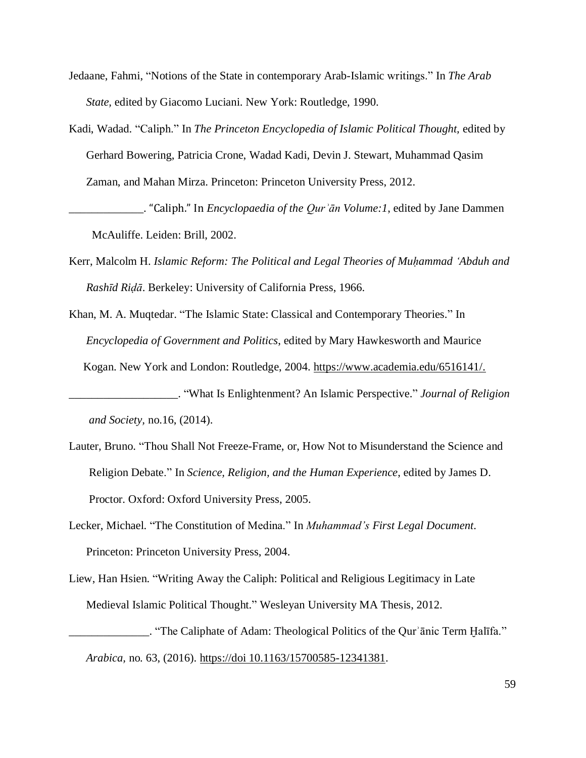Jedaane, Fahmi, "Notions of the State in contemporary Arab-Islamic writings." In *The Arab State*, edited by Giacomo Luciani. New York: Routledge, 1990.

Kadi, Wadad. "Caliph." In *The Princeton Encyclopedia of Islamic Political Thought,* edited by Gerhard Bowering, Patricia Crone, Wadad Kadi, Devin J. Stewart, Muhammad Qasim Zaman, and Mahan Mirza. Princeton: Princeton University Press, 2012.

_____________. "Caliph." In *Encyclopaedia of the Qurʾān Volume:1*, edited by Jane Dammen McAuliffe. Leiden: Brill, 2002.

Kerr, Malcolm H. *Islamic Reform: The Political and Legal Theories of Muḥammad ʿAbduh and Rashīd Riḍā*. Berkeley: University of California Press, 1966.

Khan, M. A. Muqtedar. "The Islamic State: Classical and Contemporary Theories." In *Encyclopedia of Government and Politics*, edited by Mary Hawkesworth and Maurice Kogan. New York and London: Routledge, 2004. https://www.academia.edu/6516141/.

___________________. "What Is Enlightenment? An Islamic Perspective." *Journal of Religion and Society*, no.16, (2014).

Lauter, Bruno. "Thou Shall Not Freeze-Frame, or, How Not to Misunderstand the Science and Religion Debate." In *Science, Religion, and the Human Experience*, edited by James D. Proctor. Oxford: Oxford University Press, 2005.

Lecker, Michael. "The Constitution of Medina." In *Muhammad's First Legal Document*. Princeton: Princeton University Press, 2004.

Liew, Han Hsien. "Writing Away the Caliph: Political and Religious Legitimacy in Late Medieval Islamic Political Thought." Wesleyan University MA Thesis, 2012.

______________. "The Caliphate of Adam: Theological Politics of the Qurʾānic Term Ḫalīfa." *Arabica,* no. 63, (2016). https://doi 10.1163/15700585-12341381.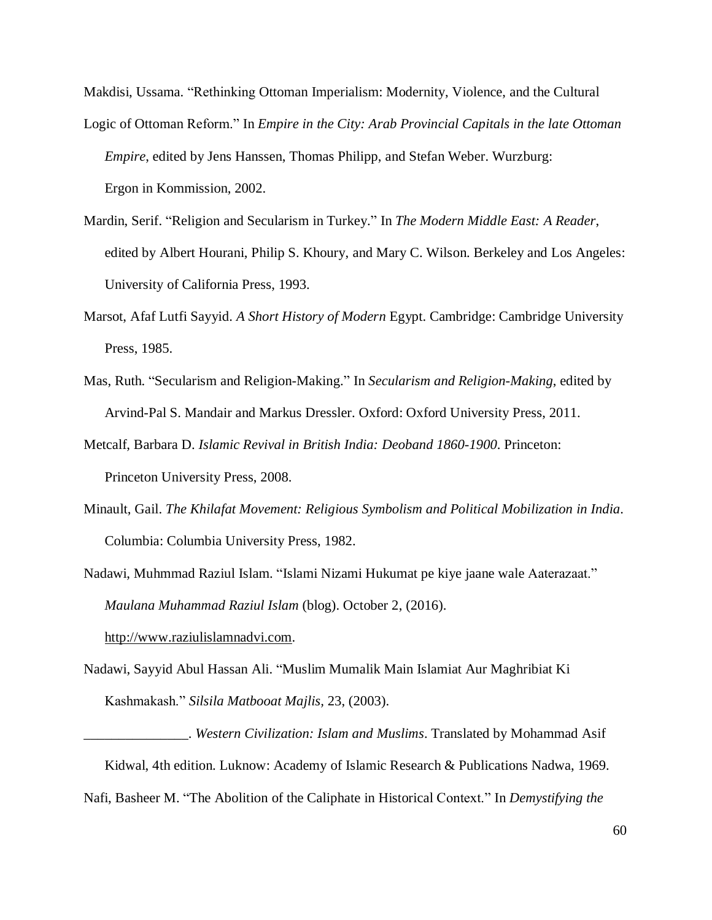Makdisi, Ussama. "Rethinking Ottoman Imperialism: Modernity, Violence, and the Cultural Logic of Ottoman Reform." In *Empire in the City: Arab Provincial Capitals in the late Ottoman Empire*, edited by Jens Hanssen, Thomas Philipp, and Stefan Weber. Wurzburg: Ergon in Kommission, 2002.

Mardin, Serif. "Religion and Secularism in Turkey." In *The Modern Middle East: A Reader*, edited by Albert Hourani, Philip S. Khoury, and Mary C. Wilson. Berkeley and Los Angeles: University of California Press, 1993.

Marsot, Afaf Lutfi Sayyid. *A Short History of Modern* Egypt. Cambridge: Cambridge University Press, 1985.

Mas, Ruth. "Secularism and Religion-Making." In *Secularism and Religion-Making*, edited by Arvind-Pal S. Mandair and Markus Dressler. Oxford: Oxford University Press, 2011.

Metcalf, Barbara D. *Islamic Revival in British India: Deoband 1860-1900*. Princeton: Princeton University Press, 2008.

Minault, Gail. *The Khilafat Movement: Religious Symbolism and Political Mobilization in India*. Columbia: Columbia University Press, 1982.

Nadawi, Muhmmad Raziul Islam. "Islami Nizami Hukumat pe kiye jaane wale Aaterazaat." *Maulana Muhammad Raziul Islam* (blog). October 2, (2016). http://www.raziulislamnadvi.com.

Nadawi, Sayyid Abul Hassan Ali. "Muslim Mumalik Main Islamiat Aur Maghribiat Ki Kashmakash." *Silsila Matbooat Majlis,* 23, (2003).

_______________. *Western Civilization: Islam and Muslims*. Translated by Mohammad Asif Kidwal, 4th edition. Luknow: Academy of Islamic Research & Publications Nadwa, 1969.

Nafi, Basheer M. "The Abolition of the Caliphate in Historical Context." In *Demystifying the*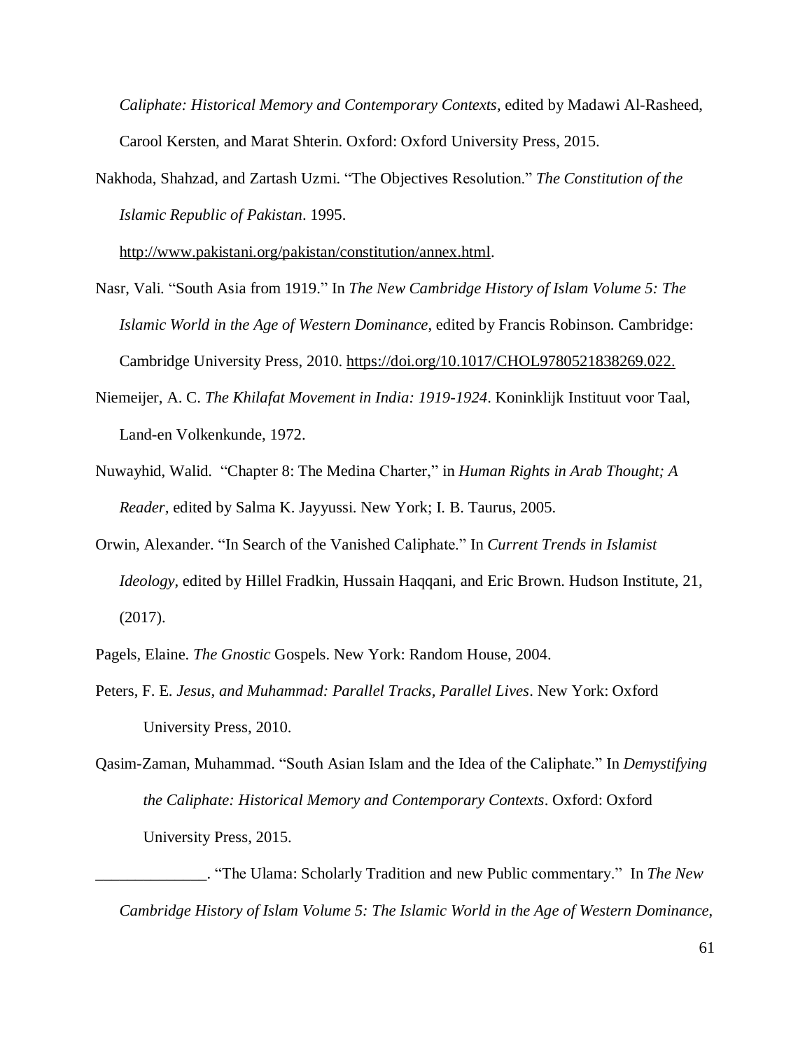*Caliphate: Historical Memory and Contemporary Contexts*, edited by Madawi Al-Rasheed, Carool Kersten, and Marat Shterin. Oxford: Oxford University Press, 2015.

Nakhoda, Shahzad, and Zartash Uzmi. "The Objectives Resolution." *The Constitution of the Islamic Republic of Pakistan*. 1995. http://www.pakistani.org/pakistan/constitution/annex.html.

Nasr, Vali. "South Asia from 1919." In *The New Cambridge History of Islam Volume 5: The Islamic World in the Age of Western Dominance*, edited by Francis Robinson. Cambridge: Cambridge University Press, 2010. https://doi.org/10.1017/CHOL9780521838269.022.

Niemeijer, A. C. *The Khilafat Movement in India: 1919-1924*. Koninklijk Instituut voor Taal, Land-en Volkenkunde, 1972.

Nuwayhid, Walid. "Chapter 8: The Medina Charter," in *Human Rights in Arab Thought; A Reader*, edited by Salma K. Jayyussi. New York; I. B. Taurus, 2005.

Orwin, Alexander. "In Search of the Vanished Caliphate." In *Current Trends in Islamist Ideology*, edited by Hillel Fradkin, Hussain Haqqani, and Eric Brown. Hudson Institute, 21, (2017).

Pagels, Elaine. *The Gnostic* Gospels. New York: Random House, 2004.

Peters, F. E. *Jesus, and Muhammad: Parallel Tracks, Parallel Lives*. New York: Oxford University Press, 2010.

Qasim-Zaman, Muhammad. "South Asian Islam and the Idea of the Caliphate." In *Demystifying the Caliphate: Historical Memory and Contemporary Contexts*. Oxford: Oxford University Press, 2015.

______________. "The Ulama: Scholarly Tradition and new Public commentary." In *The New Cambridge History of Islam Volume 5: The Islamic World in the Age of Western Dominance*,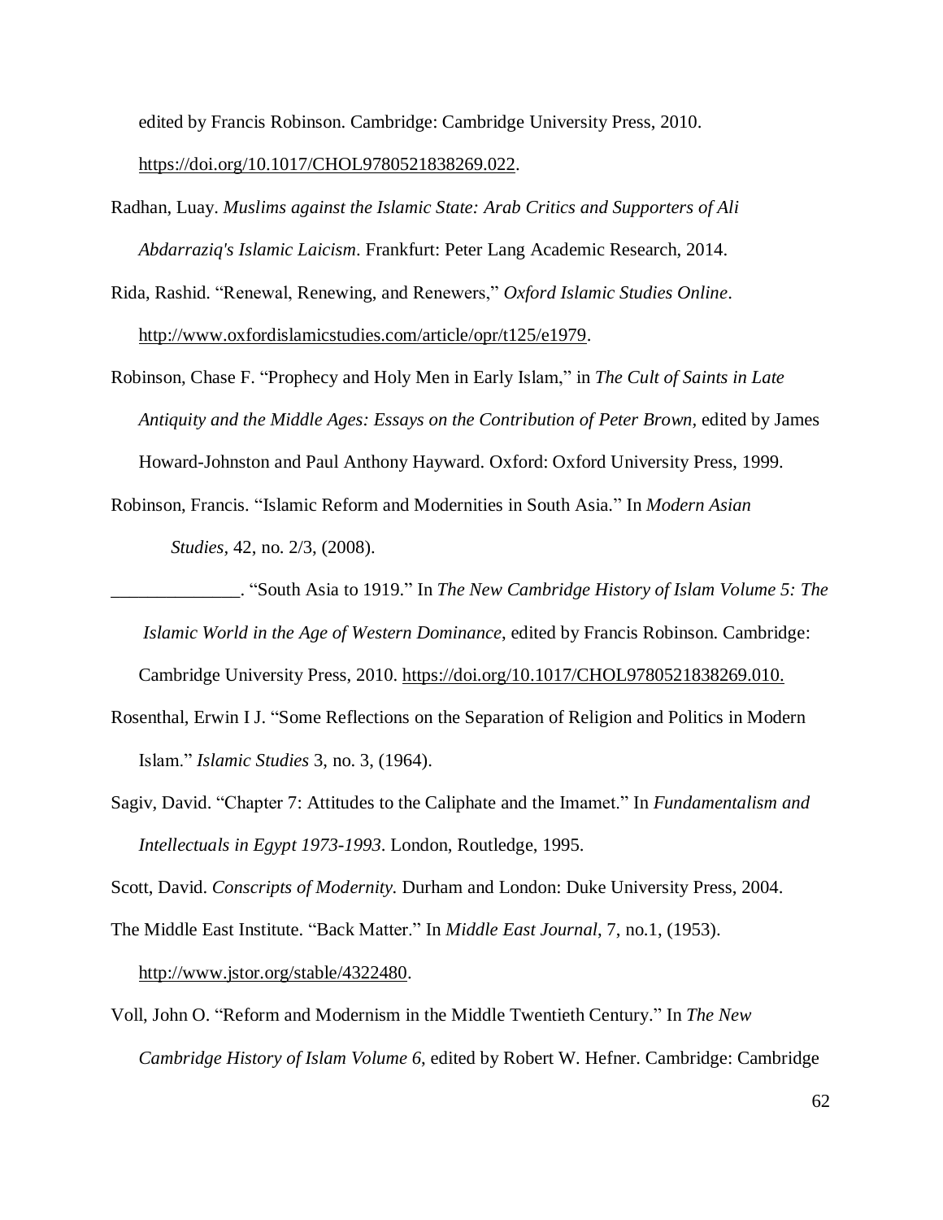edited by Francis Robinson. Cambridge: Cambridge University Press, 2010. https://doi.org/10.1017/CHOL9780521838269.022.

Radhan, Luay. *Muslims against the Islamic State: Arab Critics and Supporters of Ali Abdarraziq's Islamic Laicism*. Frankfurt: Peter Lang Academic Research, 2014.

Rida, Rashid. "Renewal, Renewing, and Renewers," *Oxford Islamic Studies Online*. http://www.oxfordislamicstudies.com/article/opr/t125/e1979.

Robinson, Chase F. "Prophecy and Holy Men in Early Islam," in *The Cult of Saints in Late Antiquity and the Middle Ages: Essays on the Contribution of Peter Brown*, edited by James Howard-Johnston and Paul Anthony Hayward. Oxford: Oxford University Press, 1999.

Robinson, Francis. "Islamic Reform and Modernities in South Asia." In *Modern Asian Studies*, 42, no. 2/3, (2008).

______________. "South Asia to 1919." In *The New Cambridge History of Islam Volume 5: The Islamic World in the Age of Western Dominance*, edited by Francis Robinson. Cambridge: Cambridge University Press, 2010. https://doi.org/10.1017/CHOL9780521838269.010.

Rosenthal, Erwin I J. "Some Reflections on the Separation of Religion and Politics in Modern Islam." *Islamic Studies* 3, no. 3, (1964).

Sagiv, David. "Chapter 7: Attitudes to the Caliphate and the Imamet." In *Fundamentalism and Intellectuals in Egypt 1973-1993*. London, Routledge, 1995.

Scott, David. *Conscripts of Modernity.* Durham and London: Duke University Press, 2004.

The Middle East Institute. "Back Matter." In *Middle East Journal*, 7, no.1, (1953). http://www.jstor.org/stable/4322480.

Voll, John O. "Reform and Modernism in the Middle Twentieth Century." In *The New Cambridge History of Islam Volume 6*, edited by Robert W. Hefner. Cambridge: Cambridge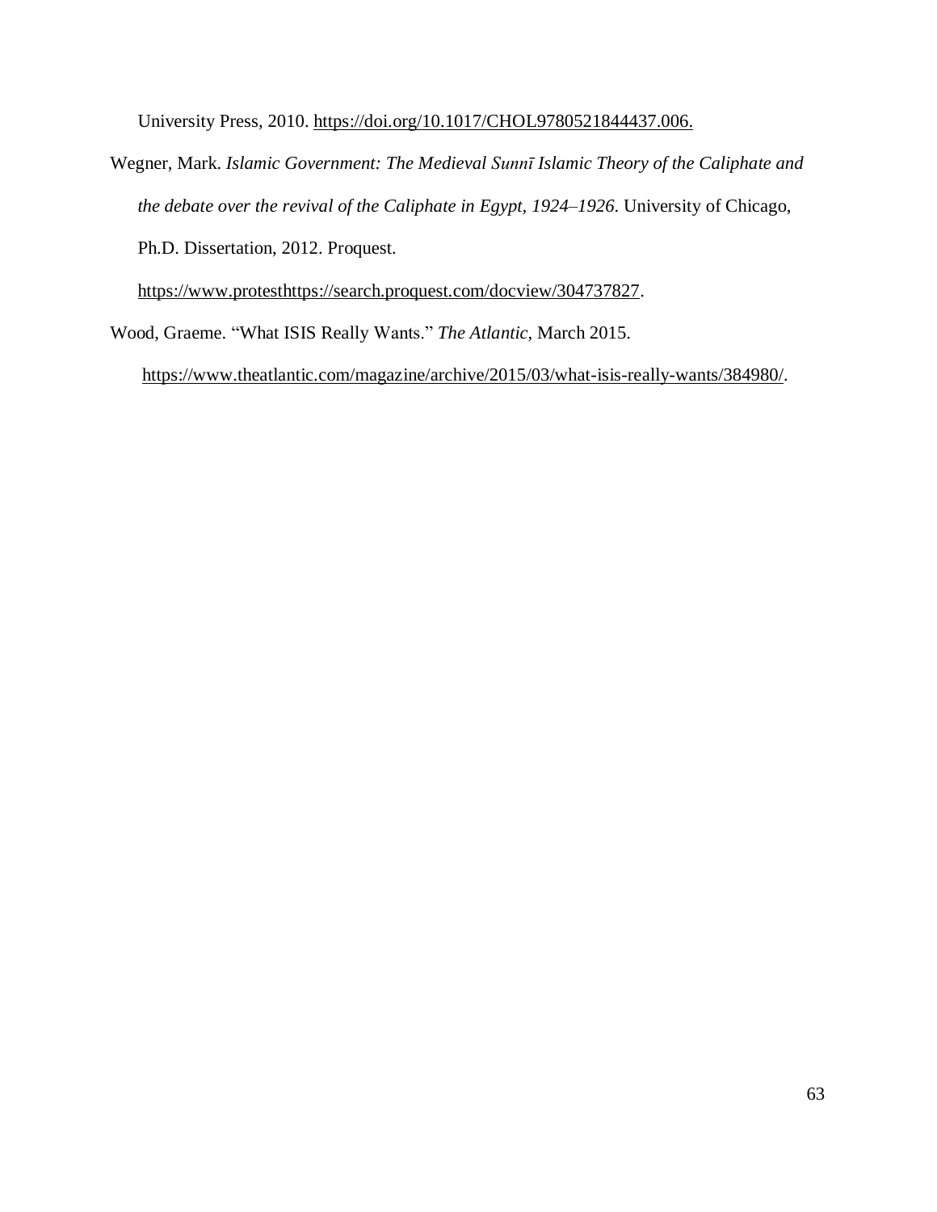University Press, 2010. https://doi.org/10.1017/CHOL9780521844437.006.

Wegner, Mark. *Islamic Government: The Medieval Sunnī Islamic Theory of the Caliphate and the debate over the revival of the Caliphate in Egypt, 1924–1926*. University of Chicago, Ph.D. Dissertation, 2012. Proquest. https://www.protesthttps://search.proquest.com/docview/304737827.

Wood, Graeme. "What ISIS Really Wants." *The Atlantic*, March 2015. https://www.theatlantic.com/magazine/archive/2015/03/what-isis-really-wants/384980/.